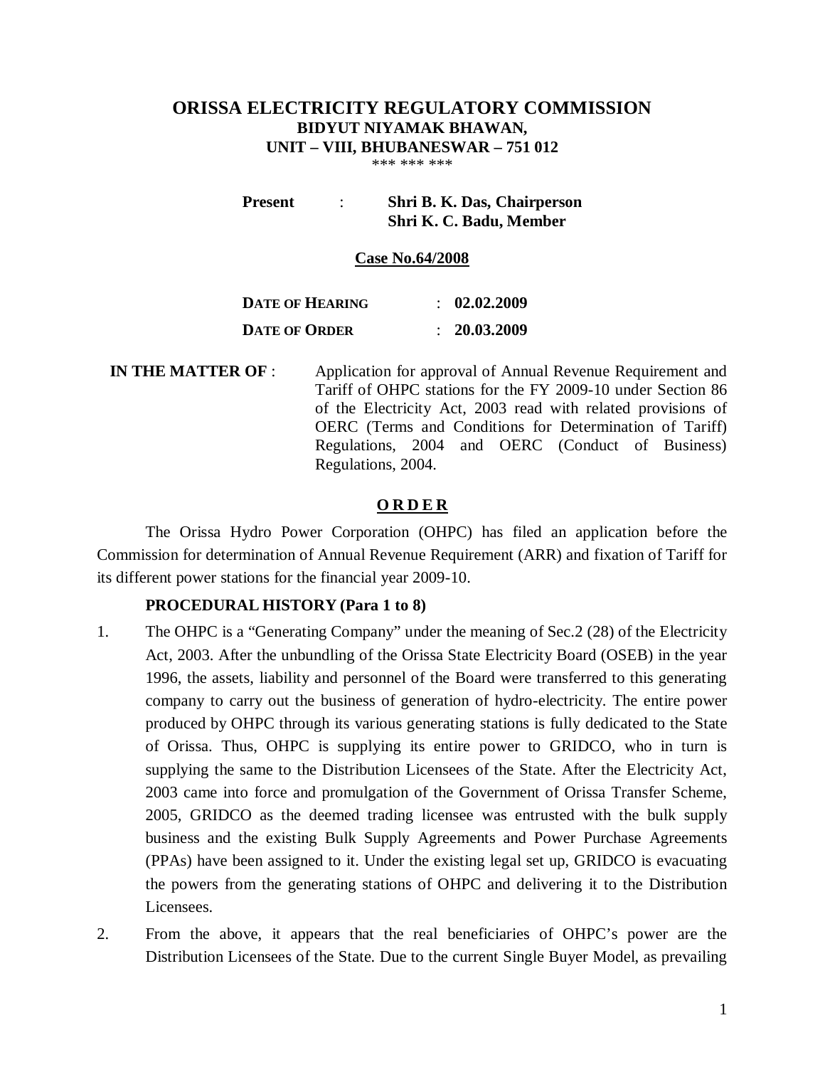# ORISSA ELECTRICITY REGULATORY COMMISSION

**BIDYUT NIYAMAK BHAWAN,**
**UNIT – VIII, BHUBANESWAR – 751 012**

*** *** ***

**Present** : **Shri B. K. Das, Chairperson**
**Shri K. C. Badu, Member**

**Case No.64/2008**

| | |
|---|---|
| **DATE OF HEARING** | : **02.02.2009** |
| **DATE OF ORDER** | : **20.03.2009** |

**IN THE MATTER OF** : Application for approval of Annual Revenue Requirement and Tariff of OHPC stations for the FY 2009-10 under Section 86 of the Electricity Act, 2003 read with related provisions of OERC (Terms and Conditions for Determination of Tariff) Regulations, 2004 and OERC (Conduct of Business) Regulations, 2004.

## O R D E R

The Orissa Hydro Power Corporation (OHPC) has filed an application before the Commission for determination of Annual Revenue Requirement (ARR) and fixation of Tariff for its different power stations for the financial year 2009-10.

### PROCEDURAL HISTORY (Para 1 to 8)

1. The OHPC is a "Generating Company" under the meaning of Sec.2 (28) of the Electricity Act, 2003. After the unbundling of the Orissa State Electricity Board (OSEB) in the year 1996, the assets, liability and personnel of the Board were transferred to this generating company to carry out the business of generation of hydro-electricity. The entire power produced by OHPC through its various generating stations is fully dedicated to the State of Orissa. Thus, OHPC is supplying its entire power to GRIDCO, who in turn is supplying the same to the Distribution Licensees of the State. After the Electricity Act, 2003 came into force and promulgation of the Government of Orissa Transfer Scheme, 2005, GRIDCO as the deemed trading licensee was entrusted with the bulk supply business and the existing Bulk Supply Agreements and Power Purchase Agreements (PPAs) have been assigned to it. Under the existing legal set up, GRIDCO is evacuating the powers from the generating stations of OHPC and delivering it to the Distribution Licensees.

2. From the above, it appears that the real beneficiaries of OHPC's power are the Distribution Licensees of the State. Due to the current Single Buyer Model, as prevailing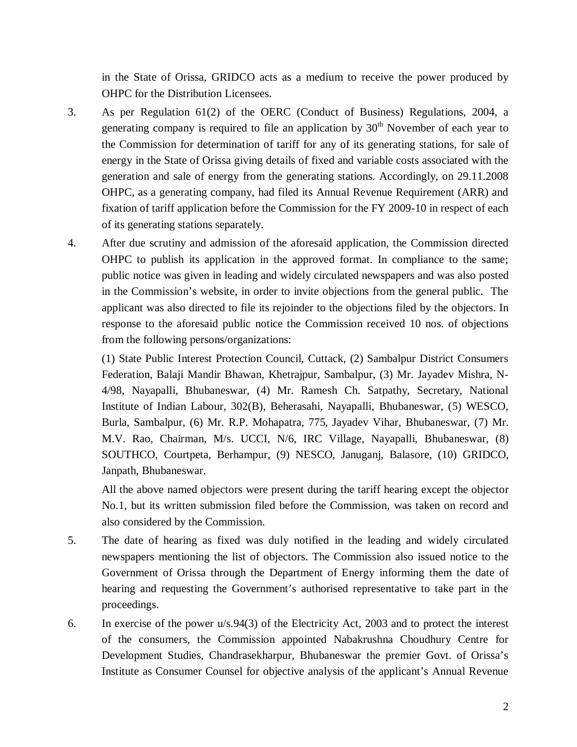in the State of Orissa, GRIDCO acts as a medium to receive the power produced by OHPC for the Distribution Licensees.

3. As per Regulation 61(2) of the OERC (Conduct of Business) Regulations, 2004, a generating company is required to file an application by 30th November of each year to the Commission for determination of tariff for any of its generating stations, for sale of energy in the State of Orissa giving details of fixed and variable costs associated with the generation and sale of energy from the generating stations. Accordingly, on 29.11.2008 OHPC, as a generating company, had filed its Annual Revenue Requirement (ARR) and fixation of tariff application before the Commission for the FY 2009-10 in respect of each of its generating stations separately.

4. After due scrutiny and admission of the aforesaid application, the Commission directed OHPC to publish its application in the approved format. In compliance to the same; public notice was given in leading and widely circulated newspapers and was also posted in the Commission's website, in order to invite objections from the general public. The applicant was also directed to file its rejoinder to the objections filed by the objectors. In response to the aforesaid public notice the Commission received 10 nos. of objections from the following persons/organizations:

   (1) State Public Interest Protection Council, Cuttack, (2) Sambalpur District Consumers Federation, Balaji Mandir Bhawan, Khetrajpur, Sambalpur, (3) Mr. Jayadev Mishra, N-4/98, Nayapalli, Bhubaneswar, (4) Mr. Ramesh Ch. Satpathy, Secretary, National Institute of Indian Labour, 302(B), Beherasahi, Nayapalli, Bhubaneswar, (5) WESCO, Burla, Sambalpur, (6) Mr. R.P. Mohapatra, 775, Jayadev Vihar, Bhubaneswar, (7) Mr. M.V. Rao, Chairman, M/s. UCCI, N/6, IRC Village, Nayapalli, Bhubaneswar, (8) SOUTHCO, Courtpeta, Berhampur, (9) NESCO, Januganj, Balasore, (10) GRIDCO, Janpath, Bhubaneswar.

   All the above named objectors were present during the tariff hearing except the objector No.1, but its written submission filed before the Commission, was taken on record and also considered by the Commission.

5. The date of hearing as fixed was duly notified in the leading and widely circulated newspapers mentioning the list of objectors. The Commission also issued notice to the Government of Orissa through the Department of Energy informing them the date of hearing and requesting the Government's authorised representative to take part in the proceedings.

6. In exercise of the power u/s.94(3) of the Electricity Act, 2003 and to protect the interest of the consumers, the Commission appointed Nabakrushna Choudhury Centre for Development Studies, Chandrasekharpur, Bhubaneswar the premier Govt. of Orissa's Institute as Consumer Counsel for objective analysis of the applicant's Annual Revenue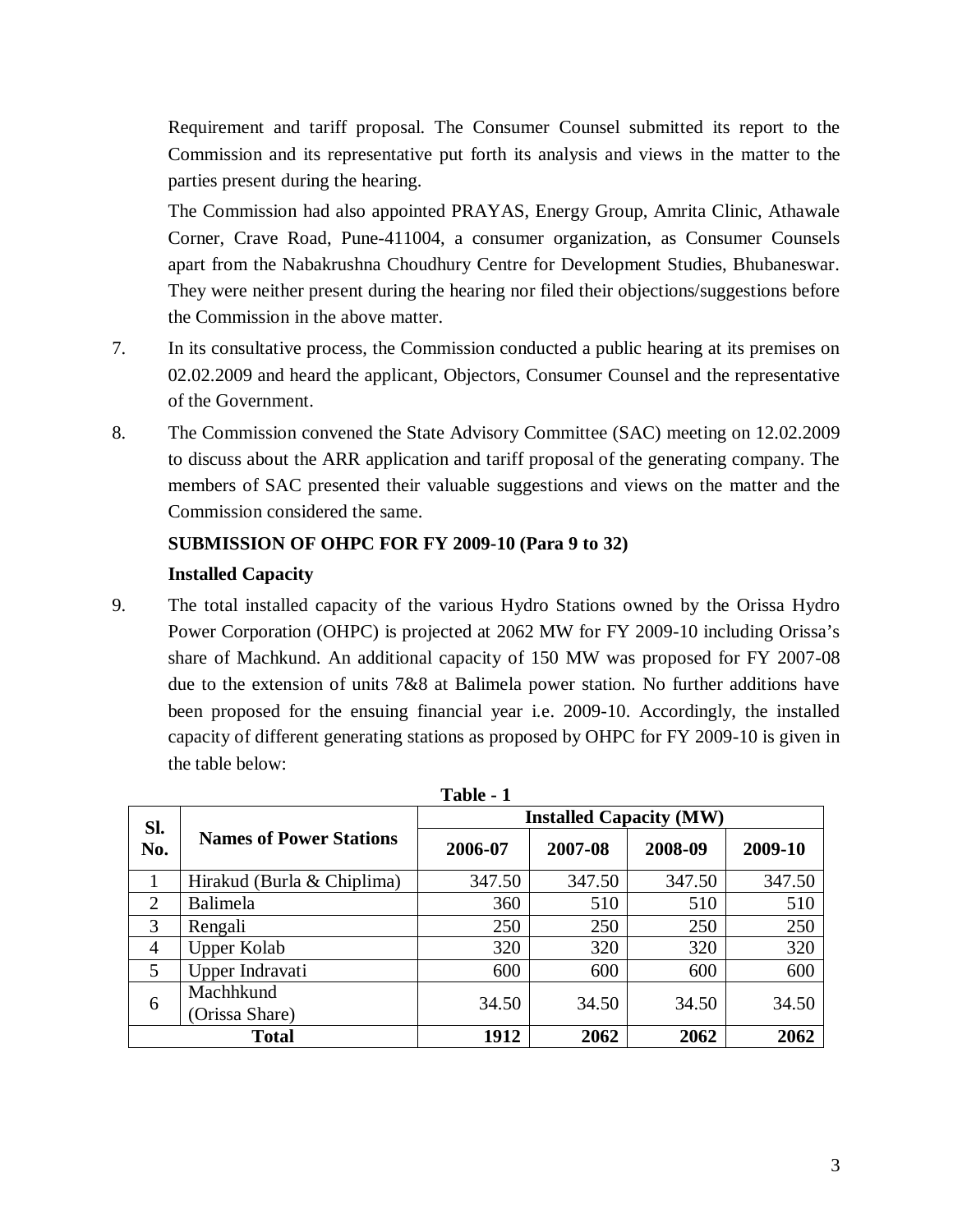Requirement and tariff proposal. The Consumer Counsel submitted its report to the Commission and its representative put forth its analysis and views in the matter to the parties present during the hearing.

The Commission had also appointed PRAYAS, Energy Group, Amrita Clinic, Athawale Corner, Crave Road, Pune-411004, a consumer organization, as Consumer Counsels apart from the Nabakrushna Choudhury Centre for Development Studies, Bhubaneswar. They were neither present during the hearing nor filed their objections/suggestions before the Commission in the above matter.

7. In its consultative process, the Commission conducted a public hearing at its premises on 02.02.2009 and heard the applicant, Objectors, Consumer Counsel and the representative of the Government.

8. The Commission convened the State Advisory Committee (SAC) meeting on 12.02.2009 to discuss about the ARR application and tariff proposal of the generating company. The members of SAC presented their valuable suggestions and views on the matter and the Commission considered the same.

**SUBMISSION OF OHPC FOR FY 2009-10 (Para 9 to 32)**

**Installed Capacity**

9. The total installed capacity of the various Hydro Stations owned by the Orissa Hydro Power Corporation (OHPC) is projected at 2062 MW for FY 2009-10 including Orissa's share of Machkund. An additional capacity of 150 MW was proposed for FY 2007-08 due to the extension of units 7&8 at Balimela power station. No further additions have been proposed for the ensuing financial year i.e. 2009-10. Accordingly, the installed capacity of different generating stations as proposed by OHPC for FY 2009-10 is given in the table below:

**Table - 1**

| Sl. No. | Names of Power Stations | Installed Capacity (MW) | | | |
|---|---|---|---|---|---|
| | | 2006-07 | 2007-08 | 2008-09 | 2009-10 |
| 1 | Hirakud (Burla & Chiplima) | 347.50 | 347.50 | 347.50 | 347.50 |
| 2 | Balimela | 360 | 510 | 510 | 510 |
| 3 | Rengali | 250 | 250 | 250 | 250 |
| 4 | Upper Kolab | 320 | 320 | 320 | 320 |
| 5 | Upper Indravati | 600 | 600 | 600 | 600 |
| 6 | Machhkund (Orissa Share) | 34.50 | 34.50 | 34.50 | 34.50 |
| **Total** | | **1912** | **2062** | **2062** | **2062** |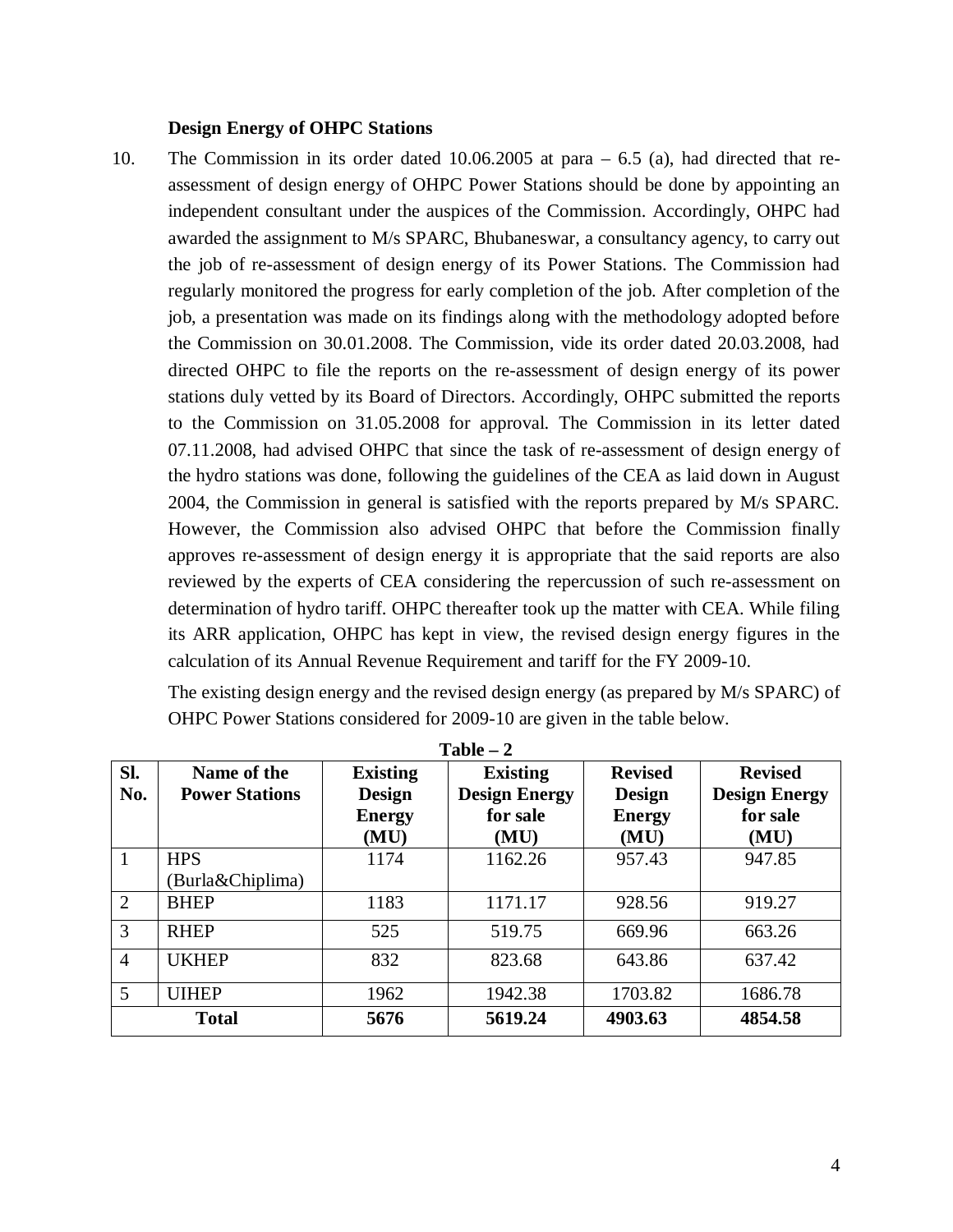**Design Energy of OHPC Stations**

10. The Commission in its order dated 10.06.2005 at para – 6.5 (a), had directed that re-assessment of design energy of OHPC Power Stations should be done by appointing an independent consultant under the auspices of the Commission. Accordingly, OHPC had awarded the assignment to M/s SPARC, Bhubaneswar, a consultancy agency, to carry out the job of re-assessment of design energy of its Power Stations. The Commission had regularly monitored the progress for early completion of the job. After completion of the job, a presentation was made on its findings along with the methodology adopted before the Commission on 30.01.2008. The Commission, vide its order dated 20.03.2008, had directed OHPC to file the reports on the re-assessment of design energy of its power stations duly vetted by its Board of Directors. Accordingly, OHPC submitted the reports to the Commission on 31.05.2008 for approval. The Commission in its letter dated 07.11.2008, had advised OHPC that since the task of re-assessment of design energy of the hydro stations was done, following the guidelines of the CEA as laid down in August 2004, the Commission in general is satisfied with the reports prepared by M/s SPARC. However, the Commission also advised OHPC that before the Commission finally approves re-assessment of design energy it is appropriate that the said reports are also reviewed by the experts of CEA considering the repercussion of such re-assessment on determination of hydro tariff. OHPC thereafter took up the matter with CEA. While filing its ARR application, OHPC has kept in view, the revised design energy figures in the calculation of its Annual Revenue Requirement and tariff for the FY 2009-10.

The existing design energy and the revised design energy (as prepared by M/s SPARC) of OHPC Power Stations considered for 2009-10 are given in the table below.

**Table – 2**

| Sl. No. | Name of the Power Stations | Existing Design Energy (MU) | Existing Design Energy for sale (MU) | Revised Design Energy (MU) | Revised Design Energy for sale (MU) |
|---|---|---|---|---|---|
| 1 | HPS (Burla&Chiplima) | 1174 | 1162.26 | 957.43 | 947.85 |
| 2 | BHEP | 1183 | 1171.17 | 928.56 | 919.27 |
| 3 | RHEP | 525 | 519.75 | 669.96 | 663.26 |
| 4 | UKHEP | 832 | 823.68 | 643.86 | 637.42 |
| 5 | UIHEP | 1962 | 1942.38 | 1703.82 | 1686.78 |
| **Total** | | **5676** | **5619.24** | **4903.63** | **4854.58** |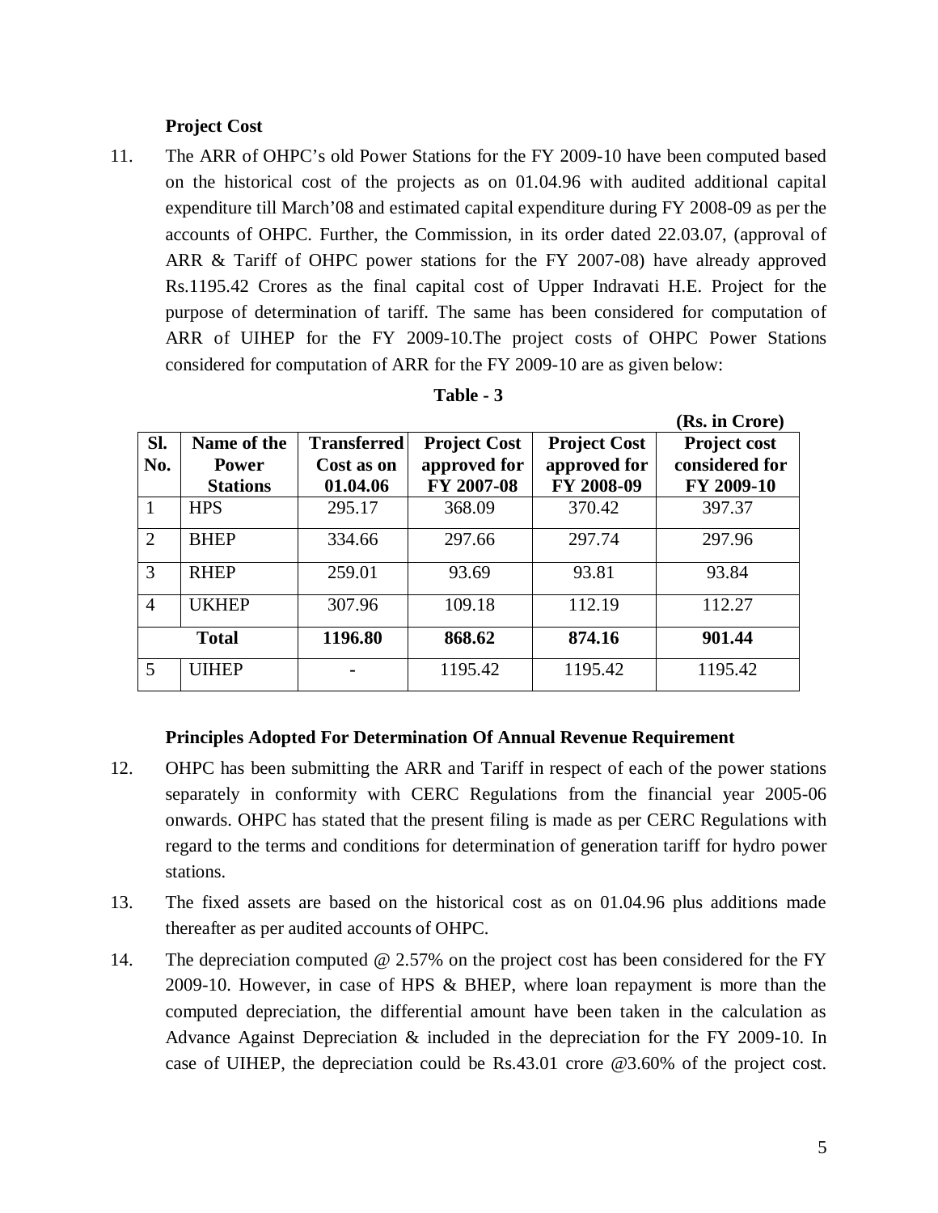**Project Cost**

11. The ARR of OHPC's old Power Stations for the FY 2009-10 have been computed based on the historical cost of the projects as on 01.04.96 with audited additional capital expenditure till March'08 and estimated capital expenditure during FY 2008-09 as per the accounts of OHPC. Further, the Commission, in its order dated 22.03.07, (approval of ARR & Tariff of OHPC power stations for the FY 2007-08) have already approved Rs.1195.42 Crores as the final capital cost of Upper Indravati H.E. Project for the purpose of determination of tariff. The same has been considered for computation of ARR of UIHEP for the FY 2009-10.The project costs of OHPC Power Stations considered for computation of ARR for the FY 2009-10 are as given below:

**Table - 3**

**(Rs. in Crore)**

| Sl. No. | Name of the Power Stations | Transferred Cost as on 01.04.06 | Project Cost approved for FY 2007-08 | Project Cost approved for FY 2008-09 | Project cost considered for FY 2009-10 |
|---|---|---|---|---|---|
| 1 | HPS | 295.17 | 368.09 | 370.42 | 397.37 |
| 2 | BHEP | 334.66 | 297.66 | 297.74 | 297.96 |
| 3 | RHEP | 259.01 | 93.69 | 93.81 | 93.84 |
| 4 | UKHEP | 307.96 | 109.18 | 112.19 | 112.27 |
| **Total** | | **1196.80** | **868.62** | **874.16** | **901.44** |
| 5 | UIHEP | - | 1195.42 | 1195.42 | 1195.42 |

**Principles Adopted For Determination Of Annual Revenue Requirement**

12. OHPC has been submitting the ARR and Tariff in respect of each of the power stations separately in conformity with CERC Regulations from the financial year 2005-06 onwards. OHPC has stated that the present filing is made as per CERC Regulations with regard to the terms and conditions for determination of generation tariff for hydro power stations.

13. The fixed assets are based on the historical cost as on 01.04.96 plus additions made thereafter as per audited accounts of OHPC.

14. The depreciation computed @ 2.57% on the project cost has been considered for the FY 2009-10. However, in case of HPS & BHEP, where loan repayment is more than the computed depreciation, the differential amount have been taken in the calculation as Advance Against Depreciation & included in the depreciation for the FY 2009-10. In case of UIHEP, the depreciation could be Rs.43.01 crore @3.60% of the project cost.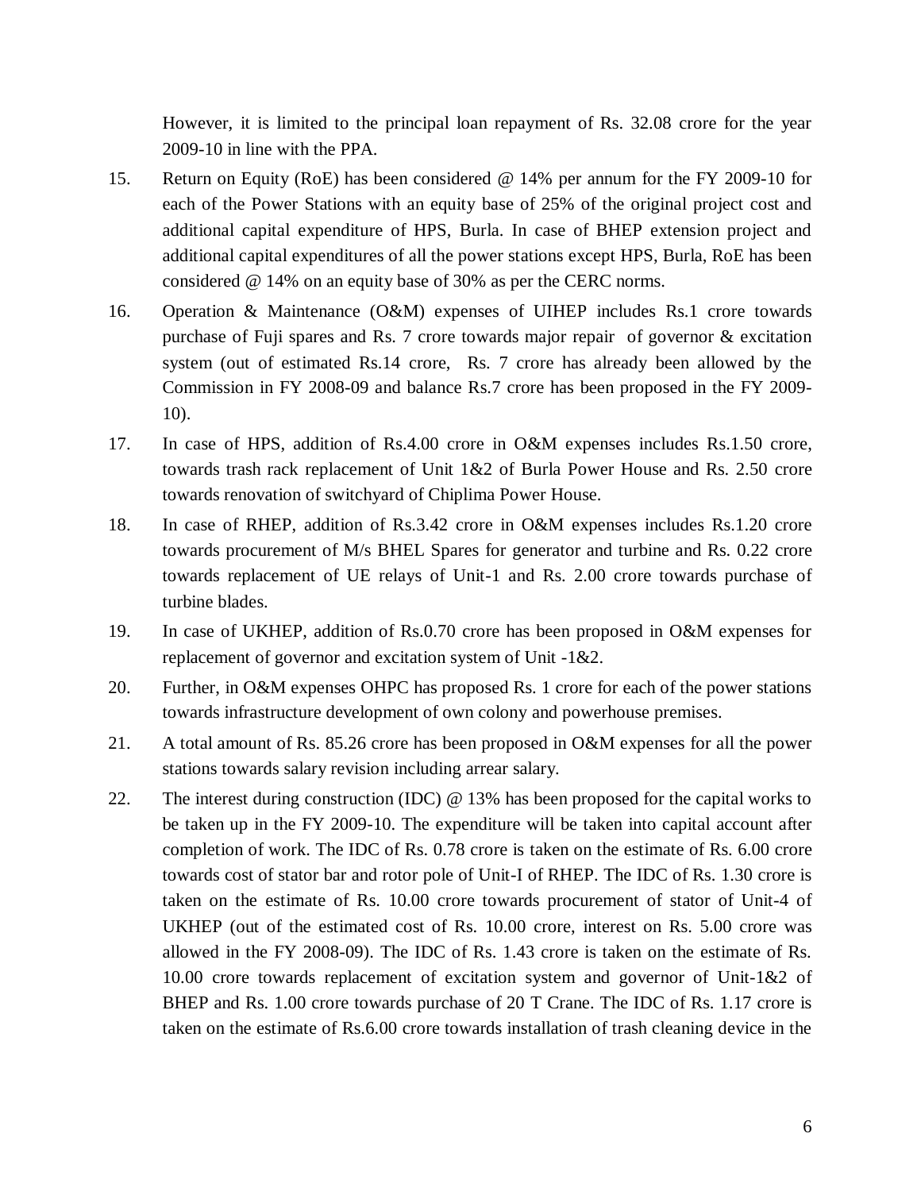However, it is limited to the principal loan repayment of Rs. 32.08 crore for the year 2009-10 in line with the PPA.

15. Return on Equity (RoE) has been considered @ 14% per annum for the FY 2009-10 for each of the Power Stations with an equity base of 25% of the original project cost and additional capital expenditure of HPS, Burla. In case of BHEP extension project and additional capital expenditures of all the power stations except HPS, Burla, RoE has been considered @ 14% on an equity base of 30% as per the CERC norms.

16. Operation & Maintenance (O&M) expenses of UIHEP includes Rs.1 crore towards purchase of Fuji spares and Rs. 7 crore towards major repair of governor & excitation system (out of estimated Rs.14 crore, Rs. 7 crore has already been allowed by the Commission in FY 2008-09 and balance Rs.7 crore has been proposed in the FY 2009-10).

17. In case of HPS, addition of Rs.4.00 crore in O&M expenses includes Rs.1.50 crore, towards trash rack replacement of Unit 1&2 of Burla Power House and Rs. 2.50 crore towards renovation of switchyard of Chiplima Power House.

18. In case of RHEP, addition of Rs.3.42 crore in O&M expenses includes Rs.1.20 crore towards procurement of M/s BHEL Spares for generator and turbine and Rs. 0.22 crore towards replacement of UE relays of Unit-1 and Rs. 2.00 crore towards purchase of turbine blades.

19. In case of UKHEP, addition of Rs.0.70 crore has been proposed in O&M expenses for replacement of governor and excitation system of Unit -1&2.

20. Further, in O&M expenses OHPC has proposed Rs. 1 crore for each of the power stations towards infrastructure development of own colony and powerhouse premises.

21. A total amount of Rs. 85.26 crore has been proposed in O&M expenses for all the power stations towards salary revision including arrear salary.

22. The interest during construction (IDC) @ 13% has been proposed for the capital works to be taken up in the FY 2009-10. The expenditure will be taken into capital account after completion of work. The IDC of Rs. 0.78 crore is taken on the estimate of Rs. 6.00 crore towards cost of stator bar and rotor pole of Unit-I of RHEP. The IDC of Rs. 1.30 crore is taken on the estimate of Rs. 10.00 crore towards procurement of stator of Unit-4 of UKHEP (out of the estimated cost of Rs. 10.00 crore, interest on Rs. 5.00 crore was allowed in the FY 2008-09). The IDC of Rs. 1.43 crore is taken on the estimate of Rs. 10.00 crore towards replacement of excitation system and governor of Unit-1&2 of BHEP and Rs. 1.00 crore towards purchase of 20 T Crane. The IDC of Rs. 1.17 crore is taken on the estimate of Rs.6.00 crore towards installation of trash cleaning device in the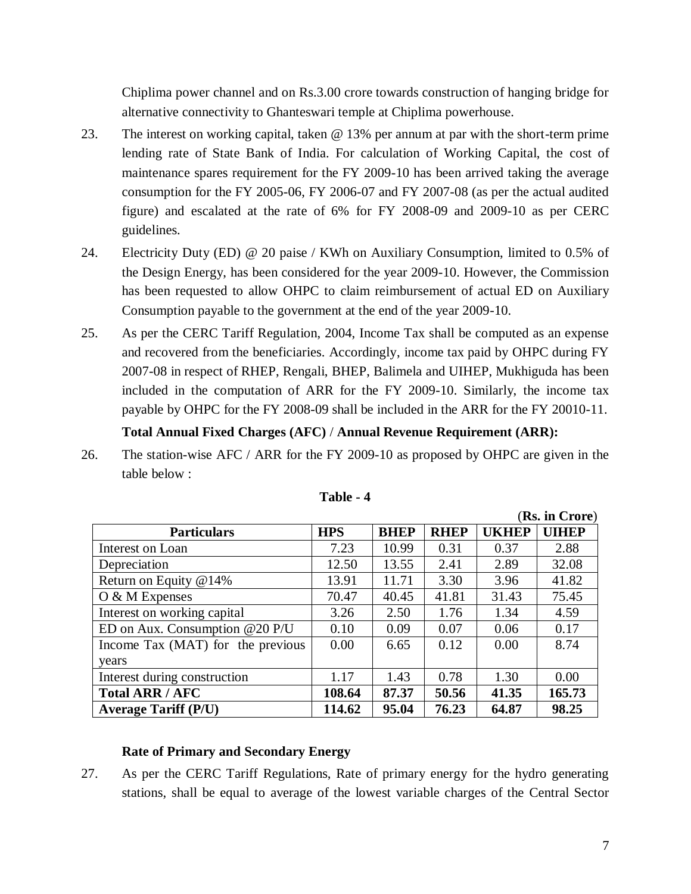Chiplima power channel and on Rs.3.00 crore towards construction of hanging bridge for alternative connectivity to Ghanteswari temple at Chiplima powerhouse.

23. The interest on working capital, taken @ 13% per annum at par with the short-term prime lending rate of State Bank of India. For calculation of Working Capital, the cost of maintenance spares requirement for the FY 2009-10 has been arrived taking the average consumption for the FY 2005-06, FY 2006-07 and FY 2007-08 (as per the actual audited figure) and escalated at the rate of 6% for FY 2008-09 and 2009-10 as per CERC guidelines.

24. Electricity Duty (ED) @ 20 paise / KWh on Auxiliary Consumption, limited to 0.5% of the Design Energy, has been considered for the year 2009-10. However, the Commission has been requested to allow OHPC to claim reimbursement of actual ED on Auxiliary Consumption payable to the government at the end of the year 2009-10.

25. As per the CERC Tariff Regulation, 2004, Income Tax shall be computed as an expense and recovered from the beneficiaries. Accordingly, income tax paid by OHPC during FY 2007-08 in respect of RHEP, Rengali, BHEP, Balimela and UIHEP, Mukhiguda has been included in the computation of ARR for the FY 2009-10. Similarly, the income tax payable by OHPC for the FY 2008-09 shall be included in the ARR for the FY 20010-11.

**Total Annual Fixed Charges (AFC) / Annual Revenue Requirement (ARR):**

26. The station-wise AFC / ARR for the FY 2009-10 as proposed by OHPC are given in the table below :

**Table - 4**

(**Rs. in Crore**)

| Particulars | HPS | BHEP | RHEP | UKHEP | UIHEP |
|---|---|---|---|---|---|
| Interest on Loan | 7.23 | 10.99 | 0.31 | 0.37 | 2.88 |
| Depreciation | 12.50 | 13.55 | 2.41 | 2.89 | 32.08 |
| Return on Equity @14% | 13.91 | 11.71 | 3.30 | 3.96 | 41.82 |
| O & M Expenses | 70.47 | 40.45 | 41.81 | 31.43 | 75.45 |
| Interest on working capital | 3.26 | 2.50 | 1.76 | 1.34 | 4.59 |
| ED on Aux. Consumption @20 P/U | 0.10 | 0.09 | 0.07 | 0.06 | 0.17 |
| Income Tax (MAT) for the previous years | 0.00 | 6.65 | 0.12 | 0.00 | 8.74 |
| Interest during construction | 1.17 | 1.43 | 0.78 | 1.30 | 0.00 |
| **Total ARR / AFC** | **108.64** | **87.37** | **50.56** | **41.35** | **165.73** |
| **Average Tariff (P/U)** | **114.62** | **95.04** | **76.23** | **64.87** | **98.25** |

**Rate of Primary and Secondary Energy**

27. As per the CERC Tariff Regulations, Rate of primary energy for the hydro generating stations, shall be equal to average of the lowest variable charges of the Central Sector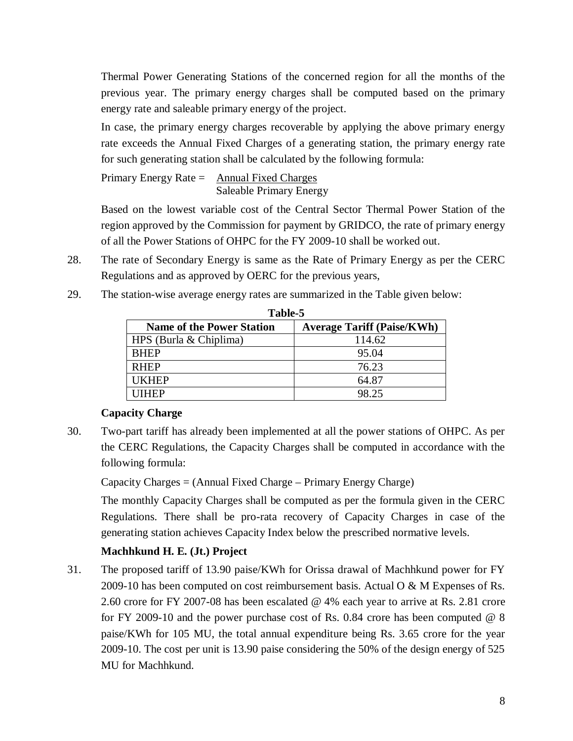Thermal Power Generating Stations of the concerned region for all the months of the previous year. The primary energy charges shall be computed based on the primary energy rate and saleable primary energy of the project.

In case, the primary energy charges recoverable by applying the above primary energy rate exceeds the Annual Fixed Charges of a generating station, the primary energy rate for such generating station shall be calculated by the following formula:

$$\text{Primary Energy Rate} = \frac{\text{Annual Fixed Charges}}{\text{Saleable Primary Energy}}$$

Based on the lowest variable cost of the Central Sector Thermal Power Station of the region approved by the Commission for payment by GRIDCO, the rate of primary energy of all the Power Stations of OHPC for the FY 2009-10 shall be worked out.

28. The rate of Secondary Energy is same as the Rate of Primary Energy as per the CERC Regulations and as approved by OERC for the previous years,

29. The station-wise average energy rates are summarized in the Table given below:

**Table-5**

| Name of the Power Station | Average Tariff (Paise/KWh) |
|---|---|
| HPS (Burla & Chiplima) | 114.62 |
| BHEP | 95.04 |
| RHEP | 76.23 |
| UKHEP | 64.87 |
| UIHEP | 98.25 |

**Capacity Charge**

30. Two-part tariff has already been implemented at all the power stations of OHPC. As per the CERC Regulations, the Capacity Charges shall be computed in accordance with the following formula:

Capacity Charges = (Annual Fixed Charge – Primary Energy Charge)

The monthly Capacity Charges shall be computed as per the formula given in the CERC Regulations. There shall be pro-rata recovery of Capacity Charges in case of the generating station achieves Capacity Index below the prescribed normative levels.

**Machhkund H. E. (Jt.) Project**

31. The proposed tariff of 13.90 paise/KWh for Orissa drawal of Machhkund power for FY 2009-10 has been computed on cost reimbursement basis. Actual O & M Expenses of Rs. 2.60 crore for FY 2007-08 has been escalated @ 4% each year to arrive at Rs. 2.81 crore for FY 2009-10 and the power purchase cost of Rs. 0.84 crore has been computed @ 8 paise/KWh for 105 MU, the total annual expenditure being Rs. 3.65 crore for the year 2009-10. The cost per unit is 13.90 paise considering the 50% of the design energy of 525 MU for Machhkund.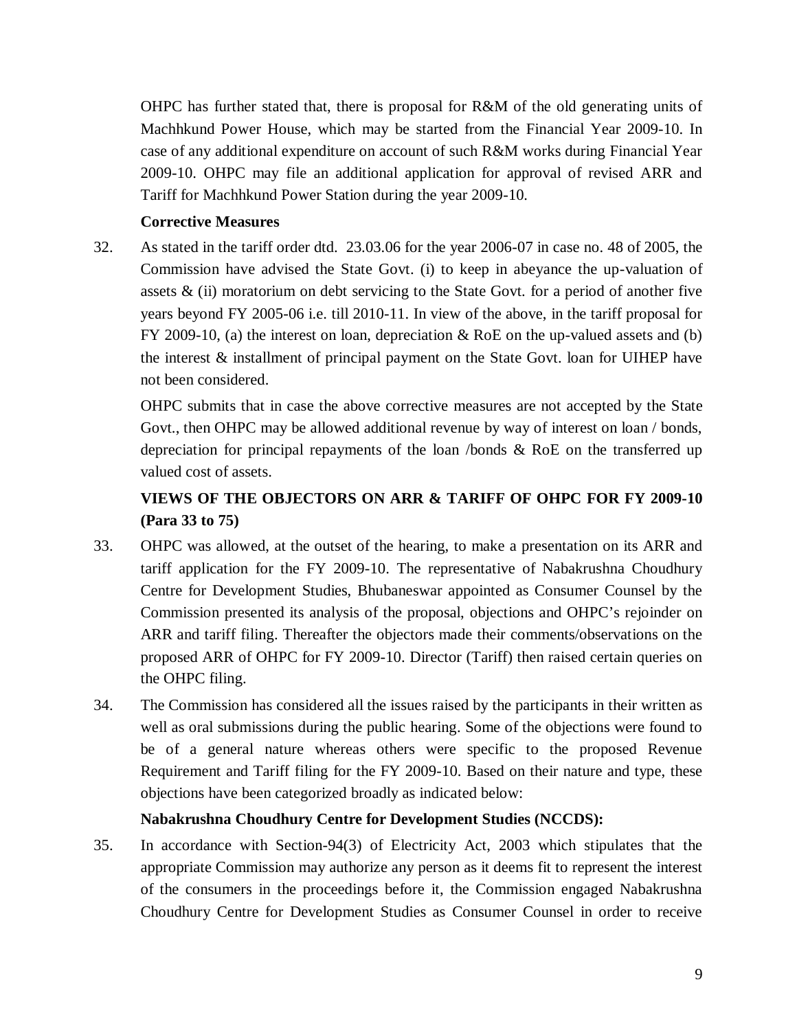OHPC has further stated that, there is proposal for R&M of the old generating units of Machhkund Power House, which may be started from the Financial Year 2009-10. In case of any additional expenditure on account of such R&M works during Financial Year 2009-10. OHPC may file an additional application for approval of revised ARR and Tariff for Machhkund Power Station during the year 2009-10.

**Corrective Measures**

32. As stated in the tariff order dtd. 23.03.06 for the year 2006-07 in case no. 48 of 2005, the Commission have advised the State Govt. (i) to keep in abeyance the up-valuation of assets & (ii) moratorium on debt servicing to the State Govt. for a period of another five years beyond FY 2005-06 i.e. till 2010-11. In view of the above, in the tariff proposal for FY 2009-10, (a) the interest on loan, depreciation & RoE on the up-valued assets and (b) the interest & installment of principal payment on the State Govt. loan for UIHEP have not been considered.

    OHPC submits that in case the above corrective measures are not accepted by the State Govt., then OHPC may be allowed additional revenue by way of interest on loan / bonds, depreciation for principal repayments of the loan /bonds & RoE on the transferred up valued cost of assets.

**VIEWS OF THE OBJECTORS ON ARR & TARIFF OF OHPC FOR FY 2009-10 (Para 33 to 75)**

33. OHPC was allowed, at the outset of the hearing, to make a presentation on its ARR and tariff application for the FY 2009-10. The representative of Nabakrushna Choudhury Centre for Development Studies, Bhubaneswar appointed as Consumer Counsel by the Commission presented its analysis of the proposal, objections and OHPC's rejoinder on ARR and tariff filing. Thereafter the objectors made their comments/observations on the proposed ARR of OHPC for FY 2009-10. Director (Tariff) then raised certain queries on the OHPC filing.

34. The Commission has considered all the issues raised by the participants in their written as well as oral submissions during the public hearing. Some of the objections were found to be of a general nature whereas others were specific to the proposed Revenue Requirement and Tariff filing for the FY 2009-10. Based on their nature and type, these objections have been categorized broadly as indicated below:

**Nabakrushna Choudhury Centre for Development Studies (NCCDS):**

35. In accordance with Section-94(3) of Electricity Act, 2003 which stipulates that the appropriate Commission may authorize any person as it deems fit to represent the interest of the consumers in the proceedings before it, the Commission engaged Nabakrushna Choudhury Centre for Development Studies as Consumer Counsel in order to receive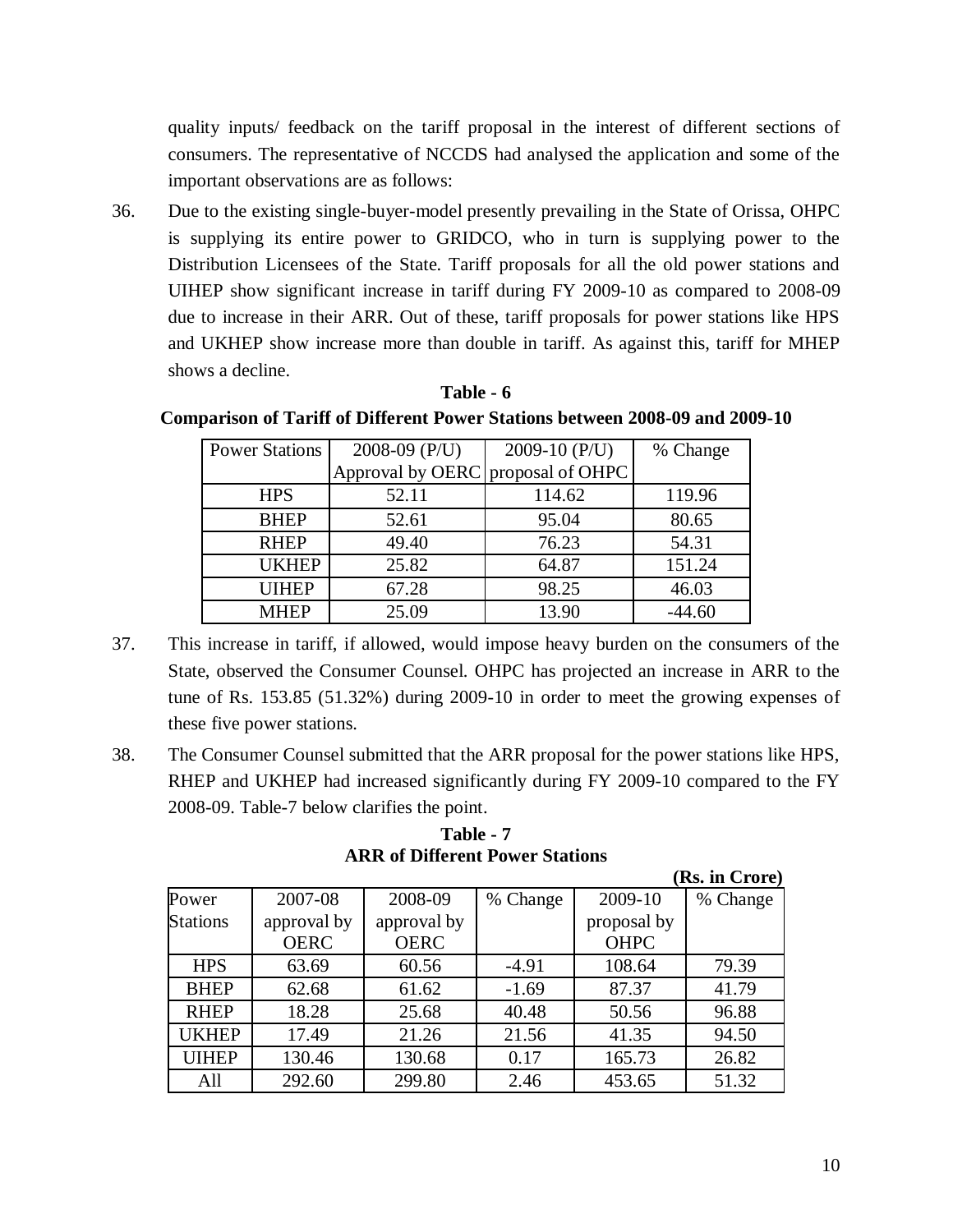quality inputs/ feedback on the tariff proposal in the interest of different sections of consumers. The representative of NCCDS had analysed the application and some of the important observations are as follows:

36. Due to the existing single-buyer-model presently prevailing in the State of Orissa, OHPC is supplying its entire power to GRIDCO, who in turn is supplying power to the Distribution Licensees of the State. Tariff proposals for all the old power stations and UIHEP show significant increase in tariff during FY 2009-10 as compared to 2008-09 due to increase in their ARR. Out of these, tariff proposals for power stations like HPS and UKHEP show increase more than double in tariff. As against this, tariff for MHEP shows a decline.

**Table - 6**

**Comparison of Tariff of Different Power Stations between 2008-09 and 2009-10**

| Power Stations | 2008-09 (P/U) Approval by OERC | 2009-10 (P/U) proposal of OHPC | % Change |
|---|---|---|---|
| HPS | 52.11 | 114.62 | 119.96 |
| BHEP | 52.61 | 95.04 | 80.65 |
| RHEP | 49.40 | 76.23 | 54.31 |
| UKHEP | 25.82 | 64.87 | 151.24 |
| UIHEP | 67.28 | 98.25 | 46.03 |
| MHEP | 25.09 | 13.90 | -44.60 |

37. This increase in tariff, if allowed, would impose heavy burden on the consumers of the State, observed the Consumer Counsel. OHPC has projected an increase in ARR to the tune of Rs. 153.85 (51.32%) during 2009-10 in order to meet the growing expenses of these five power stations.

38. The Consumer Counsel submitted that the ARR proposal for the power stations like HPS, RHEP and UKHEP had increased significantly during FY 2009-10 compared to the FY 2008-09. Table-7 below clarifies the point.

**Table - 7**

**ARR of Different Power Stations**

**(Rs. in Crore)**

| Power Stations | 2007-08 approval by OERC | 2008-09 approval by OERC | % Change | 2009-10 proposal by OHPC | % Change |
|---|---|---|---|---|---|
| HPS | 63.69 | 60.56 | -4.91 | 108.64 | 79.39 |
| BHEP | 62.68 | 61.62 | -1.69 | 87.37 | 41.79 |
| RHEP | 18.28 | 25.68 | 40.48 | 50.56 | 96.88 |
| UKHEP | 17.49 | 21.26 | 21.56 | 41.35 | 94.50 |
| UIHEP | 130.46 | 130.68 | 0.17 | 165.73 | 26.82 |
| All | 292.60 | 299.80 | 2.46 | 453.65 | 51.32 |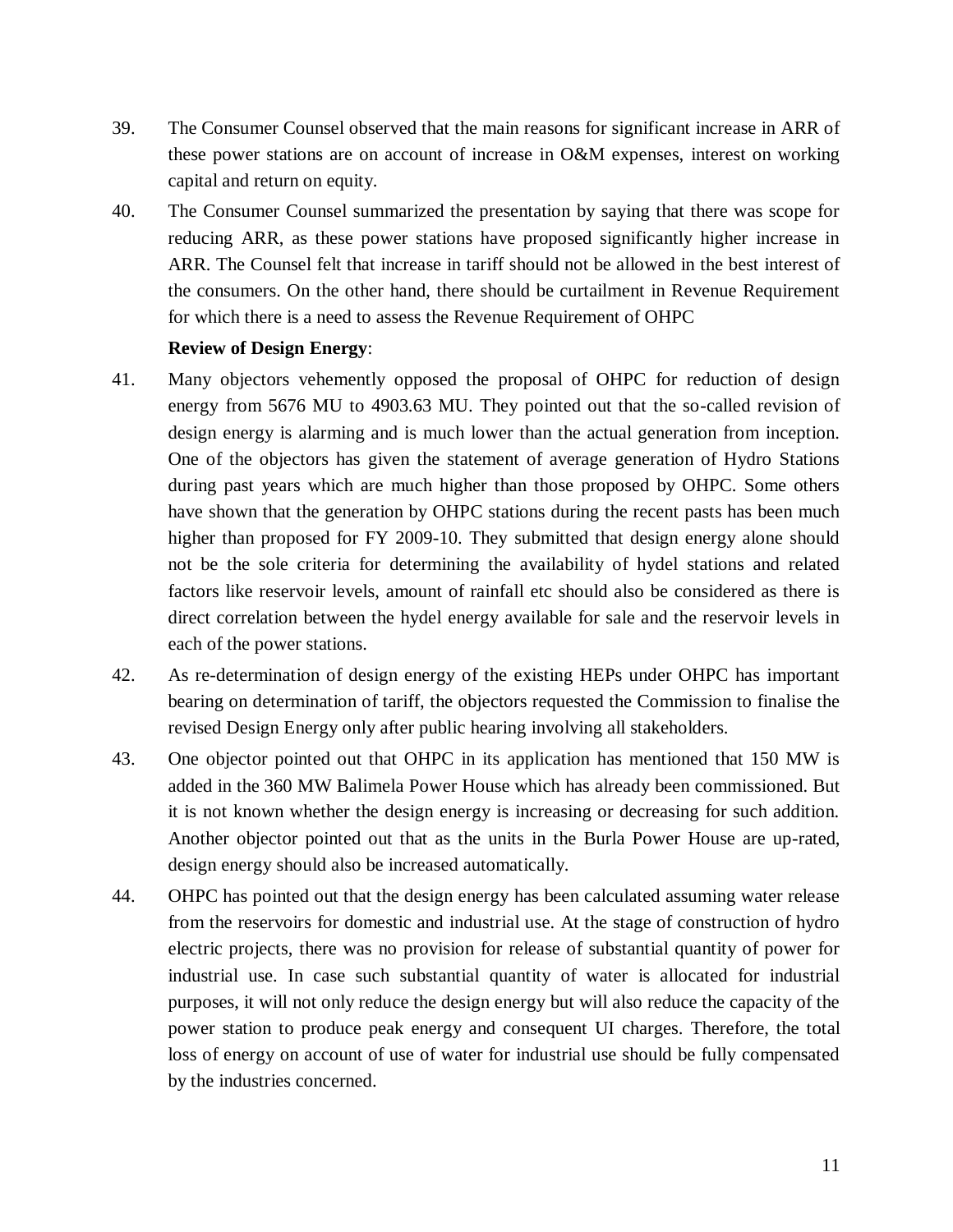39. The Consumer Counsel observed that the main reasons for significant increase in ARR of these power stations are on account of increase in O&M expenses, interest on working capital and return on equity.

40. The Consumer Counsel summarized the presentation by saying that there was scope for reducing ARR, as these power stations have proposed significantly higher increase in ARR. The Counsel felt that increase in tariff should not be allowed in the best interest of the consumers. On the other hand, there should be curtailment in Revenue Requirement for which there is a need to assess the Revenue Requirement of OHPC

**Review of Design Energy**:

41. Many objectors vehemently opposed the proposal of OHPC for reduction of design energy from 5676 MU to 4903.63 MU. They pointed out that the so-called revision of design energy is alarming and is much lower than the actual generation from inception. One of the objectors has given the statement of average generation of Hydro Stations during past years which are much higher than those proposed by OHPC. Some others have shown that the generation by OHPC stations during the recent pasts has been much higher than proposed for FY 2009-10. They submitted that design energy alone should not be the sole criteria for determining the availability of hydel stations and related factors like reservoir levels, amount of rainfall etc should also be considered as there is direct correlation between the hydel energy available for sale and the reservoir levels in each of the power stations.

42. As re-determination of design energy of the existing HEPs under OHPC has important bearing on determination of tariff, the objectors requested the Commission to finalise the revised Design Energy only after public hearing involving all stakeholders.

43. One objector pointed out that OHPC in its application has mentioned that 150 MW is added in the 360 MW Balimela Power House which has already been commissioned. But it is not known whether the design energy is increasing or decreasing for such addition. Another objector pointed out that as the units in the Burla Power House are up-rated, design energy should also be increased automatically.

44. OHPC has pointed out that the design energy has been calculated assuming water release from the reservoirs for domestic and industrial use. At the stage of construction of hydro electric projects, there was no provision for release of substantial quantity of power for industrial use. In case such substantial quantity of water is allocated for industrial purposes, it will not only reduce the design energy but will also reduce the capacity of the power station to produce peak energy and consequent UI charges. Therefore, the total loss of energy on account of use of water for industrial use should be fully compensated by the industries concerned.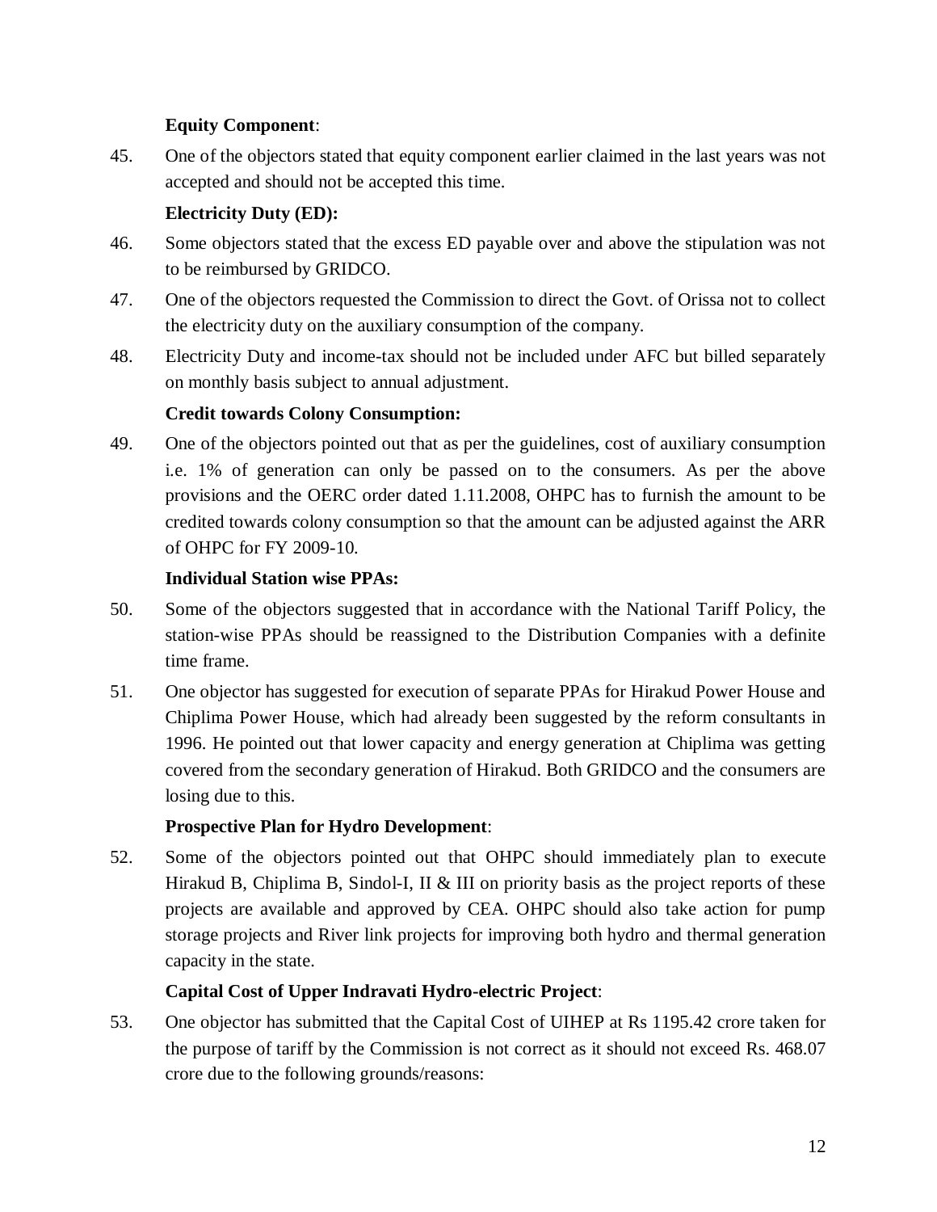**Equity Component**:

45. One of the objectors stated that equity component earlier claimed in the last years was not accepted and should not be accepted this time.

**Electricity Duty (ED):**

46. Some objectors stated that the excess ED payable over and above the stipulation was not to be reimbursed by GRIDCO.

47. One of the objectors requested the Commission to direct the Govt. of Orissa not to collect the electricity duty on the auxiliary consumption of the company.

48. Electricity Duty and income-tax should not be included under AFC but billed separately on monthly basis subject to annual adjustment.

**Credit towards Colony Consumption:**

49. One of the objectors pointed out that as per the guidelines, cost of auxiliary consumption i.e. 1% of generation can only be passed on to the consumers. As per the above provisions and the OERC order dated 1.11.2008, OHPC has to furnish the amount to be credited towards colony consumption so that the amount can be adjusted against the ARR of OHPC for FY 2009-10.

**Individual Station wise PPAs:**

50. Some of the objectors suggested that in accordance with the National Tariff Policy, the station-wise PPAs should be reassigned to the Distribution Companies with a definite time frame.

51. One objector has suggested for execution of separate PPAs for Hirakud Power House and Chiplima Power House, which had already been suggested by the reform consultants in 1996. He pointed out that lower capacity and energy generation at Chiplima was getting covered from the secondary generation of Hirakud. Both GRIDCO and the consumers are losing due to this.

**Prospective Plan for Hydro Development**:

52. Some of the objectors pointed out that OHPC should immediately plan to execute Hirakud B, Chiplima B, Sindol-I, II & III on priority basis as the project reports of these projects are available and approved by CEA. OHPC should also take action for pump storage projects and River link projects for improving both hydro and thermal generation capacity in the state.

**Capital Cost of Upper Indravati Hydro-electric Project**:

53. One objector has submitted that the Capital Cost of UIHEP at Rs 1195.42 crore taken for the purpose of tariff by the Commission is not correct as it should not exceed Rs. 468.07 crore due to the following grounds/reasons: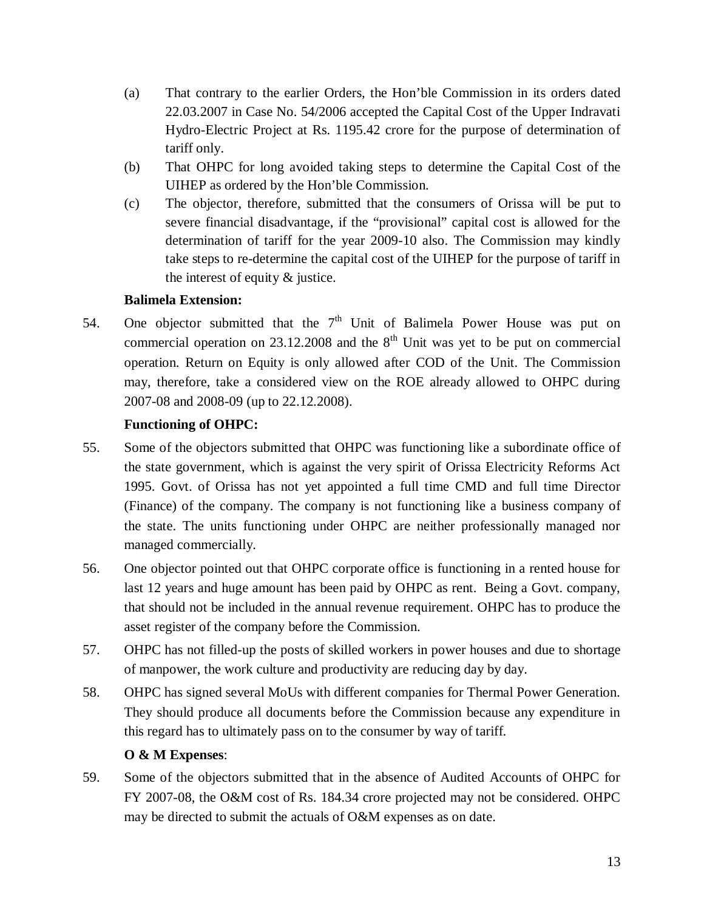(a) That contrary to the earlier Orders, the Hon'ble Commission in its orders dated 22.03.2007 in Case No. 54/2006 accepted the Capital Cost of the Upper Indravati Hydro-Electric Project at Rs. 1195.42 crore for the purpose of determination of tariff only.

(b) That OHPC for long avoided taking steps to determine the Capital Cost of the UIHEP as ordered by the Hon'ble Commission.

(c) The objector, therefore, submitted that the consumers of Orissa will be put to severe financial disadvantage, if the "provisional" capital cost is allowed for the determination of tariff for the year 2009-10 also. The Commission may kindly take steps to re-determine the capital cost of the UIHEP for the purpose of tariff in the interest of equity & justice.

**Balimela Extension:**

54. One objector submitted that the 7th Unit of Balimela Power House was put on commercial operation on 23.12.2008 and the 8th Unit was yet to be put on commercial operation. Return on Equity is only allowed after COD of the Unit. The Commission may, therefore, take a considered view on the ROE already allowed to OHPC during 2007-08 and 2008-09 (up to 22.12.2008).

**Functioning of OHPC:**

55. Some of the objectors submitted that OHPC was functioning like a subordinate office of the state government, which is against the very spirit of Orissa Electricity Reforms Act 1995. Govt. of Orissa has not yet appointed a full time CMD and full time Director (Finance) of the company. The company is not functioning like a business company of the state. The units functioning under OHPC are neither professionally managed nor managed commercially.

56. One objector pointed out that OHPC corporate office is functioning in a rented house for last 12 years and huge amount has been paid by OHPC as rent. Being a Govt. company, that should not be included in the annual revenue requirement. OHPC has to produce the asset register of the company before the Commission.

57. OHPC has not filled-up the posts of skilled workers in power houses and due to shortage of manpower, the work culture and productivity are reducing day by day.

58. OHPC has signed several MoUs with different companies for Thermal Power Generation. They should produce all documents before the Commission because any expenditure in this regard has to ultimately pass on to the consumer by way of tariff.

**O & M Expenses**:

59. Some of the objectors submitted that in the absence of Audited Accounts of OHPC for FY 2007-08, the O&M cost of Rs. 184.34 crore projected may not be considered. OHPC may be directed to submit the actuals of O&M expenses as on date.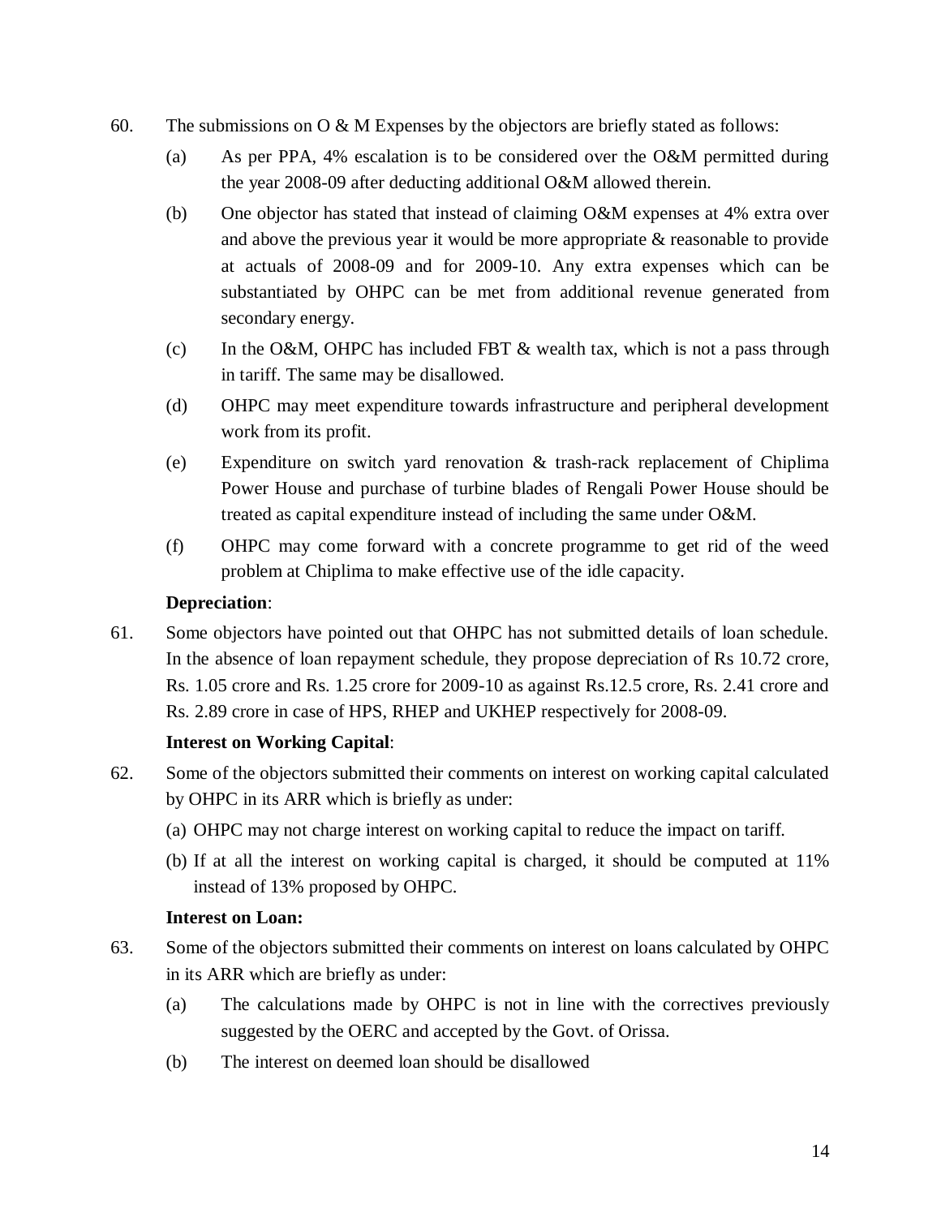60. The submissions on O & M Expenses by the objectors are briefly stated as follows:

    (a) As per PPA, 4% escalation is to be considered over the O&M permitted during the year 2008-09 after deducting additional O&M allowed therein.

    (b) One objector has stated that instead of claiming O&M expenses at 4% extra over and above the previous year it would be more appropriate & reasonable to provide at actuals of 2008-09 and for 2009-10. Any extra expenses which can be substantiated by OHPC can be met from additional revenue generated from secondary energy.

    (c) In the O&M, OHPC has included FBT & wealth tax, which is not a pass through in tariff. The same may be disallowed.

    (d) OHPC may meet expenditure towards infrastructure and peripheral development work from its profit.

    (e) Expenditure on switch yard renovation & trash-rack replacement of Chiplima Power House and purchase of turbine blades of Rengali Power House should be treated as capital expenditure instead of including the same under O&M.

    (f) OHPC may come forward with a concrete programme to get rid of the weed problem at Chiplima to make effective use of the idle capacity.

**Depreciation**:

61. Some objectors have pointed out that OHPC has not submitted details of loan schedule. In the absence of loan repayment schedule, they propose depreciation of Rs 10.72 crore, Rs. 1.05 crore and Rs. 1.25 crore for 2009-10 as against Rs.12.5 crore, Rs. 2.41 crore and Rs. 2.89 crore in case of HPS, RHEP and UKHEP respectively for 2008-09.

**Interest on Working Capital**:

62. Some of the objectors submitted their comments on interest on working capital calculated by OHPC in its ARR which is briefly as under:

    (a) OHPC may not charge interest on working capital to reduce the impact on tariff.

    (b) If at all the interest on working capital is charged, it should be computed at 11% instead of 13% proposed by OHPC.

**Interest on Loan:**

63. Some of the objectors submitted their comments on interest on loans calculated by OHPC in its ARR which are briefly as under:

    (a) The calculations made by OHPC is not in line with the correctives previously suggested by the OERC and accepted by the Govt. of Orissa.

    (b) The interest on deemed loan should be disallowed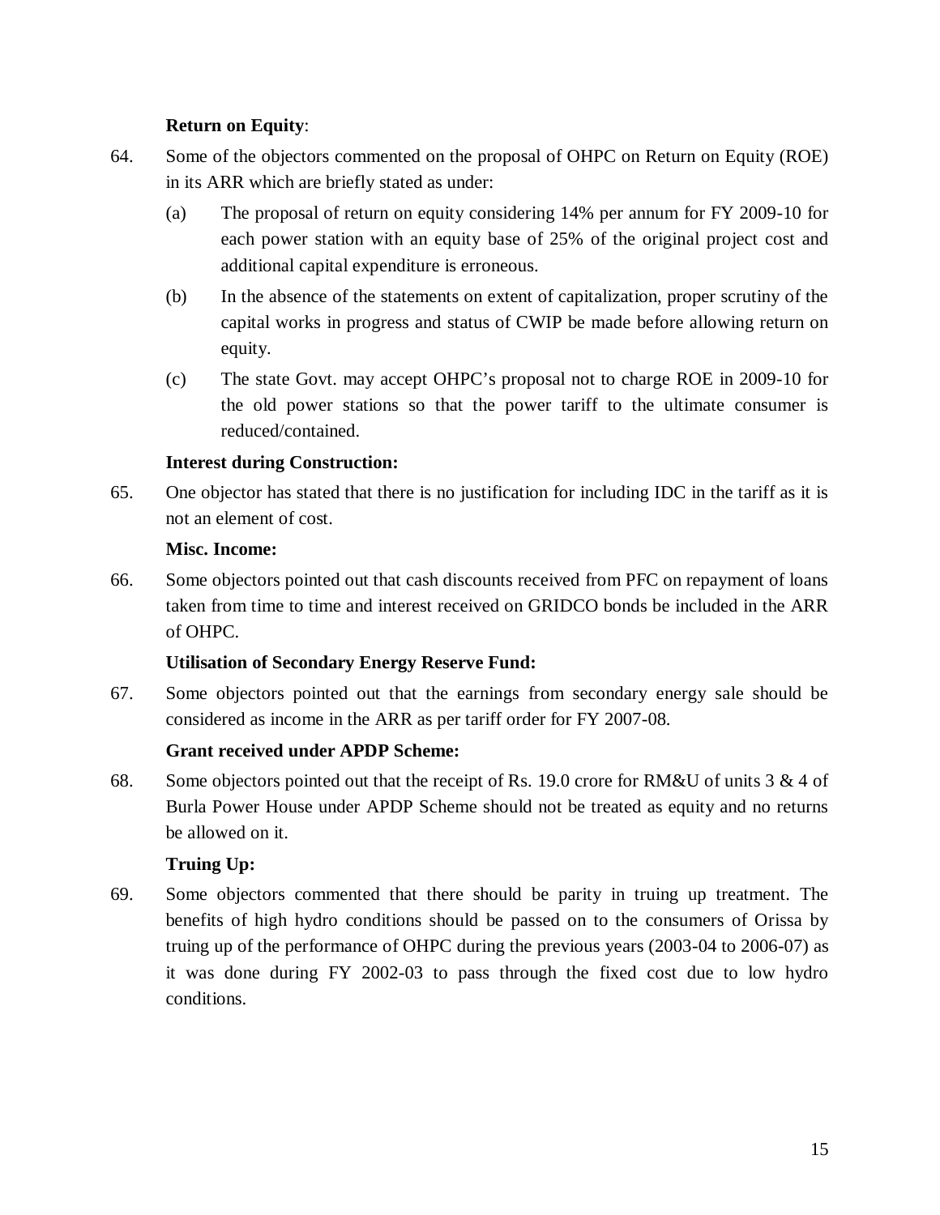**Return on Equity**:

64. Some of the objectors commented on the proposal of OHPC on Return on Equity (ROE) in its ARR which are briefly stated as under:

    (a) The proposal of return on equity considering 14% per annum for FY 2009-10 for each power station with an equity base of 25% of the original project cost and additional capital expenditure is erroneous.

    (b) In the absence of the statements on extent of capitalization, proper scrutiny of the capital works in progress and status of CWIP be made before allowing return on equity.

    (c) The state Govt. may accept OHPC's proposal not to charge ROE in 2009-10 for the old power stations so that the power tariff to the ultimate consumer is reduced/contained.

**Interest during Construction:**

65. One objector has stated that there is no justification for including IDC in the tariff as it is not an element of cost.

**Misc. Income:**

66. Some objectors pointed out that cash discounts received from PFC on repayment of loans taken from time to time and interest received on GRIDCO bonds be included in the ARR of OHPC.

**Utilisation of Secondary Energy Reserve Fund:**

67. Some objectors pointed out that the earnings from secondary energy sale should be considered as income in the ARR as per tariff order for FY 2007-08.

**Grant received under APDP Scheme:**

68. Some objectors pointed out that the receipt of Rs. 19.0 crore for RM&U of units 3 & 4 of Burla Power House under APDP Scheme should not be treated as equity and no returns be allowed on it.

**Truing Up:**

69. Some objectors commented that there should be parity in truing up treatment. The benefits of high hydro conditions should be passed on to the consumers of Orissa by truing up of the performance of OHPC during the previous years (2003-04 to 2006-07) as it was done during FY 2002-03 to pass through the fixed cost due to low hydro conditions.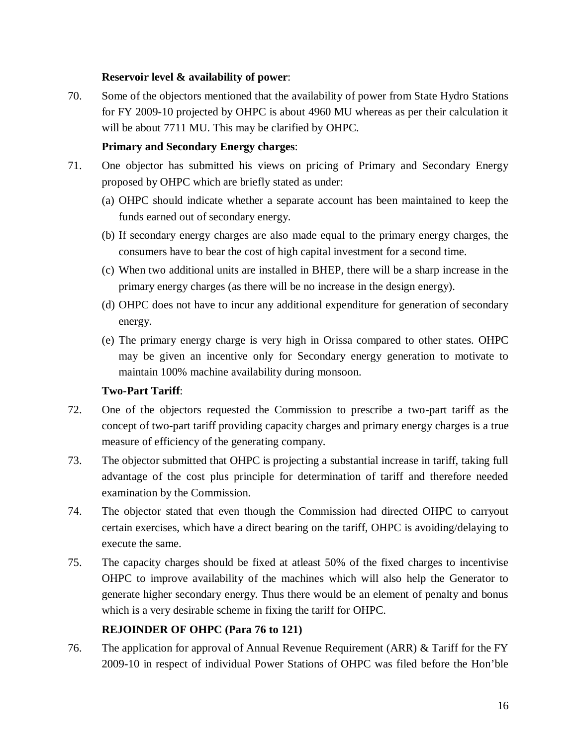**Reservoir level & availability of power**:

70. Some of the objectors mentioned that the availability of power from State Hydro Stations for FY 2009-10 projected by OHPC is about 4960 MU whereas as per their calculation it will be about 7711 MU. This may be clarified by OHPC.

**Primary and Secondary Energy charges**:

71. One objector has submitted his views on pricing of Primary and Secondary Energy proposed by OHPC which are briefly stated as under:

    (a) OHPC should indicate whether a separate account has been maintained to keep the funds earned out of secondary energy.

    (b) If secondary energy charges are also made equal to the primary energy charges, the consumers have to bear the cost of high capital investment for a second time.

    (c) When two additional units are installed in BHEP, there will be a sharp increase in the primary energy charges (as there will be no increase in the design energy).

    (d) OHPC does not have to incur any additional expenditure for generation of secondary energy.

    (e) The primary energy charge is very high in Orissa compared to other states. OHPC may be given an incentive only for Secondary energy generation to motivate to maintain 100% machine availability during monsoon.

**Two-Part Tariff**:

72. One of the objectors requested the Commission to prescribe a two-part tariff as the concept of two-part tariff providing capacity charges and primary energy charges is a true measure of efficiency of the generating company.

73. The objector submitted that OHPC is projecting a substantial increase in tariff, taking full advantage of the cost plus principle for determination of tariff and therefore needed examination by the Commission.

74. The objector stated that even though the Commission had directed OHPC to carryout certain exercises, which have a direct bearing on the tariff, OHPC is avoiding/delaying to execute the same.

75. The capacity charges should be fixed at atleast 50% of the fixed charges to incentivise OHPC to improve availability of the machines which will also help the Generator to generate higher secondary energy. Thus there would be an element of penalty and bonus which is a very desirable scheme in fixing the tariff for OHPC.

**REJOINDER OF OHPC (Para 76 to 121)**

76. The application for approval of Annual Revenue Requirement (ARR) & Tariff for the FY 2009-10 in respect of individual Power Stations of OHPC was filed before the Hon'ble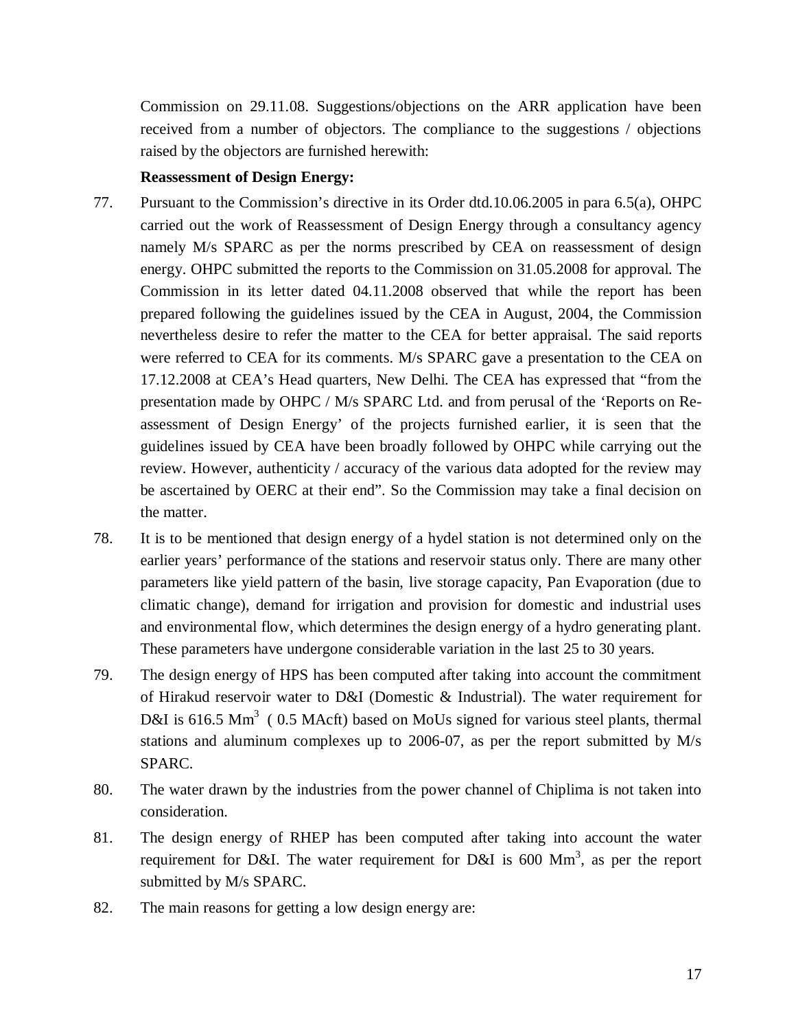Commission on 29.11.08. Suggestions/objections on the ARR application have been received from a number of objectors. The compliance to the suggestions / objections raised by the objectors are furnished herewith:

**Reassessment of Design Energy:**

77. Pursuant to the Commission's directive in its Order dtd.10.06.2005 in para 6.5(a), OHPC carried out the work of Reassessment of Design Energy through a consultancy agency namely M/s SPARC as per the norms prescribed by CEA on reassessment of design energy. OHPC submitted the reports to the Commission on 31.05.2008 for approval. The Commission in its letter dated 04.11.2008 observed that while the report has been prepared following the guidelines issued by the CEA in August, 2004, the Commission nevertheless desire to refer the matter to the CEA for better appraisal. The said reports were referred to CEA for its comments. M/s SPARC gave a presentation to the CEA on 17.12.2008 at CEA's Head quarters, New Delhi. The CEA has expressed that "from the presentation made by OHPC / M/s SPARC Ltd. and from perusal of the 'Reports on Re-assessment of Design Energy' of the projects furnished earlier, it is seen that the guidelines issued by CEA have been broadly followed by OHPC while carrying out the review. However, authenticity / accuracy of the various data adopted for the review may be ascertained by OERC at their end". So the Commission may take a final decision on the matter.

78. It is to be mentioned that design energy of a hydel station is not determined only on the earlier years' performance of the stations and reservoir status only. There are many other parameters like yield pattern of the basin, live storage capacity, Pan Evaporation (due to climatic change), demand for irrigation and provision for domestic and industrial uses and environmental flow, which determines the design energy of a hydro generating plant. These parameters have undergone considerable variation in the last 25 to 30 years.

79. The design energy of HPS has been computed after taking into account the commitment of Hirakud reservoir water to D&I (Domestic & Industrial). The water requirement for D&I is 616.5 $Mm^3$ ( 0.5 MAcft) based on MoUs signed for various steel plants, thermal stations and aluminum complexes up to 2006-07, as per the report submitted by M/s SPARC.

80. The water drawn by the industries from the power channel of Chiplima is not taken into consideration.

81. The design energy of RHEP has been computed after taking into account the water requirement for D&I. The water requirement for D&I is 600 $Mm^3$, as per the report submitted by M/s SPARC.

82. The main reasons for getting a low design energy are: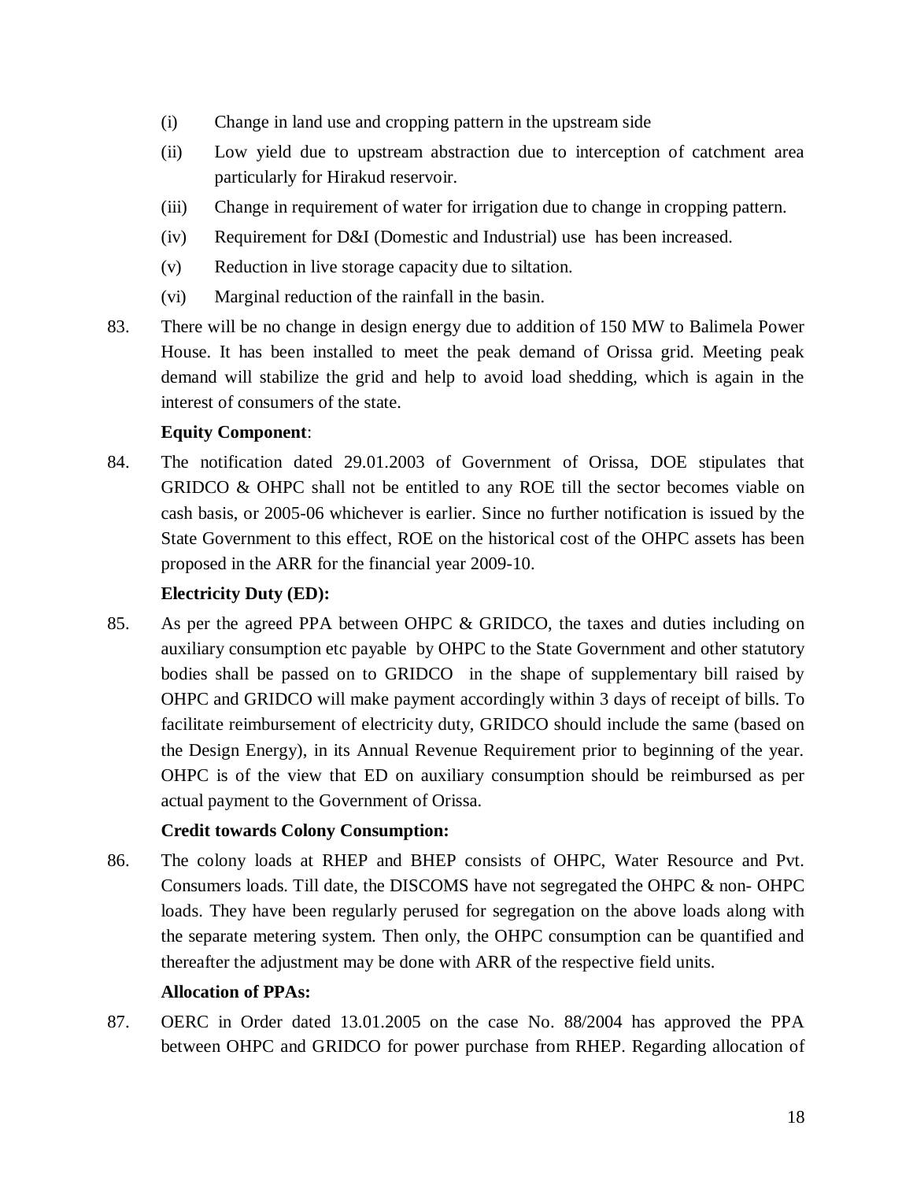(i) Change in land use and cropping pattern in the upstream side

(ii) Low yield due to upstream abstraction due to interception of catchment area particularly for Hirakud reservoir.

(iii) Change in requirement of water for irrigation due to change in cropping pattern.

(iv) Requirement for D&I (Domestic and Industrial) use has been increased.

(v) Reduction in live storage capacity due to siltation.

(vi) Marginal reduction of the rainfall in the basin.

83. There will be no change in design energy due to addition of 150 MW to Balimela Power House. It has been installed to meet the peak demand of Orissa grid. Meeting peak demand will stabilize the grid and help to avoid load shedding, which is again in the interest of consumers of the state.

**Equity Component**:

84. The notification dated 29.01.2003 of Government of Orissa, DOE stipulates that GRIDCO & OHPC shall not be entitled to any ROE till the sector becomes viable on cash basis, or 2005-06 whichever is earlier. Since no further notification is issued by the State Government to this effect, ROE on the historical cost of the OHPC assets has been proposed in the ARR for the financial year 2009-10.

**Electricity Duty (ED):**

85. As per the agreed PPA between OHPC & GRIDCO, the taxes and duties including on auxiliary consumption etc payable by OHPC to the State Government and other statutory bodies shall be passed on to GRIDCO in the shape of supplementary bill raised by OHPC and GRIDCO will make payment accordingly within 3 days of receipt of bills. To facilitate reimbursement of electricity duty, GRIDCO should include the same (based on the Design Energy), in its Annual Revenue Requirement prior to beginning of the year. OHPC is of the view that ED on auxiliary consumption should be reimbursed as per actual payment to the Government of Orissa.

**Credit towards Colony Consumption:**

86. The colony loads at RHEP and BHEP consists of OHPC, Water Resource and Pvt. Consumers loads. Till date, the DISCOMS have not segregated the OHPC & non- OHPC loads. They have been regularly perused for segregation on the above loads along with the separate metering system. Then only, the OHPC consumption can be quantified and thereafter the adjustment may be done with ARR of the respective field units.

**Allocation of PPAs:**

87. OERC in Order dated 13.01.2005 on the case No. 88/2004 has approved the PPA between OHPC and GRIDCO for power purchase from RHEP. Regarding allocation of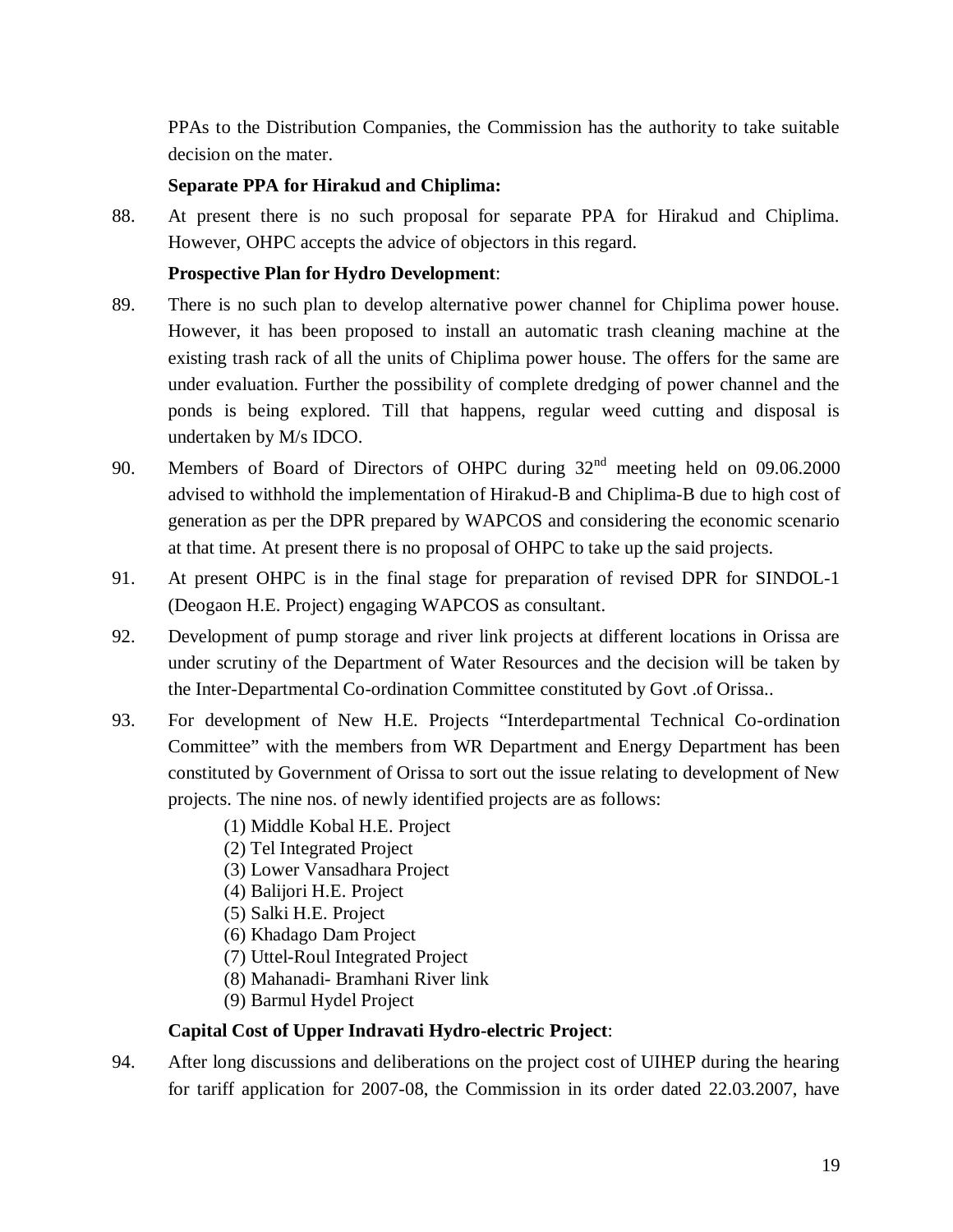PPAs to the Distribution Companies, the Commission has the authority to take suitable decision on the mater.

**Separate PPA for Hirakud and Chiplima:**

88. At present there is no such proposal for separate PPA for Hirakud and Chiplima. However, OHPC accepts the advice of objectors in this regard.

**Prospective Plan for Hydro Development**:

89. There is no such plan to develop alternative power channel for Chiplima power house. However, it has been proposed to install an automatic trash cleaning machine at the existing trash rack of all the units of Chiplima power house. The offers for the same are under evaluation. Further the possibility of complete dredging of power channel and the ponds is being explored. Till that happens, regular weed cutting and disposal is undertaken by M/s IDCO.

90. Members of Board of Directors of OHPC during 32nd meeting held on 09.06.2000 advised to withhold the implementation of Hirakud-B and Chiplima-B due to high cost of generation as per the DPR prepared by WAPCOS and considering the economic scenario at that time. At present there is no proposal of OHPC to take up the said projects.

91. At present OHPC is in the final stage for preparation of revised DPR for SINDOL-1 (Deogaon H.E. Project) engaging WAPCOS as consultant.

92. Development of pump storage and river link projects at different locations in Orissa are under scrutiny of the Department of Water Resources and the decision will be taken by the Inter-Departmental Co-ordination Committee constituted by Govt .of Orissa..

93. For development of New H.E. Projects "Interdepartmental Technical Co-ordination Committee" with the members from WR Department and Energy Department has been constituted by Government of Orissa to sort out the issue relating to development of New projects. The nine nos. of newly identified projects are as follows:

    (1) Middle Kobal H.E. Project
    (2) Tel Integrated Project
    (3) Lower Vansadhara Project
    (4) Balijori H.E. Project
    (5) Salki H.E. Project
    (6) Khadago Dam Project
    (7) Uttel-Roul Integrated Project
    (8) Mahanadi- Bramhani River link
    (9) Barmul Hydel Project

**Capital Cost of Upper Indravati Hydro-electric Project**:

94. After long discussions and deliberations on the project cost of UIHEP during the hearing for tariff application for 2007-08, the Commission in its order dated 22.03.2007, have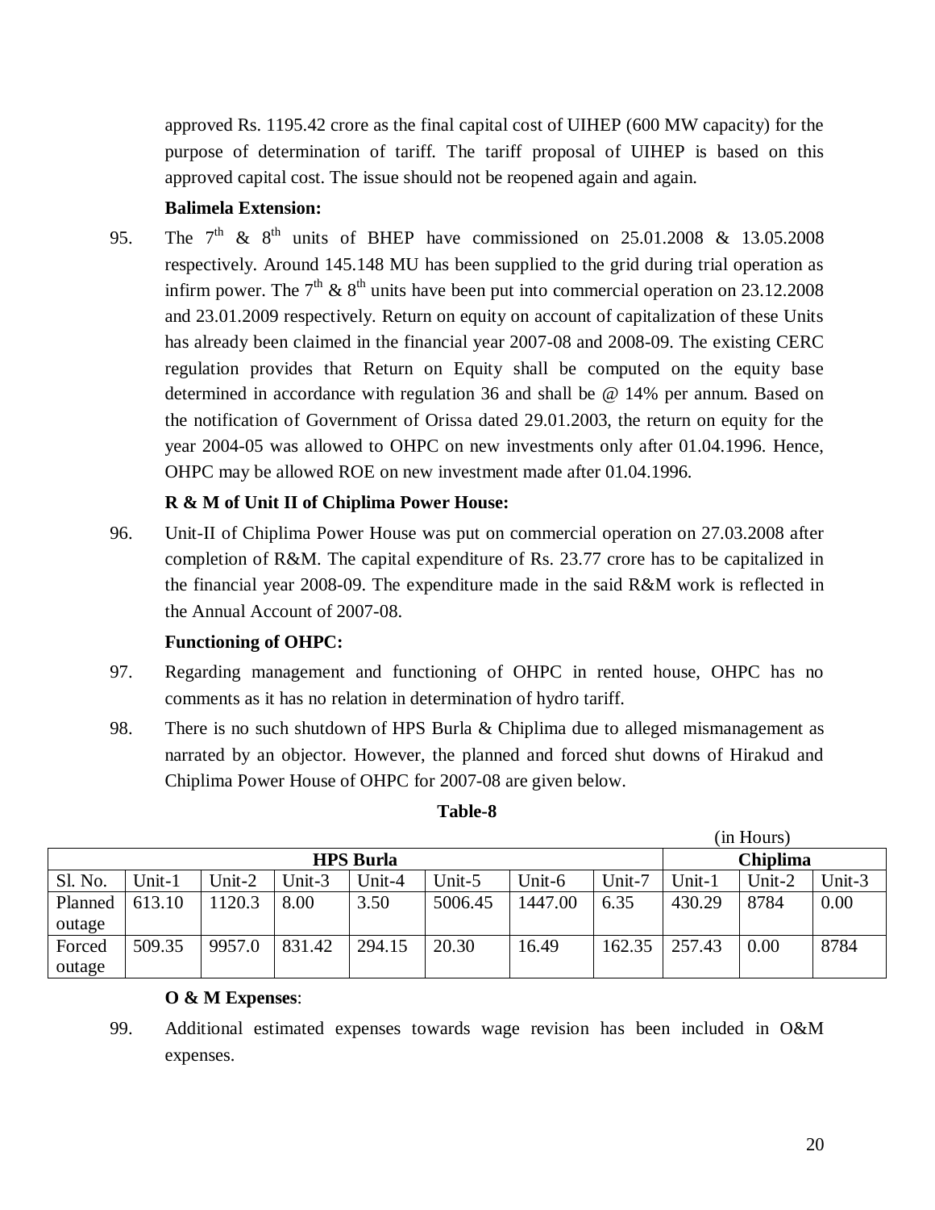approved Rs. 1195.42 crore as the final capital cost of UIHEP (600 MW capacity) for the purpose of determination of tariff. The tariff proposal of UIHEP is based on this approved capital cost. The issue should not be reopened again and again.

**Balimela Extension:**

95. The $7^{th}$ & $8^{th}$ units of BHEP have commissioned on 25.01.2008 & 13.05.2008 respectively. Around 145.148 MU has been supplied to the grid during trial operation as infirm power. The $7^{th}$ & $8^{th}$ units have been put into commercial operation on 23.12.2008 and 23.01.2009 respectively. Return on equity on account of capitalization of these Units has already been claimed in the financial year 2007-08 and 2008-09. The existing CERC regulation provides that Return on Equity shall be computed on the equity base determined in accordance with regulation 36 and shall be @ 14% per annum. Based on the notification of Government of Orissa dated 29.01.2003, the return on equity for the year 2004-05 was allowed to OHPC on new investments only after 01.04.1996. Hence, OHPC may be allowed ROE on new investment made after 01.04.1996.

**R & M of Unit II of Chiplima Power House:**

96. Unit-II of Chiplima Power House was put on commercial operation on 27.03.2008 after completion of R&M. The capital expenditure of Rs. 23.77 crore has to be capitalized in the financial year 2008-09. The expenditure made in the said R&M work is reflected in the Annual Account of 2007-08.

**Functioning of OHPC:**

97. Regarding management and functioning of OHPC in rented house, OHPC has no comments as it has no relation in determination of hydro tariff.

98. There is no such shutdown of HPS Burla & Chiplima due to alleged mismanagement as narrated by an objector. However, the planned and forced shut downs of Hirakud and Chiplima Power House of OHPC for 2007-08 are given below.

**Table-8**

(in Hours)

| HPS Burla | | | | | | | | Chiplima | | |
|---|---|---|---|---|---|---|---|---|---|---|
| Sl. No. | Unit-1 | Unit-2 | Unit-3 | Unit-4 | Unit-5 | Unit-6 | Unit-7 | Unit-1 | Unit-2 | Unit-3 |
| Planned outage | 613.10 | 1120.3 | 8.00 | 3.50 | 5006.45 | 1447.00 | 6.35 | 430.29 | 8784 | 0.00 |
| Forced outage | 509.35 | 9957.0 | 831.42 | 294.15 | 20.30 | 16.49 | 162.35 | 257.43 | 0.00 | 8784 |

**O & M Expenses**:

99. Additional estimated expenses towards wage revision has been included in O&M expenses.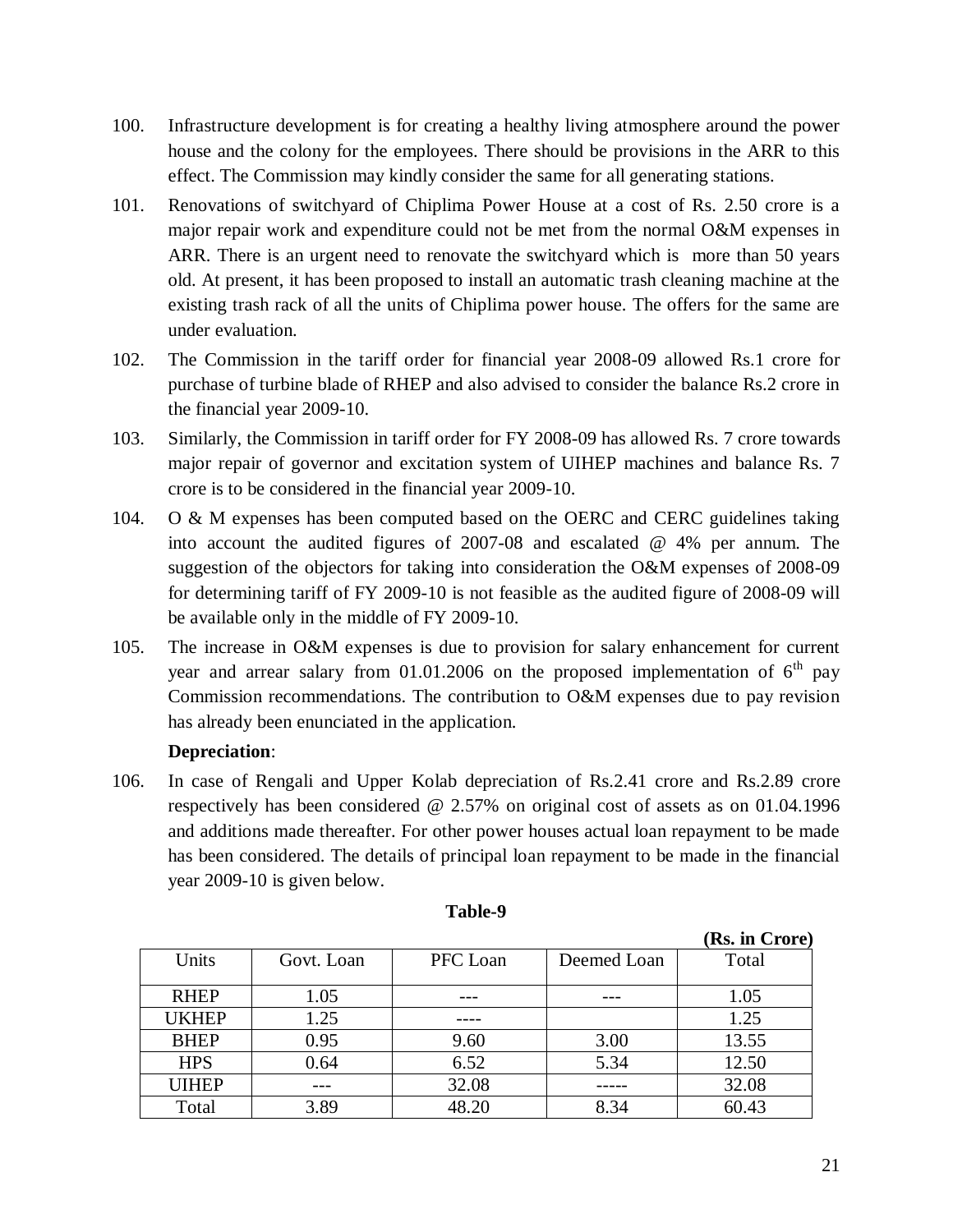100. Infrastructure development is for creating a healthy living atmosphere around the power house and the colony for the employees. There should be provisions in the ARR to this effect. The Commission may kindly consider the same for all generating stations.

101. Renovations of switchyard of Chiplima Power House at a cost of Rs. 2.50 crore is a major repair work and expenditure could not be met from the normal O&M expenses in ARR. There is an urgent need to renovate the switchyard which is more than 50 years old. At present, it has been proposed to install an automatic trash cleaning machine at the existing trash rack of all the units of Chiplima power house. The offers for the same are under evaluation.

102. The Commission in the tariff order for financial year 2008-09 allowed Rs.1 crore for purchase of turbine blade of RHEP and also advised to consider the balance Rs.2 crore in the financial year 2009-10.

103. Similarly, the Commission in tariff order for FY 2008-09 has allowed Rs. 7 crore towards major repair of governor and excitation system of UIHEP machines and balance Rs. 7 crore is to be considered in the financial year 2009-10.

104. O & M expenses has been computed based on the OERC and CERC guidelines taking into account the audited figures of 2007-08 and escalated @ 4% per annum. The suggestion of the objectors for taking into consideration the O&M expenses of 2008-09 for determining tariff of FY 2009-10 is not feasible as the audited figure of 2008-09 will be available only in the middle of FY 2009-10.

105. The increase in O&M expenses is due to provision for salary enhancement for current year and arrear salary from 01.01.2006 on the proposed implementation of 6th pay Commission recommendations. The contribution to O&M expenses due to pay revision has already been enunciated in the application.

**Depreciation**:

106. In case of Rengali and Upper Kolab depreciation of Rs.2.41 crore and Rs.2.89 crore respectively has been considered @ 2.57% on original cost of assets as on 01.04.1996 and additions made thereafter. For other power houses actual loan repayment to be made has been considered. The details of principal loan repayment to be made in the financial year 2009-10 is given below.

**Table-9**

**(Rs. in Crore)**

| Units | Govt. Loan | PFC Loan | Deemed Loan | Total |
|---|---|---|---|---|
| RHEP | 1.05 | --- | --- | 1.05 |
| UKHEP | 1.25 | ---- | | 1.25 |
| BHEP | 0.95 | 9.60 | 3.00 | 13.55 |
| HPS | 0.64 | 6.52 | 5.34 | 12.50 |
| UIHEP | --- | 32.08 | ----- | 32.08 |
| Total | 3.89 | 48.20 | 8.34 | 60.43 |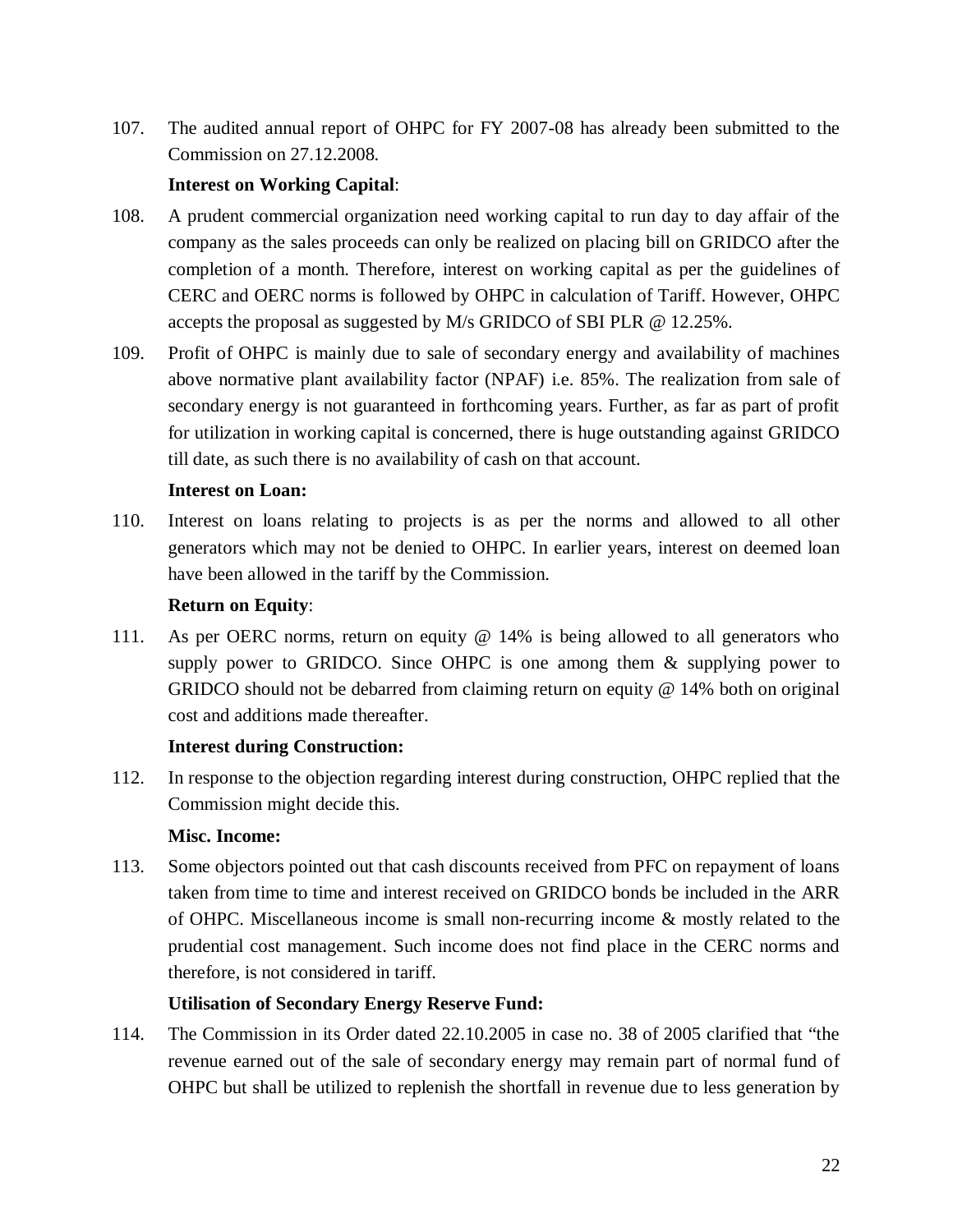107. The audited annual report of OHPC for FY 2007-08 has already been submitted to the Commission on 27.12.2008.

**Interest on Working Capital**:

108. A prudent commercial organization need working capital to run day to day affair of the company as the sales proceeds can only be realized on placing bill on GRIDCO after the completion of a month. Therefore, interest on working capital as per the guidelines of CERC and OERC norms is followed by OHPC in calculation of Tariff. However, OHPC accepts the proposal as suggested by M/s GRIDCO of SBI PLR @ 12.25%.

109. Profit of OHPC is mainly due to sale of secondary energy and availability of machines above normative plant availability factor (NPAF) i.e. 85%. The realization from sale of secondary energy is not guaranteed in forthcoming years. Further, as far as part of profit for utilization in working capital is concerned, there is huge outstanding against GRIDCO till date, as such there is no availability of cash on that account.

**Interest on Loan:**

110. Interest on loans relating to projects is as per the norms and allowed to all other generators which may not be denied to OHPC. In earlier years, interest on deemed loan have been allowed in the tariff by the Commission.

**Return on Equity**:

111. As per OERC norms, return on equity @ 14% is being allowed to all generators who supply power to GRIDCO. Since OHPC is one among them & supplying power to GRIDCO should not be debarred from claiming return on equity @ 14% both on original cost and additions made thereafter.

**Interest during Construction:**

112. In response to the objection regarding interest during construction, OHPC replied that the Commission might decide this.

**Misc. Income:**

113. Some objectors pointed out that cash discounts received from PFC on repayment of loans taken from time to time and interest received on GRIDCO bonds be included in the ARR of OHPC. Miscellaneous income is small non-recurring income & mostly related to the prudential cost management. Such income does not find place in the CERC norms and therefore, is not considered in tariff.

**Utilisation of Secondary Energy Reserve Fund:**

114. The Commission in its Order dated 22.10.2005 in case no. 38 of 2005 clarified that "the revenue earned out of the sale of secondary energy may remain part of normal fund of OHPC but shall be utilized to replenish the shortfall in revenue due to less generation by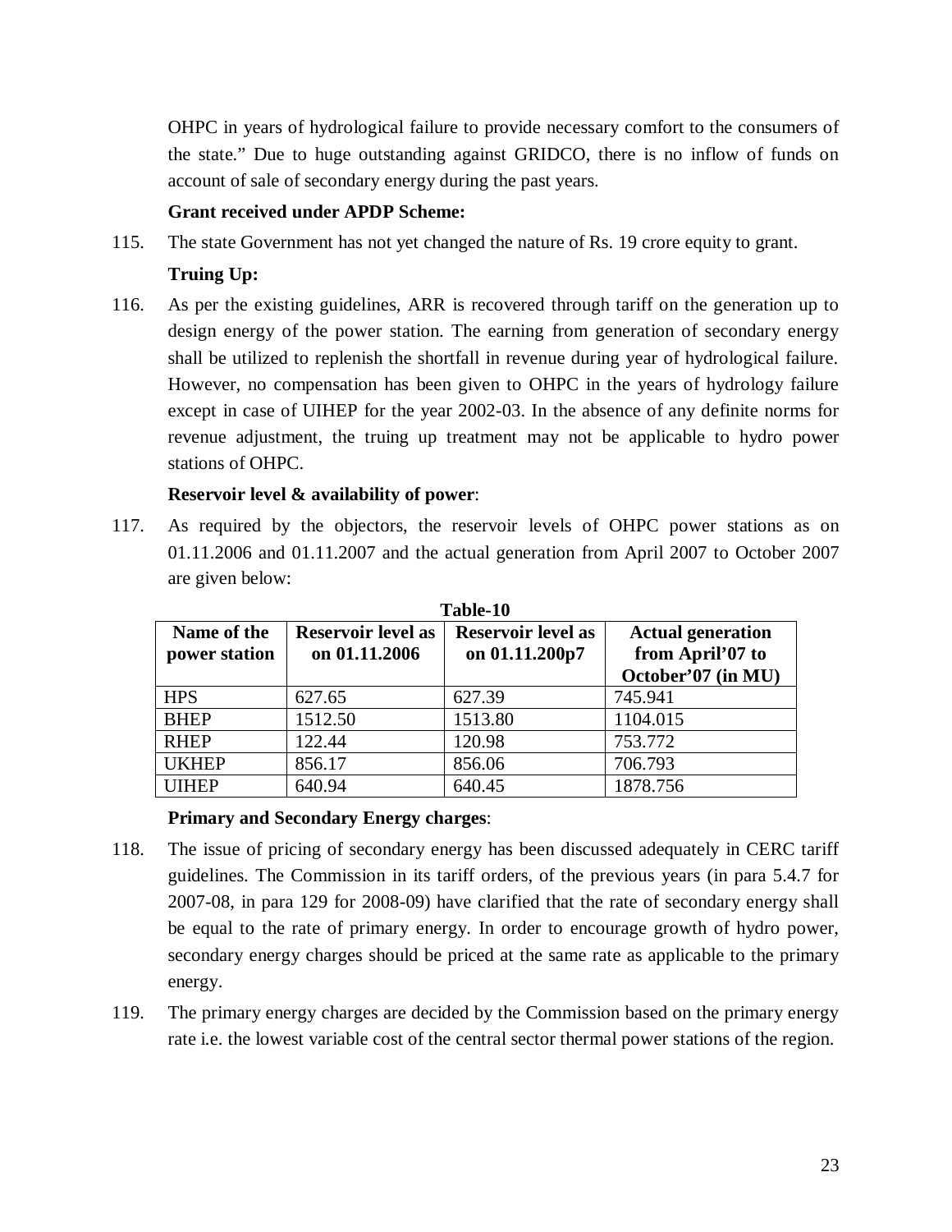OHPC in years of hydrological failure to provide necessary comfort to the consumers of the state." Due to huge outstanding against GRIDCO, there is no inflow of funds on account of sale of secondary energy during the past years.

**Grant received under APDP Scheme:**

115. The state Government has not yet changed the nature of Rs. 19 crore equity to grant.

**Truing Up:**

116. As per the existing guidelines, ARR is recovered through tariff on the generation up to design energy of the power station. The earning from generation of secondary energy shall be utilized to replenish the shortfall in revenue during year of hydrological failure. However, no compensation has been given to OHPC in the years of hydrology failure except in case of UIHEP for the year 2002-03. In the absence of any definite norms for revenue adjustment, the truing up treatment may not be applicable to hydro power stations of OHPC.

**Reservoir level & availability of power**:

117. As required by the objectors, the reservoir levels of OHPC power stations as on 01.11.2006 and 01.11.2007 and the actual generation from April 2007 to October 2007 are given below:

**Table-10**

| Name of the power station | Reservoir level as on 01.11.2006 | Reservoir level as on 01.11.200p7 | Actual generation from April'07 to October'07 (in MU) |
|---|---|---|---|
| HPS | 627.65 | 627.39 | 745.941 |
| BHEP | 1512.50 | 1513.80 | 1104.015 |
| RHEP | 122.44 | 120.98 | 753.772 |
| UKHEP | 856.17 | 856.06 | 706.793 |
| UIHEP | 640.94 | 640.45 | 1878.756 |

**Primary and Secondary Energy charges**:

118. The issue of pricing of secondary energy has been discussed adequately in CERC tariff guidelines. The Commission in its tariff orders, of the previous years (in para 5.4.7 for 2007-08, in para 129 for 2008-09) have clarified that the rate of secondary energy shall be equal to the rate of primary energy. In order to encourage growth of hydro power, secondary energy charges should be priced at the same rate as applicable to the primary energy.

119. The primary energy charges are decided by the Commission based on the primary energy rate i.e. the lowest variable cost of the central sector thermal power stations of the region.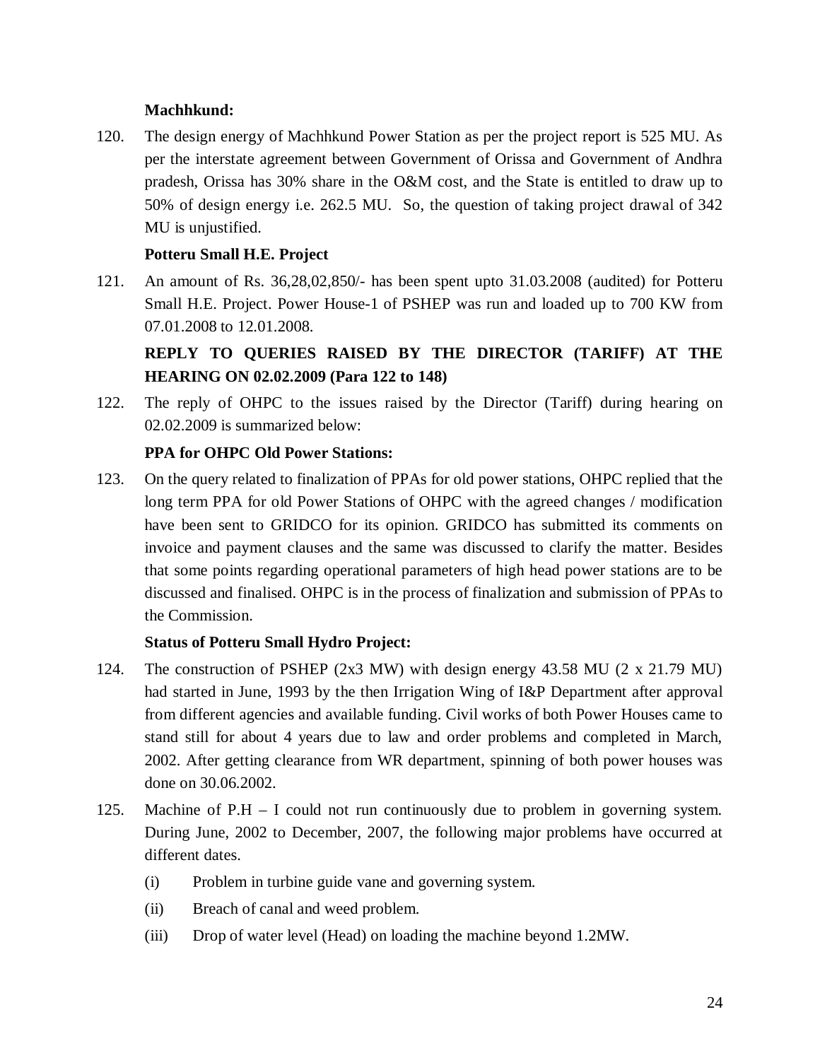**Machhkund:**

120. The design energy of Machhkund Power Station as per the project report is 525 MU. As per the interstate agreement between Government of Orissa and Government of Andhra pradesh, Orissa has 30% share in the O&M cost, and the State is entitled to draw up to 50% of design energy i.e. 262.5 MU. So, the question of taking project drawal of 342 MU is unjustified.

**Potteru Small H.E. Project**

121. An amount of Rs. 36,28,02,850/- has been spent upto 31.03.2008 (audited) for Potteru Small H.E. Project. Power House-1 of PSHEP was run and loaded up to 700 KW from 07.01.2008 to 12.01.2008.

**REPLY TO QUERIES RAISED BY THE DIRECTOR (TARIFF) AT THE HEARING ON 02.02.2009 (Para 122 to 148)**

122. The reply of OHPC to the issues raised by the Director (Tariff) during hearing on 02.02.2009 is summarized below:

**PPA for OHPC Old Power Stations:**

123. On the query related to finalization of PPAs for old power stations, OHPC replied that the long term PPA for old Power Stations of OHPC with the agreed changes / modification have been sent to GRIDCO for its opinion. GRIDCO has submitted its comments on invoice and payment clauses and the same was discussed to clarify the matter. Besides that some points regarding operational parameters of high head power stations are to be discussed and finalised. OHPC is in the process of finalization and submission of PPAs to the Commission.

**Status of Potteru Small Hydro Project:**

124. The construction of PSHEP (2x3 MW) with design energy 43.58 MU (2 x 21.79 MU) had started in June, 1993 by the then Irrigation Wing of I&P Department after approval from different agencies and available funding. Civil works of both Power Houses came to stand still for about 4 years due to law and order problems and completed in March, 2002. After getting clearance from WR department, spinning of both power houses was done on 30.06.2002.

125. Machine of P.H – I could not run continuously due to problem in governing system. During June, 2002 to December, 2007, the following major problems have occurred at different dates.

    (i) Problem in turbine guide vane and governing system.

    (ii) Breach of canal and weed problem.

    (iii) Drop of water level (Head) on loading the machine beyond 1.2MW.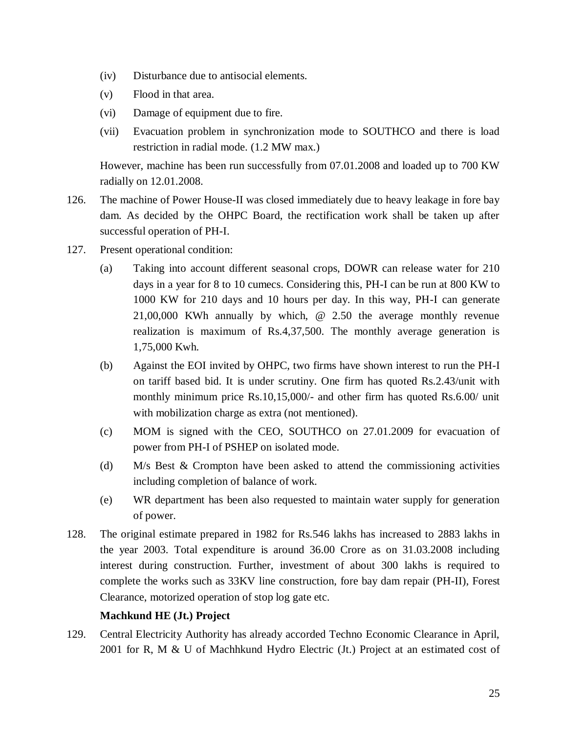(iv) Disturbance due to antisocial elements.

(v) Flood in that area.

(vi) Damage of equipment due to fire.

(vii) Evacuation problem in synchronization mode to SOUTHCO and there is load restriction in radial mode. (1.2 MW max.)

However, machine has been run successfully from 07.01.2008 and loaded up to 700 KW radially on 12.01.2008.

126. The machine of Power House-II was closed immediately due to heavy leakage in fore bay dam. As decided by the OHPC Board, the rectification work shall be taken up after successful operation of PH-I.

127. Present operational condition:

(a) Taking into account different seasonal crops, DOWR can release water for 210 days in a year for 8 to 10 cumecs. Considering this, PH-I can be run at 800 KW to 1000 KW for 210 days and 10 hours per day. In this way, PH-I can generate 21,00,000 KWh annually by which, @ 2.50 the average monthly revenue realization is maximum of Rs.4,37,500. The monthly average generation is 1,75,000 Kwh.

(b) Against the EOI invited by OHPC, two firms have shown interest to run the PH-I on tariff based bid. It is under scrutiny. One firm has quoted Rs.2.43/unit with monthly minimum price Rs.10,15,000/- and other firm has quoted Rs.6.00/ unit with mobilization charge as extra (not mentioned).

(c) MOM is signed with the CEO, SOUTHCO on 27.01.2009 for evacuation of power from PH-I of PSHEP on isolated mode.

(d) M/s Best & Crompton have been asked to attend the commissioning activities including completion of balance of work.

(e) WR department has been also requested to maintain water supply for generation of power.

128. The original estimate prepared in 1982 for Rs.546 lakhs has increased to 2883 lakhs in the year 2003. Total expenditure is around 36.00 Crore as on 31.03.2008 including interest during construction. Further, investment of about 300 lakhs is required to complete the works such as 33KV line construction, fore bay dam repair (PH-II), Forest Clearance, motorized operation of stop log gate etc.

**Machkund HE (Jt.) Project**

129. Central Electricity Authority has already accorded Techno Economic Clearance in April, 2001 for R, M & U of Machhkund Hydro Electric (Jt.) Project at an estimated cost of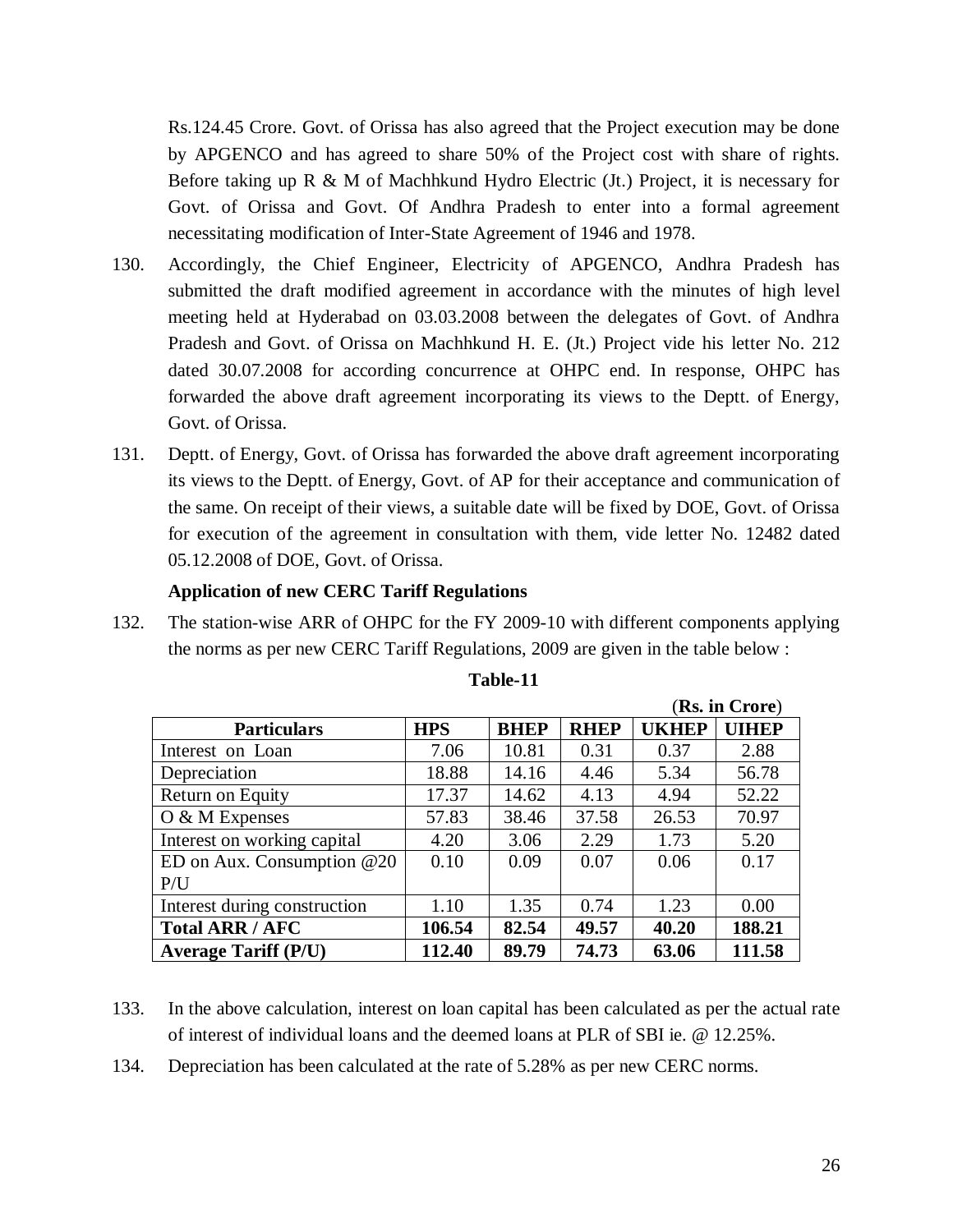Rs.124.45 Crore. Govt. of Orissa has also agreed that the Project execution may be done by APGENCO and has agreed to share 50% of the Project cost with share of rights. Before taking up R & M of Machhkund Hydro Electric (Jt.) Project, it is necessary for Govt. of Orissa and Govt. Of Andhra Pradesh to enter into a formal agreement necessitating modification of Inter-State Agreement of 1946 and 1978.

130. Accordingly, the Chief Engineer, Electricity of APGENCO, Andhra Pradesh has submitted the draft modified agreement in accordance with the minutes of high level meeting held at Hyderabad on 03.03.2008 between the delegates of Govt. of Andhra Pradesh and Govt. of Orissa on Machhkund H. E. (Jt.) Project vide his letter No. 212 dated 30.07.2008 for according concurrence at OHPC end. In response, OHPC has forwarded the above draft agreement incorporating its views to the Deptt. of Energy, Govt. of Orissa.

131. Deptt. of Energy, Govt. of Orissa has forwarded the above draft agreement incorporating its views to the Deptt. of Energy, Govt. of AP for their acceptance and communication of the same. On receipt of their views, a suitable date will be fixed by DOE, Govt. of Orissa for execution of the agreement in consultation with them, vide letter No. 12482 dated 05.12.2008 of DOE, Govt. of Orissa.

**Application of new CERC Tariff Regulations**

132. The station-wise ARR of OHPC for the FY 2009-10 with different components applying the norms as per new CERC Tariff Regulations, 2009 are given in the table below :

**Table-11**

(**Rs. in Crore**)

| Particulars | HPS | BHEP | RHEP | UKHEP | UIHEP |
|---|---|---|---|---|---|
| Interest on Loan | 7.06 | 10.81 | 0.31 | 0.37 | 2.88 |
| Depreciation | 18.88 | 14.16 | 4.46 | 5.34 | 56.78 |
| Return on Equity | 17.37 | 14.62 | 4.13 | 4.94 | 52.22 |
| O & M Expenses | 57.83 | 38.46 | 37.58 | 26.53 | 70.97 |
| Interest on working capital | 4.20 | 3.06 | 2.29 | 1.73 | 5.20 |
| ED on Aux. Consumption @20 P/U | 0.10 | 0.09 | 0.07 | 0.06 | 0.17 |
| Interest during construction | 1.10 | 1.35 | 0.74 | 1.23 | 0.00 |
| **Total ARR / AFC** | **106.54** | **82.54** | **49.57** | **40.20** | **188.21** |
| **Average Tariff (P/U)** | **112.40** | **89.79** | **74.73** | **63.06** | **111.58** |

133. In the above calculation, interest on loan capital has been calculated as per the actual rate of interest of individual loans and the deemed loans at PLR of SBI ie. @ 12.25%.

134. Depreciation has been calculated at the rate of 5.28% as per new CERC norms.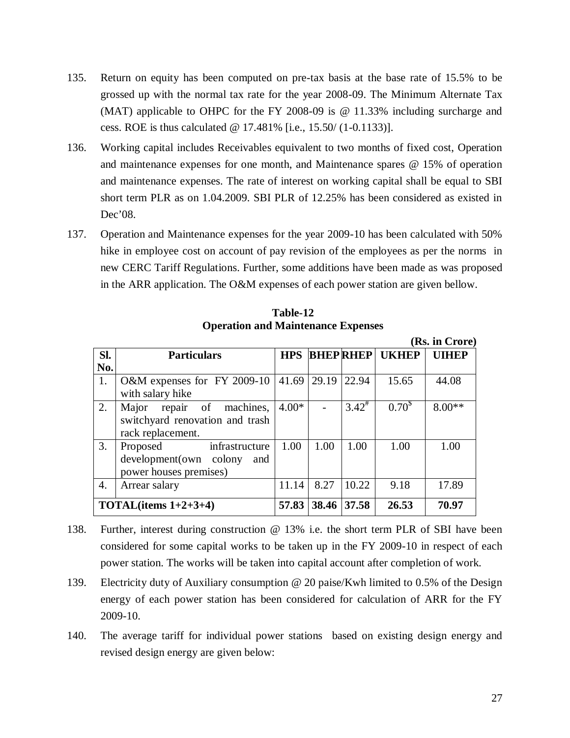135. Return on equity has been computed on pre-tax basis at the base rate of 15.5% to be grossed up with the normal tax rate for the year 2008-09. The Minimum Alternate Tax (MAT) applicable to OHPC for the FY 2008-09 is @ 11.33% including surcharge and cess. ROE is thus calculated @ 17.481% [i.e., 15.50/ (1-0.1133)].

136. Working capital includes Receivables equivalent to two months of fixed cost, Operation and maintenance expenses for one month, and Maintenance spares @ 15% of operation and maintenance expenses. The rate of interest on working capital shall be equal to SBI short term PLR as on 1.04.2009. SBI PLR of 12.25% has been considered as existed in Dec'08.

137. Operation and Maintenance expenses for the year 2009-10 has been calculated with 50% hike in employee cost on account of pay revision of the employees as per the norms in new CERC Tariff Regulations. Further, some additions have been made as was proposed in the ARR application. The O&M expenses of each power station are given bellow.

**Table-12**
**Operation and Maintenance Expenses**

**(Rs. in Crore)**

| Sl. No. | Particulars | HPS | BHEP | RHEP | UKHEP | UIHEP |
|---|---|---|---|---|---|---|
| 1. | O&M expenses for FY 2009-10 with salary hike | 41.69 | 29.19 | 22.94 | 15.65 | 44.08 |
| 2. | Major repair of machines, switchyard renovation and trash rack replacement. | 4.00* | - | 3.42# | 0.70$ | 8.00** |
| 3. | Proposed infrastructure development(own colony and power houses premises) | 1.00 | 1.00 | 1.00 | 1.00 | 1.00 |
| 4. | Arrear salary | 11.14 | 8.27 | 10.22 | 9.18 | 17.89 |
| **TOTAL(items 1+2+3+4)** | | **57.83** | **38.46** | **37.58** | **26.53** | **70.97** |

138. Further, interest during construction @ 13% i.e. the short term PLR of SBI have been considered for some capital works to be taken up in the FY 2009-10 in respect of each power station. The works will be taken into capital account after completion of work.

139. Electricity duty of Auxiliary consumption @ 20 paise/Kwh limited to 0.5% of the Design energy of each power station has been considered for calculation of ARR for the FY 2009-10.

140. The average tariff for individual power stations based on existing design energy and revised design energy are given below: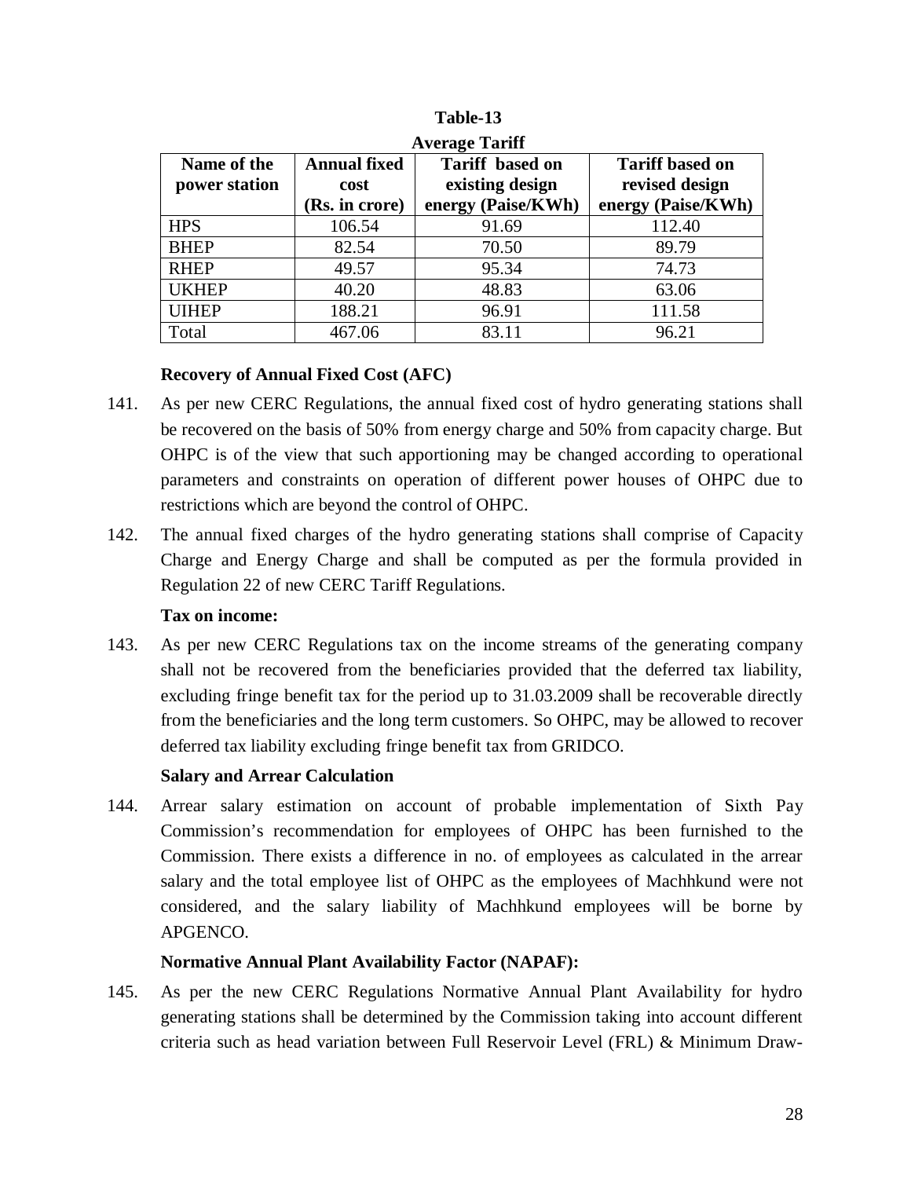**Table-13**

**Average Tariff**

| Name of the power station | Annual fixed cost (Rs. in crore) | Tariff based on existing design energy (Paise/KWh) | Tariff based on revised design energy (Paise/KWh) |
|---|---|---|---|
| HPS | 106.54 | 91.69 | 112.40 |
| BHEP | 82.54 | 70.50 | 89.79 |
| RHEP | 49.57 | 95.34 | 74.73 |
| UKHEP | 40.20 | 48.83 | 63.06 |
| UIHEP | 188.21 | 96.91 | 111.58 |
| Total | 467.06 | 83.11 | 96.21 |

**Recovery of Annual Fixed Cost (AFC)**

141. As per new CERC Regulations, the annual fixed cost of hydro generating stations shall be recovered on the basis of 50% from energy charge and 50% from capacity charge. But OHPC is of the view that such apportioning may be changed according to operational parameters and constraints on operation of different power houses of OHPC due to restrictions which are beyond the control of OHPC.

142. The annual fixed charges of the hydro generating stations shall comprise of Capacity Charge and Energy Charge and shall be computed as per the formula provided in Regulation 22 of new CERC Tariff Regulations.

**Tax on income:**

143. As per new CERC Regulations tax on the income streams of the generating company shall not be recovered from the beneficiaries provided that the deferred tax liability, excluding fringe benefit tax for the period up to 31.03.2009 shall be recoverable directly from the beneficiaries and the long term customers. So OHPC, may be allowed to recover deferred tax liability excluding fringe benefit tax from GRIDCO.

**Salary and Arrear Calculation**

144. Arrear salary estimation on account of probable implementation of Sixth Pay Commission's recommendation for employees of OHPC has been furnished to the Commission. There exists a difference in no. of employees as calculated in the arrear salary and the total employee list of OHPC as the employees of Machhkund were not considered, and the salary liability of Machhkund employees will be borne by APGENCO.

**Normative Annual Plant Availability Factor (NAPAF):**

145. As per the new CERC Regulations Normative Annual Plant Availability for hydro generating stations shall be determined by the Commission taking into account different criteria such as head variation between Full Reservoir Level (FRL) & Minimum Draw-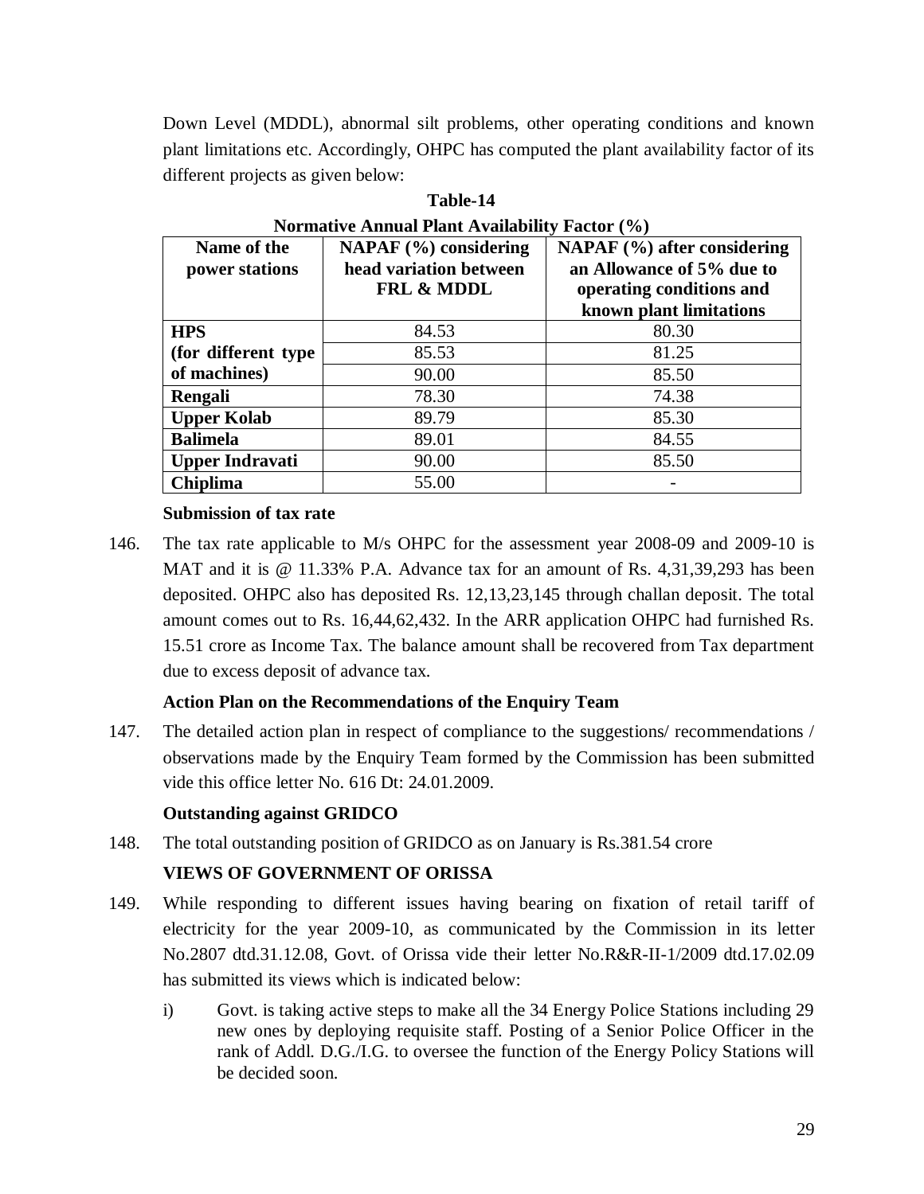Down Level (MDDL), abnormal silt problems, other operating conditions and known plant limitations etc. Accordingly, OHPC has computed the plant availability factor of its different projects as given below:

**Table-14**

**Normative Annual Plant Availability Factor (%)**

| Name of the power stations | NAPAF (%) considering head variation between FRL & MDDL | NAPAF (%) after considering an Allowance of 5% due to operating conditions and known plant limitations |
|---|---|---|
| **HPS** | 84.53 | 80.30 |
| **(for different type** | 85.53 | 81.25 |
| **of machines)** | 90.00 | 85.50 |
| **Rengali** | 78.30 | 74.38 |
| **Upper Kolab** | 89.79 | 85.30 |
| **Balimela** | 89.01 | 84.55 |
| **Upper Indravati** | 90.00 | 85.50 |
| **Chiplima** | 55.00 | - |

**Submission of tax rate**

146. The tax rate applicable to M/s OHPC for the assessment year 2008-09 and 2009-10 is MAT and it is @ 11.33% P.A. Advance tax for an amount of Rs. 4,31,39,293 has been deposited. OHPC also has deposited Rs. 12,13,23,145 through challan deposit. The total amount comes out to Rs. 16,44,62,432. In the ARR application OHPC had furnished Rs. 15.51 crore as Income Tax. The balance amount shall be recovered from Tax department due to excess deposit of advance tax.

**Action Plan on the Recommendations of the Enquiry Team**

147. The detailed action plan in respect of compliance to the suggestions/ recommendations / observations made by the Enquiry Team formed by the Commission has been submitted vide this office letter No. 616 Dt: 24.01.2009.

**Outstanding against GRIDCO**

148. The total outstanding position of GRIDCO as on January is Rs.381.54 crore

**VIEWS OF GOVERNMENT OF ORISSA**

149. While responding to different issues having bearing on fixation of retail tariff of electricity for the year 2009-10, as communicated by the Commission in its letter No.2807 dtd.31.12.08, Govt. of Orissa vide their letter No.R&R-II-1/2009 dtd.17.02.09 has submitted its views which is indicated below:

   i) Govt. is taking active steps to make all the 34 Energy Police Stations including 29 new ones by deploying requisite staff. Posting of a Senior Police Officer in the rank of Addl. D.G./I.G. to oversee the function of the Energy Policy Stations will be decided soon.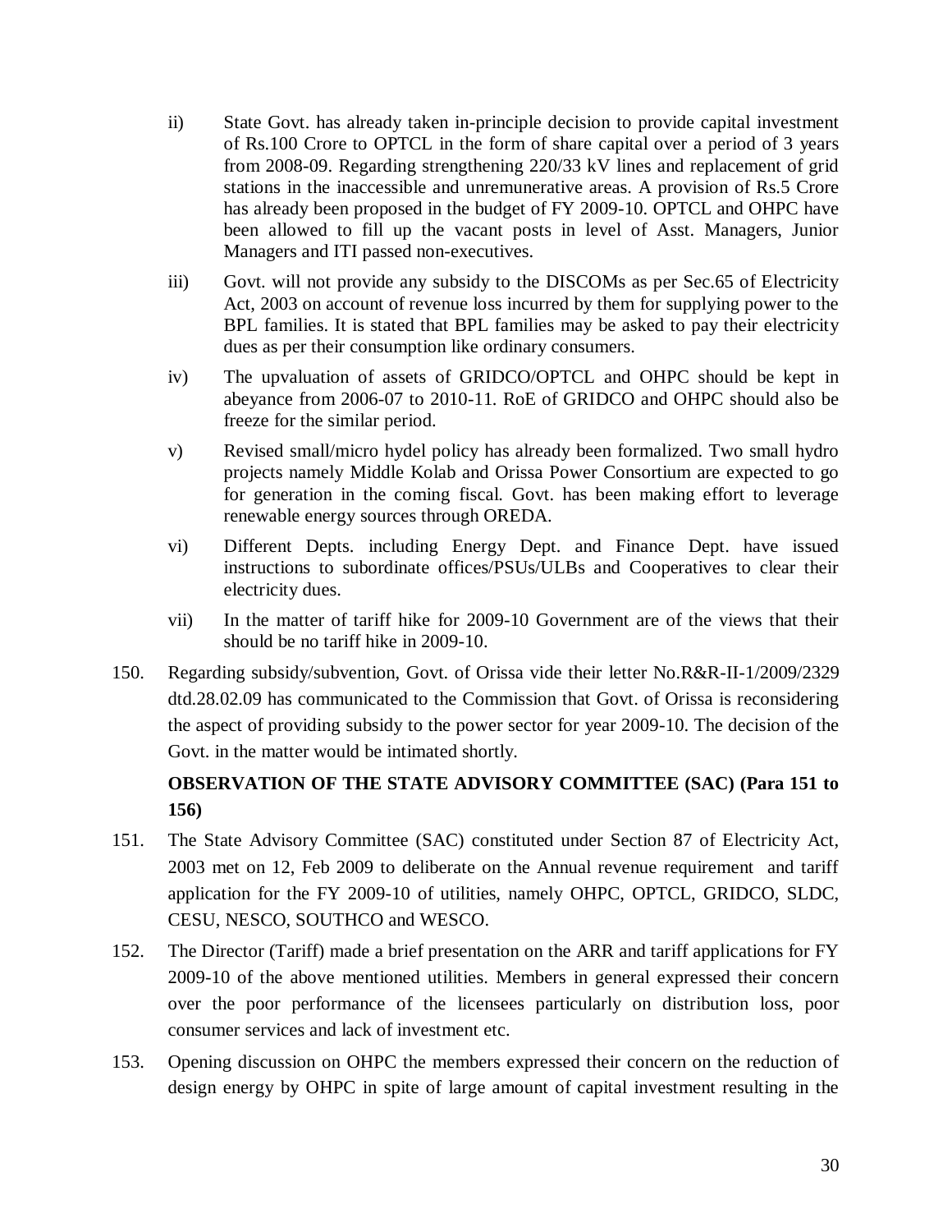ii) State Govt. has already taken in-principle decision to provide capital investment of Rs.100 Crore to OPTCL in the form of share capital over a period of 3 years from 2008-09. Regarding strengthening 220/33 kV lines and replacement of grid stations in the inaccessible and unremunerative areas. A provision of Rs.5 Crore has already been proposed in the budget of FY 2009-10. OPTCL and OHPC have been allowed to fill up the vacant posts in level of Asst. Managers, Junior Managers and ITI passed non-executives.

iii) Govt. will not provide any subsidy to the DISCOMs as per Sec.65 of Electricity Act, 2003 on account of revenue loss incurred by them for supplying power to the BPL families. It is stated that BPL families may be asked to pay their electricity dues as per their consumption like ordinary consumers.

iv) The upvaluation of assets of GRIDCO/OPTCL and OHPC should be kept in abeyance from 2006-07 to 2010-11. RoE of GRIDCO and OHPC should also be freeze for the similar period.

v) Revised small/micro hydel policy has already been formalized. Two small hydro projects namely Middle Kolab and Orissa Power Consortium are expected to go for generation in the coming fiscal. Govt. has been making effort to leverage renewable energy sources through OREDA.

vi) Different Depts. including Energy Dept. and Finance Dept. have issued instructions to subordinate offices/PSUs/ULBs and Cooperatives to clear their electricity dues.

vii) In the matter of tariff hike for 2009-10 Government are of the views that their should be no tariff hike in 2009-10.

150. Regarding subsidy/subvention, Govt. of Orissa vide their letter No.R&R-II-1/2009/2329 dtd.28.02.09 has communicated to the Commission that Govt. of Orissa is reconsidering the aspect of providing subsidy to the power sector for year 2009-10. The decision of the Govt. in the matter would be intimated shortly.

**OBSERVATION OF THE STATE ADVISORY COMMITTEE (SAC) (Para 151 to 156)**

151. The State Advisory Committee (SAC) constituted under Section 87 of Electricity Act, 2003 met on 12, Feb 2009 to deliberate on the Annual revenue requirement and tariff application for the FY 2009-10 of utilities, namely OHPC, OPTCL, GRIDCO, SLDC, CESU, NESCO, SOUTHCO and WESCO.

152. The Director (Tariff) made a brief presentation on the ARR and tariff applications for FY 2009-10 of the above mentioned utilities. Members in general expressed their concern over the poor performance of the licensees particularly on distribution loss, poor consumer services and lack of investment etc.

153. Opening discussion on OHPC the members expressed their concern on the reduction of design energy by OHPC in spite of large amount of capital investment resulting in the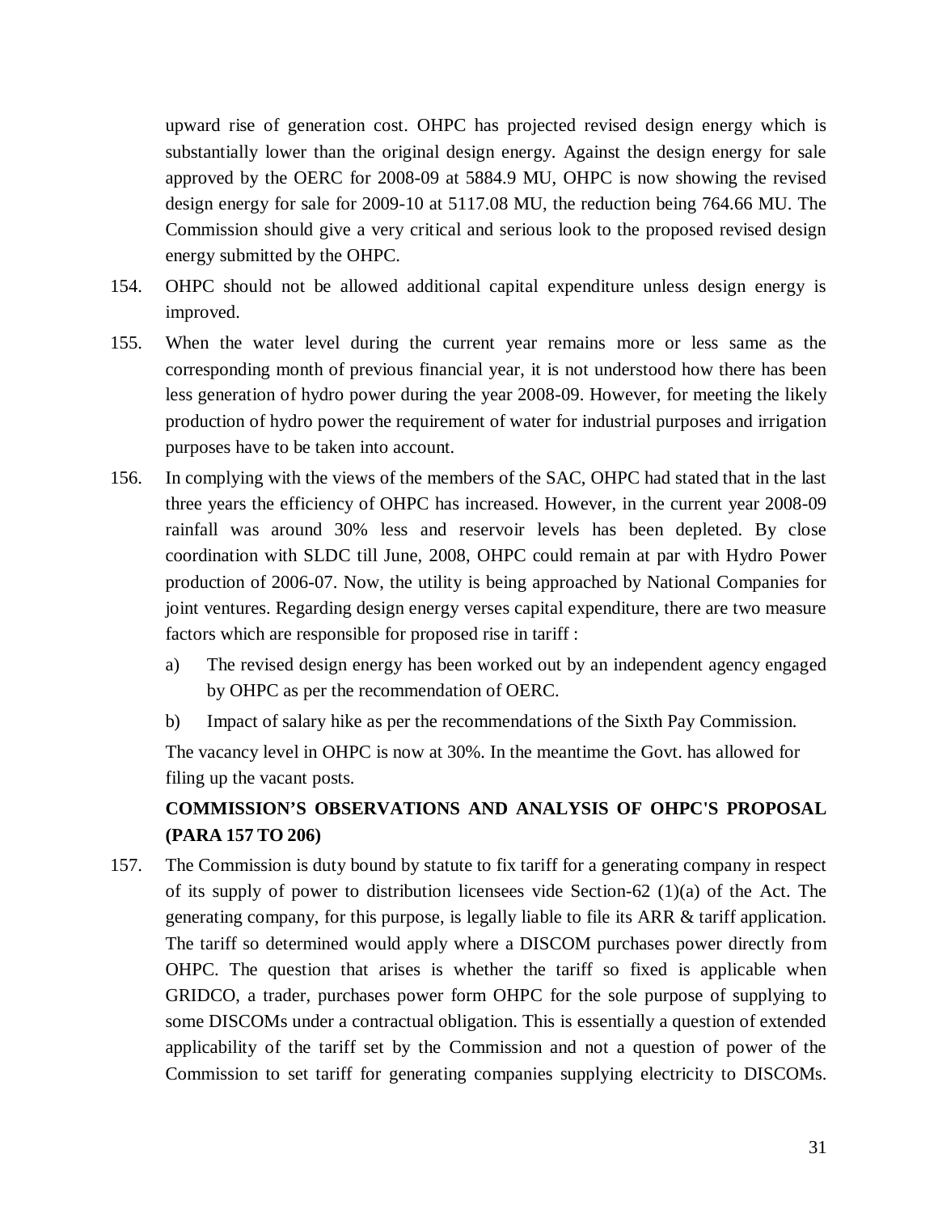upward rise of generation cost. OHPC has projected revised design energy which is substantially lower than the original design energy. Against the design energy for sale approved by the OERC for 2008-09 at 5884.9 MU, OHPC is now showing the revised design energy for sale for 2009-10 at 5117.08 MU, the reduction being 764.66 MU. The Commission should give a very critical and serious look to the proposed revised design energy submitted by the OHPC.

154. OHPC should not be allowed additional capital expenditure unless design energy is improved.

155. When the water level during the current year remains more or less same as the corresponding month of previous financial year, it is not understood how there has been less generation of hydro power during the year 2008-09. However, for meeting the likely production of hydro power the requirement of water for industrial purposes and irrigation purposes have to be taken into account.

156. In complying with the views of the members of the SAC, OHPC had stated that in the last three years the efficiency of OHPC has increased. However, in the current year 2008-09 rainfall was around 30% less and reservoir levels has been depleted. By close coordination with SLDC till June, 2008, OHPC could remain at par with Hydro Power production of 2006-07. Now, the utility is being approached by National Companies for joint ventures. Regarding design energy verses capital expenditure, there are two measure factors which are responsible for proposed rise in tariff :

   a) The revised design energy has been worked out by an independent agency engaged by OHPC as per the recommendation of OERC.

   b) Impact of salary hike as per the recommendations of the Sixth Pay Commission.

   The vacancy level in OHPC is now at 30%. In the meantime the Govt. has allowed for filing up the vacant posts.

## COMMISSION'S OBSERVATIONS AND ANALYSIS OF OHPC'S PROPOSAL (PARA 157 TO 206)

157. The Commission is duty bound by statute to fix tariff for a generating company in respect of its supply of power to distribution licensees vide Section-62 (1)(a) of the Act. The generating company, for this purpose, is legally liable to file its ARR & tariff application. The tariff so determined would apply where a DISCOM purchases power directly from OHPC. The question that arises is whether the tariff so fixed is applicable when GRIDCO, a trader, purchases power form OHPC for the sole purpose of supplying to some DISCOMs under a contractual obligation. This is essentially a question of extended applicability of the tariff set by the Commission and not a question of power of the Commission to set tariff for generating companies supplying electricity to DISCOMs.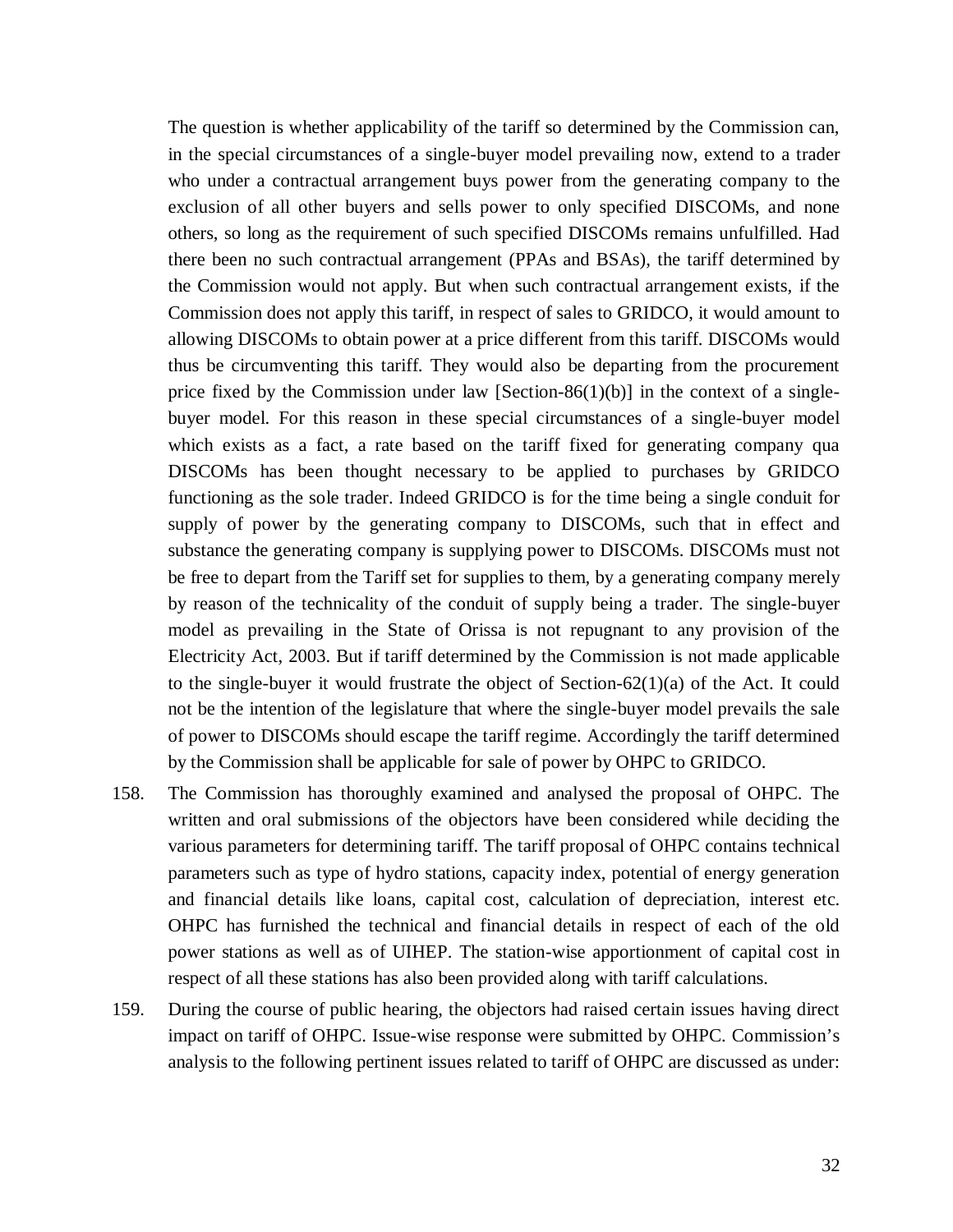The question is whether applicability of the tariff so determined by the Commission can, in the special circumstances of a single-buyer model prevailing now, extend to a trader who under a contractual arrangement buys power from the generating company to the exclusion of all other buyers and sells power to only specified DISCOMs, and none others, so long as the requirement of such specified DISCOMs remains unfulfilled. Had there been no such contractual arrangement (PPAs and BSAs), the tariff determined by the Commission would not apply. But when such contractual arrangement exists, if the Commission does not apply this tariff, in respect of sales to GRIDCO, it would amount to allowing DISCOMs to obtain power at a price different from this tariff. DISCOMs would thus be circumventing this tariff. They would also be departing from the procurement price fixed by the Commission under law [Section-86(1)(b)] in the context of a single-buyer model. For this reason in these special circumstances of a single-buyer model which exists as a fact, a rate based on the tariff fixed for generating company qua DISCOMs has been thought necessary to be applied to purchases by GRIDCO functioning as the sole trader. Indeed GRIDCO is for the time being a single conduit for supply of power by the generating company to DISCOMs, such that in effect and substance the generating company is supplying power to DISCOMs. DISCOMs must not be free to depart from the Tariff set for supplies to them, by a generating company merely by reason of the technicality of the conduit of supply being a trader. The single-buyer model as prevailing in the State of Orissa is not repugnant to any provision of the Electricity Act, 2003. But if tariff determined by the Commission is not made applicable to the single-buyer it would frustrate the object of Section-62(1)(a) of the Act. It could not be the intention of the legislature that where the single-buyer model prevails the sale of power to DISCOMs should escape the tariff regime. Accordingly the tariff determined by the Commission shall be applicable for sale of power by OHPC to GRIDCO.

158. The Commission has thoroughly examined and analysed the proposal of OHPC. The written and oral submissions of the objectors have been considered while deciding the various parameters for determining tariff. The tariff proposal of OHPC contains technical parameters such as type of hydro stations, capacity index, potential of energy generation and financial details like loans, capital cost, calculation of depreciation, interest etc. OHPC has furnished the technical and financial details in respect of each of the old power stations as well as of UIHEP. The station-wise apportionment of capital cost in respect of all these stations has also been provided along with tariff calculations.

159. During the course of public hearing, the objectors had raised certain issues having direct impact on tariff of OHPC. Issue-wise response were submitted by OHPC. Commission's analysis to the following pertinent issues related to tariff of OHPC are discussed as under: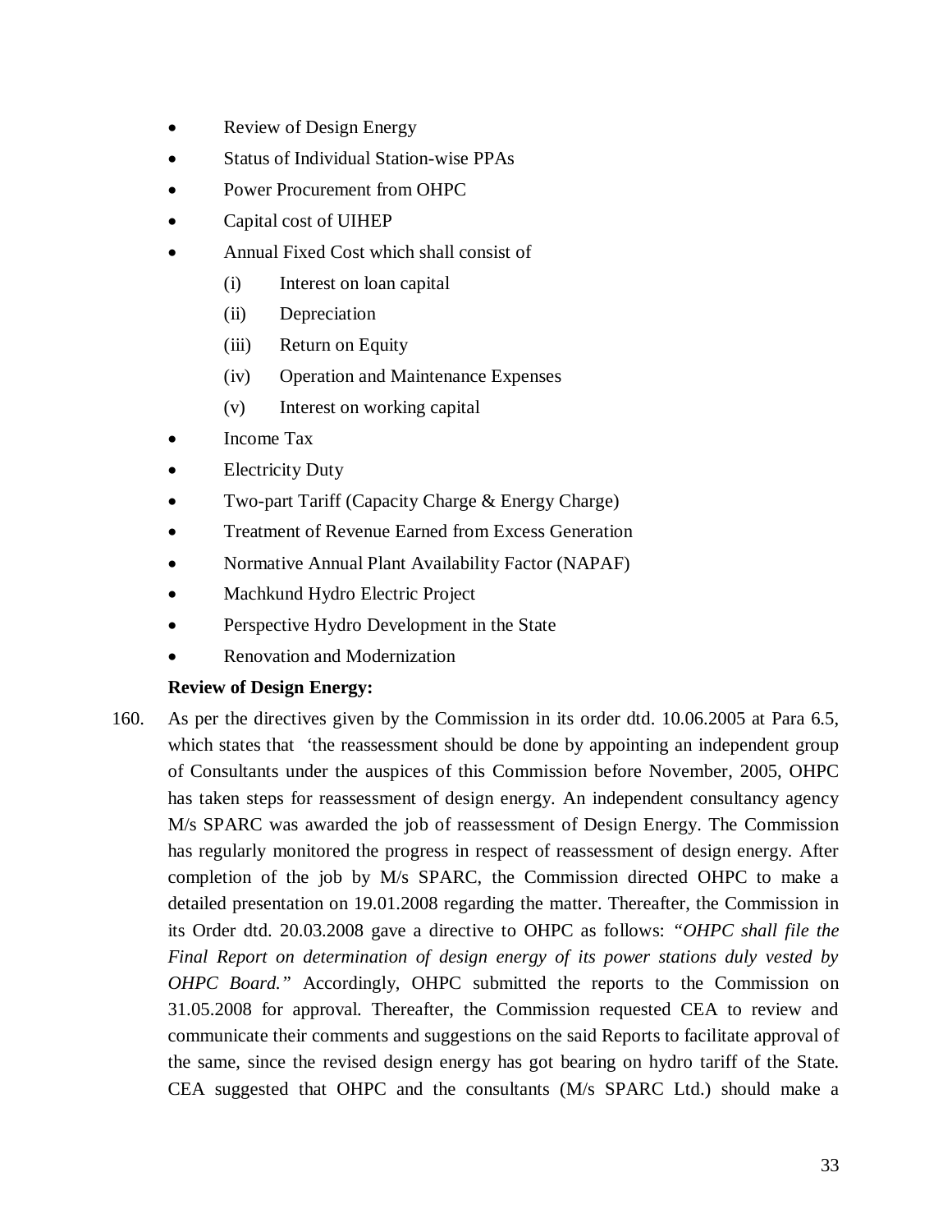- Review of Design Energy
- Status of Individual Station-wise PPAs
- Power Procurement from OHPC
- Capital cost of UIHEP
- Annual Fixed Cost which shall consist of
  - (i) Interest on loan capital
  - (ii) Depreciation
  - (iii) Return on Equity
  - (iv) Operation and Maintenance Expenses
  - (v) Interest on working capital
- Income Tax
- Electricity Duty
- Two-part Tariff (Capacity Charge & Energy Charge)
- Treatment of Revenue Earned from Excess Generation
- Normative Annual Plant Availability Factor (NAPAF)
- Machkund Hydro Electric Project
- Perspective Hydro Development in the State
- Renovation and Modernization

**Review of Design Energy:**

160. As per the directives given by the Commission in its order dtd. 10.06.2005 at Para 6.5, which states that 'the reassessment should be done by appointing an independent group of Consultants under the auspices of this Commission before November, 2005, OHPC has taken steps for reassessment of design energy. An independent consultancy agency M/s SPARC was awarded the job of reassessment of Design Energy. The Commission has regularly monitored the progress in respect of reassessment of design energy. After completion of the job by M/s SPARC, the Commission directed OHPC to make a detailed presentation on 19.01.2008 regarding the matter. Thereafter, the Commission in its Order dtd. 20.03.2008 gave a directive to OHPC as follows: *"OHPC shall file the Final Report on determination of design energy of its power stations duly vested by OHPC Board."* Accordingly, OHPC submitted the reports to the Commission on 31.05.2008 for approval. Thereafter, the Commission requested CEA to review and communicate their comments and suggestions on the said Reports to facilitate approval of the same, since the revised design energy has got bearing on hydro tariff of the State. CEA suggested that OHPC and the consultants (M/s SPARC Ltd.) should make a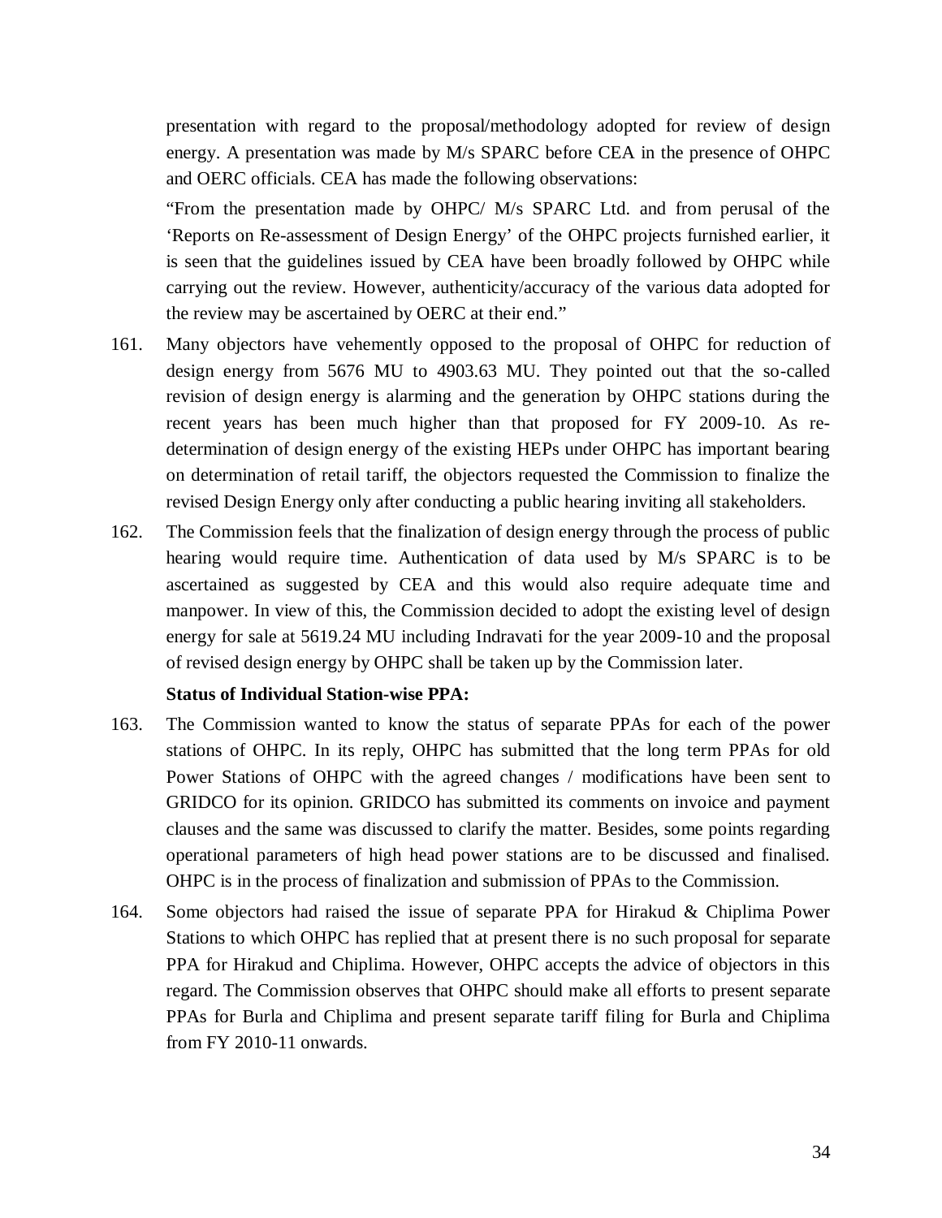presentation with regard to the proposal/methodology adopted for review of design energy. A presentation was made by M/s SPARC before CEA in the presence of OHPC and OERC officials. CEA has made the following observations:

"From the presentation made by OHPC/ M/s SPARC Ltd. and from perusal of the 'Reports on Re-assessment of Design Energy' of the OHPC projects furnished earlier, it is seen that the guidelines issued by CEA have been broadly followed by OHPC while carrying out the review. However, authenticity/accuracy of the various data adopted for the review may be ascertained by OERC at their end."

161. Many objectors have vehemently opposed to the proposal of OHPC for reduction of design energy from 5676 MU to 4903.63 MU. They pointed out that the so-called revision of design energy is alarming and the generation by OHPC stations during the recent years has been much higher than that proposed for FY 2009-10. As re-determination of design energy of the existing HEPs under OHPC has important bearing on determination of retail tariff, the objectors requested the Commission to finalize the revised Design Energy only after conducting a public hearing inviting all stakeholders.

162. The Commission feels that the finalization of design energy through the process of public hearing would require time. Authentication of data used by M/s SPARC is to be ascertained as suggested by CEA and this would also require adequate time and manpower. In view of this, the Commission decided to adopt the existing level of design energy for sale at 5619.24 MU including Indravati for the year 2009-10 and the proposal of revised design energy by OHPC shall be taken up by the Commission later.

**Status of Individual Station-wise PPA:**

163. The Commission wanted to know the status of separate PPAs for each of the power stations of OHPC. In its reply, OHPC has submitted that the long term PPAs for old Power Stations of OHPC with the agreed changes / modifications have been sent to GRIDCO for its opinion. GRIDCO has submitted its comments on invoice and payment clauses and the same was discussed to clarify the matter. Besides, some points regarding operational parameters of high head power stations are to be discussed and finalised. OHPC is in the process of finalization and submission of PPAs to the Commission.

164. Some objectors had raised the issue of separate PPA for Hirakud & Chiplima Power Stations to which OHPC has replied that at present there is no such proposal for separate PPA for Hirakud and Chiplima. However, OHPC accepts the advice of objectors in this regard. The Commission observes that OHPC should make all efforts to present separate PPAs for Burla and Chiplima and present separate tariff filing for Burla and Chiplima from FY 2010-11 onwards.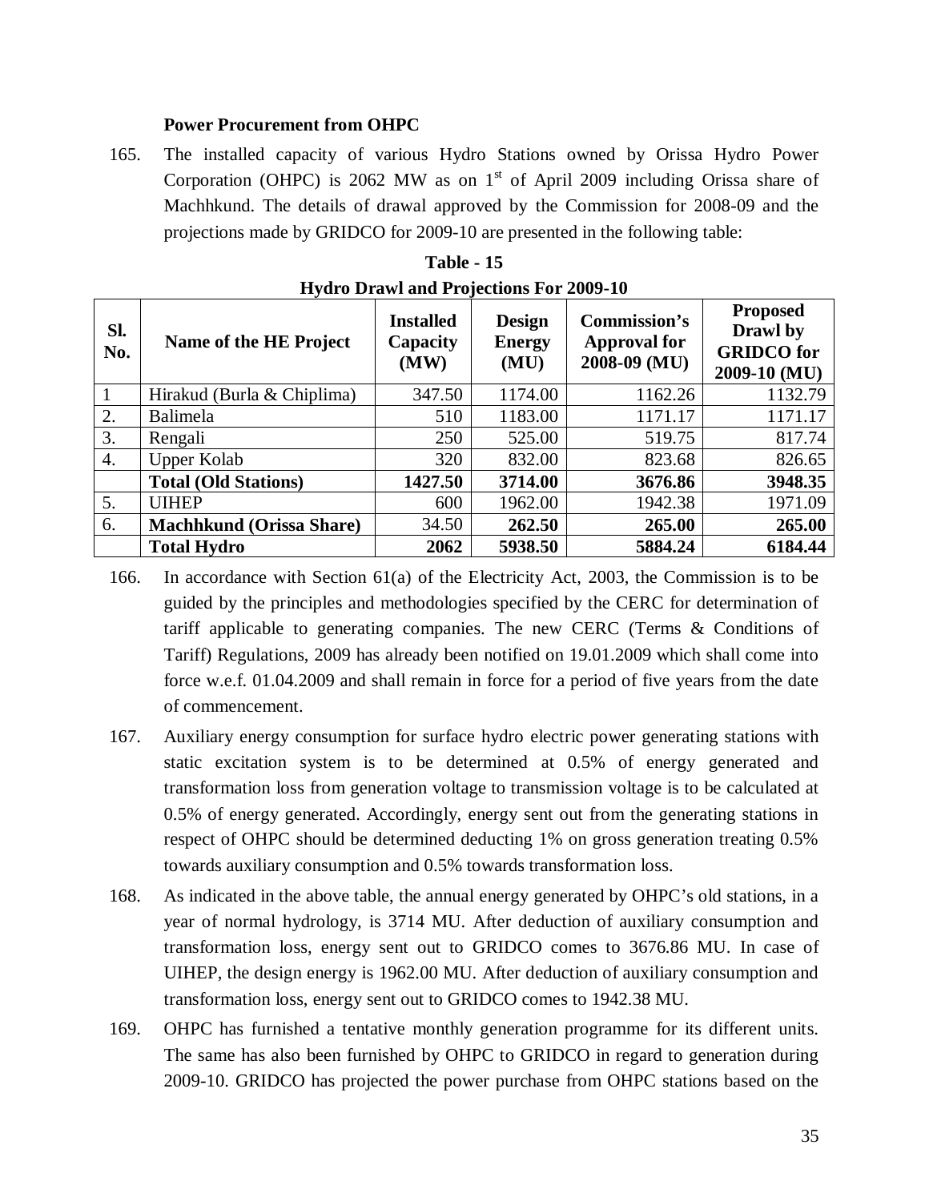**Power Procurement from OHPC**

165. The installed capacity of various Hydro Stations owned by Orissa Hydro Power Corporation (OHPC) is 2062 MW as on 1st of April 2009 including Orissa share of Machhkund. The details of drawal approved by the Commission for 2008-09 and the projections made by GRIDCO for 2009-10 are presented in the following table:

**Table - 15**
**Hydro Drawl and Projections For 2009-10**

| Sl. No. | Name of the HE Project | Installed Capacity (MW) | Design Energy (MU) | Commission's Approval for 2008-09 (MU) | Proposed Drawl by GRIDCO for 2009-10 (MU) |
|---|---|---|---|---|---|
| 1 | Hirakud (Burla & Chiplima) | 347.50 | 1174.00 | 1162.26 | 1132.79 |
| 2. | Balimela | 510 | 1183.00 | 1171.17 | 1171.17 |
| 3. | Rengali | 250 | 525.00 | 519.75 | 817.74 |
| 4. | Upper Kolab | 320 | 832.00 | 823.68 | 826.65 |
| | **Total (Old Stations)** | **1427.50** | **3714.00** | **3676.86** | **3948.35** |
| 5. | UIHEP | 600 | 1962.00 | 1942.38 | 1971.09 |
| 6. | **Machhkund (Orissa Share)** | 34.50 | **262.50** | **265.00** | **265.00** |
| | **Total Hydro** | **2062** | **5938.50** | **5884.24** | **6184.44** |

166. In accordance with Section 61(a) of the Electricity Act, 2003, the Commission is to be guided by the principles and methodologies specified by the CERC for determination of tariff applicable to generating companies. The new CERC (Terms & Conditions of Tariff) Regulations, 2009 has already been notified on 19.01.2009 which shall come into force w.e.f. 01.04.2009 and shall remain in force for a period of five years from the date of commencement.

167. Auxiliary energy consumption for surface hydro electric power generating stations with static excitation system is to be determined at 0.5% of energy generated and transformation loss from generation voltage to transmission voltage is to be calculated at 0.5% of energy generated. Accordingly, energy sent out from the generating stations in respect of OHPC should be determined deducting 1% on gross generation treating 0.5% towards auxiliary consumption and 0.5% towards transformation loss.

168. As indicated in the above table, the annual energy generated by OHPC's old stations, in a year of normal hydrology, is 3714 MU. After deduction of auxiliary consumption and transformation loss, energy sent out to GRIDCO comes to 3676.86 MU. In case of UIHEP, the design energy is 1962.00 MU. After deduction of auxiliary consumption and transformation loss, energy sent out to GRIDCO comes to 1942.38 MU.

169. OHPC has furnished a tentative monthly generation programme for its different units. The same has also been furnished by OHPC to GRIDCO in regard to generation during 2009-10. GRIDCO has projected the power purchase from OHPC stations based on the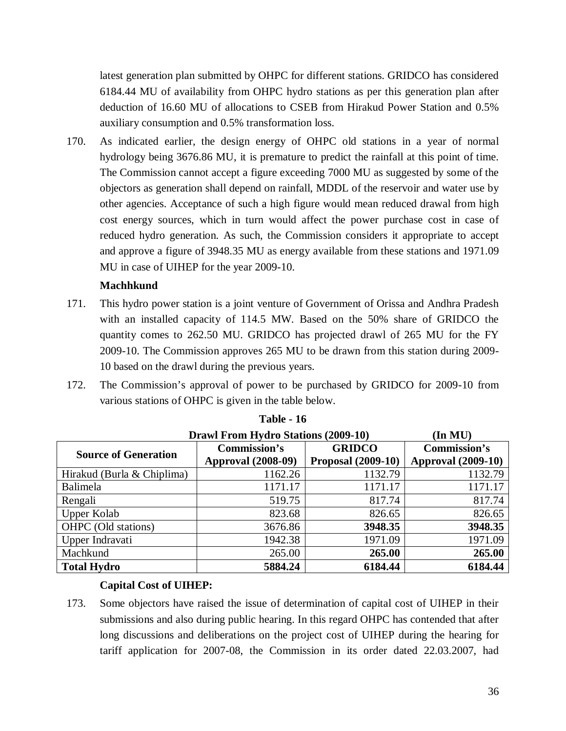latest generation plan submitted by OHPC for different stations. GRIDCO has considered 6184.44 MU of availability from OHPC hydro stations as per this generation plan after deduction of 16.60 MU of allocations to CSEB from Hirakud Power Station and 0.5% auxiliary consumption and 0.5% transformation loss.

170. As indicated earlier, the design energy of OHPC old stations in a year of normal hydrology being 3676.86 MU, it is premature to predict the rainfall at this point of time. The Commission cannot accept a figure exceeding 7000 MU as suggested by some of the objectors as generation shall depend on rainfall, MDDL of the reservoir and water use by other agencies. Acceptance of such a high figure would mean reduced drawal from high cost energy sources, which in turn would affect the power purchase cost in case of reduced hydro generation. As such, the Commission considers it appropriate to accept and approve a figure of 3948.35 MU as energy available from these stations and 1971.09 MU in case of UIHEP for the year 2009-10.

**Machhkund**

171. This hydro power station is a joint venture of Government of Orissa and Andhra Pradesh with an installed capacity of 114.5 MW. Based on the 50% share of GRIDCO the quantity comes to 262.50 MU. GRIDCO has projected drawl of 265 MU for the FY 2009-10. The Commission approves 265 MU to be drawn from this station during 2009-10 based on the drawl during the previous years.

172. The Commission's approval of power to be purchased by GRIDCO for 2009-10 from various stations of OHPC is given in the table below.

**Table - 16**

**Drawl From Hydro Stations (2009-10)** **(In MU)**

| Source of Generation | Commission's Approval (2008-09) | GRIDCO Proposal (2009-10) | Commission's Approval (2009-10) |
|---|---|---|---|
| Hirakud (Burla & Chiplima) | 1162.26 | 1132.79 | 1132.79 |
| Balimela | 1171.17 | 1171.17 | 1171.17 |
| Rengali | 519.75 | 817.74 | 817.74 |
| Upper Kolab | 823.68 | 826.65 | 826.65 |
| OHPC (Old stations) | 3676.86 | **3948.35** | **3948.35** |
| Upper Indravati | 1942.38 | 1971.09 | 1971.09 |
| Machkund | 265.00 | **265.00** | **265.00** |
| **Total Hydro** | **5884.24** | **6184.44** | **6184.44** |

**Capital Cost of UIHEP:**

173. Some objectors have raised the issue of determination of capital cost of UIHEP in their submissions and also during public hearing. In this regard OHPC has contended that after long discussions and deliberations on the project cost of UIHEP during the hearing for tariff application for 2007-08, the Commission in its order dated 22.03.2007, had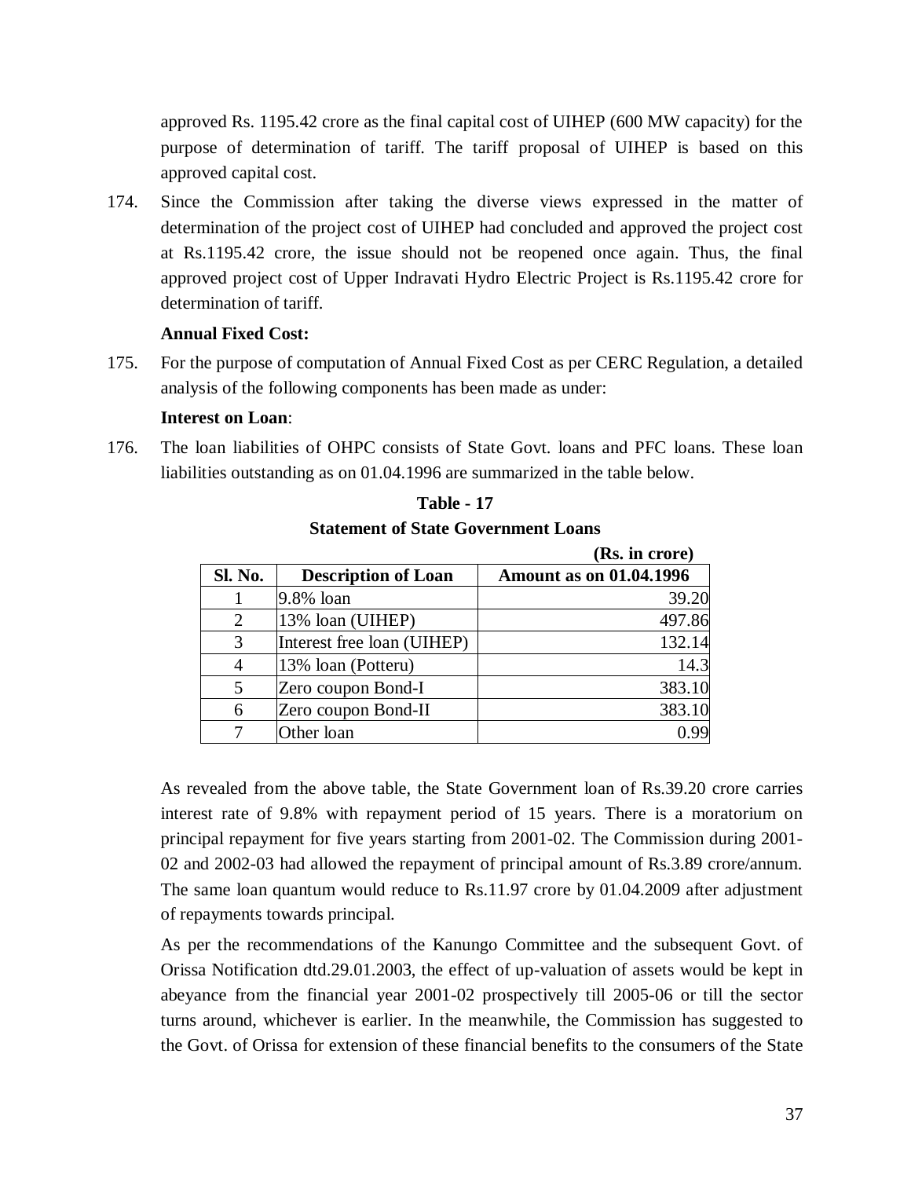approved Rs. 1195.42 crore as the final capital cost of UIHEP (600 MW capacity) for the purpose of determination of tariff. The tariff proposal of UIHEP is based on this approved capital cost.

174. Since the Commission after taking the diverse views expressed in the matter of determination of the project cost of UIHEP had concluded and approved the project cost at Rs.1195.42 crore, the issue should not be reopened once again. Thus, the final approved project cost of Upper Indravati Hydro Electric Project is Rs.1195.42 crore for determination of tariff.

**Annual Fixed Cost:**

175. For the purpose of computation of Annual Fixed Cost as per CERC Regulation, a detailed analysis of the following components has been made as under:

**Interest on Loan**:

176. The loan liabilities of OHPC consists of State Govt. loans and PFC loans. These loan liabilities outstanding as on 01.04.1996 are summarized in the table below.

**Table - 17**

**Statement of State Government Loans**

**(Rs. in crore)**

| Sl. No. | Description of Loan | Amount as on 01.04.1996 |
|---|---|---|
| 1 | 9.8% loan | 39.20 |
| 2 | 13% loan (UIHEP) | 497.86 |
| 3 | Interest free loan (UIHEP) | 132.14 |
| 4 | 13% loan (Potteru) | 14.3 |
| 5 | Zero coupon Bond-I | 383.10 |
| 6 | Zero coupon Bond-II | 383.10 |
| 7 | Other loan | 0.99 |

As revealed from the above table, the State Government loan of Rs.39.20 crore carries interest rate of 9.8% with repayment period of 15 years. There is a moratorium on principal repayment for five years starting from 2001-02. The Commission during 2001-02 and 2002-03 had allowed the repayment of principal amount of Rs.3.89 crore/annum. The same loan quantum would reduce to Rs.11.97 crore by 01.04.2009 after adjustment of repayments towards principal.

As per the recommendations of the Kanungo Committee and the subsequent Govt. of Orissa Notification dtd.29.01.2003, the effect of up-valuation of assets would be kept in abeyance from the financial year 2001-02 prospectively till 2005-06 or till the sector turns around, whichever is earlier. In the meanwhile, the Commission has suggested to the Govt. of Orissa for extension of these financial benefits to the consumers of the State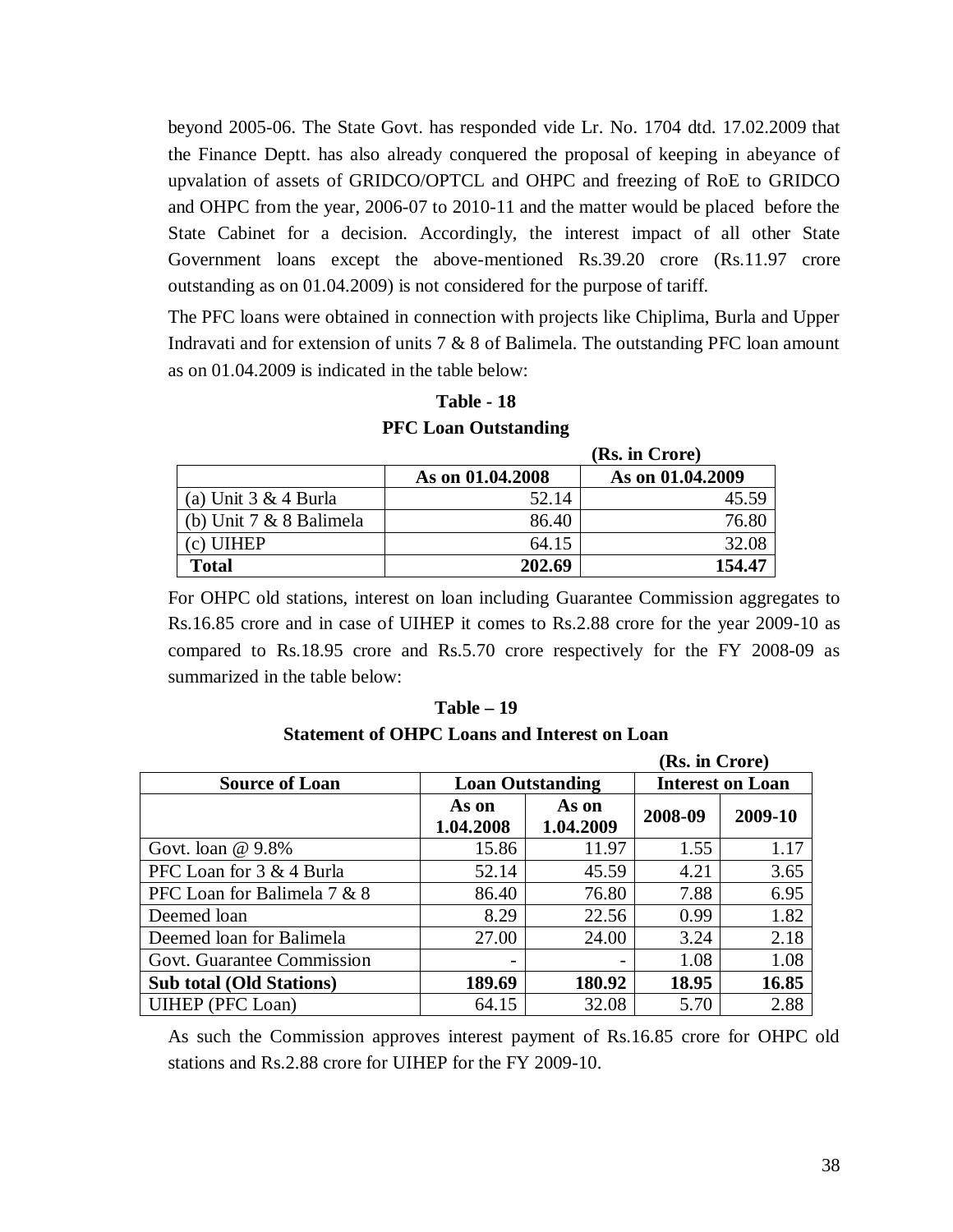beyond 2005-06. The State Govt. has responded vide Lr. No. 1704 dtd. 17.02.2009 that the Finance Deptt. has also already conquered the proposal of keeping in abeyance of upvalation of assets of GRIDCO/OPTCL and OHPC and freezing of RoE to GRIDCO and OHPC from the year, 2006-07 to 2010-11 and the matter would be placed before the State Cabinet for a decision. Accordingly, the interest impact of all other State Government loans except the above-mentioned Rs.39.20 crore (Rs.11.97 crore outstanding as on 01.04.2009) is not considered for the purpose of tariff.

The PFC loans were obtained in connection with projects like Chiplima, Burla and Upper Indravati and for extension of units 7 & 8 of Balimela. The outstanding PFC loan amount as on 01.04.2009 is indicated in the table below:

**Table - 18**

**PFC Loan Outstanding**

**(Rs. in Crore)**

| | As on 01.04.2008 | As on 01.04.2009 |
|---|---|---|
| (a) Unit 3 & 4 Burla | 52.14 | 45.59 |
| (b) Unit 7 & 8 Balimela | 86.40 | 76.80 |
| (c) UIHEP | 64.15 | 32.08 |
| **Total** | **202.69** | **154.47** |

For OHPC old stations, interest on loan including Guarantee Commission aggregates to Rs.16.85 crore and in case of UIHEP it comes to Rs.2.88 crore for the year 2009-10 as compared to Rs.18.95 crore and Rs.5.70 crore respectively for the FY 2008-09 as summarized in the table below:

**Table – 19**

**Statement of OHPC Loans and Interest on Loan**

**(Rs. in Crore)**

| Source of Loan | Loan Outstanding | | Interest on Loan | |
|---|---|---|---|---|
| | As on 1.04.2008 | As on 1.04.2009 | 2008-09 | 2009-10 |
| Govt. loan @ 9.8% | 15.86 | 11.97 | 1.55 | 1.17 |
| PFC Loan for 3 & 4 Burla | 52.14 | 45.59 | 4.21 | 3.65 |
| PFC Loan for Balimela 7 & 8 | 86.40 | 76.80 | 7.88 | 6.95 |
| Deemed loan | 8.29 | 22.56 | 0.99 | 1.82 |
| Deemed loan for Balimela | 27.00 | 24.00 | 3.24 | 2.18 |
| Govt. Guarantee Commission | - | - | 1.08 | 1.08 |
| **Sub total (Old Stations)** | **189.69** | **180.92** | **18.95** | **16.85** |
| UIHEP (PFC Loan) | 64.15 | 32.08 | 5.70 | 2.88 |

As such the Commission approves interest payment of Rs.16.85 crore for OHPC old stations and Rs.2.88 crore for UIHEP for the FY 2009-10.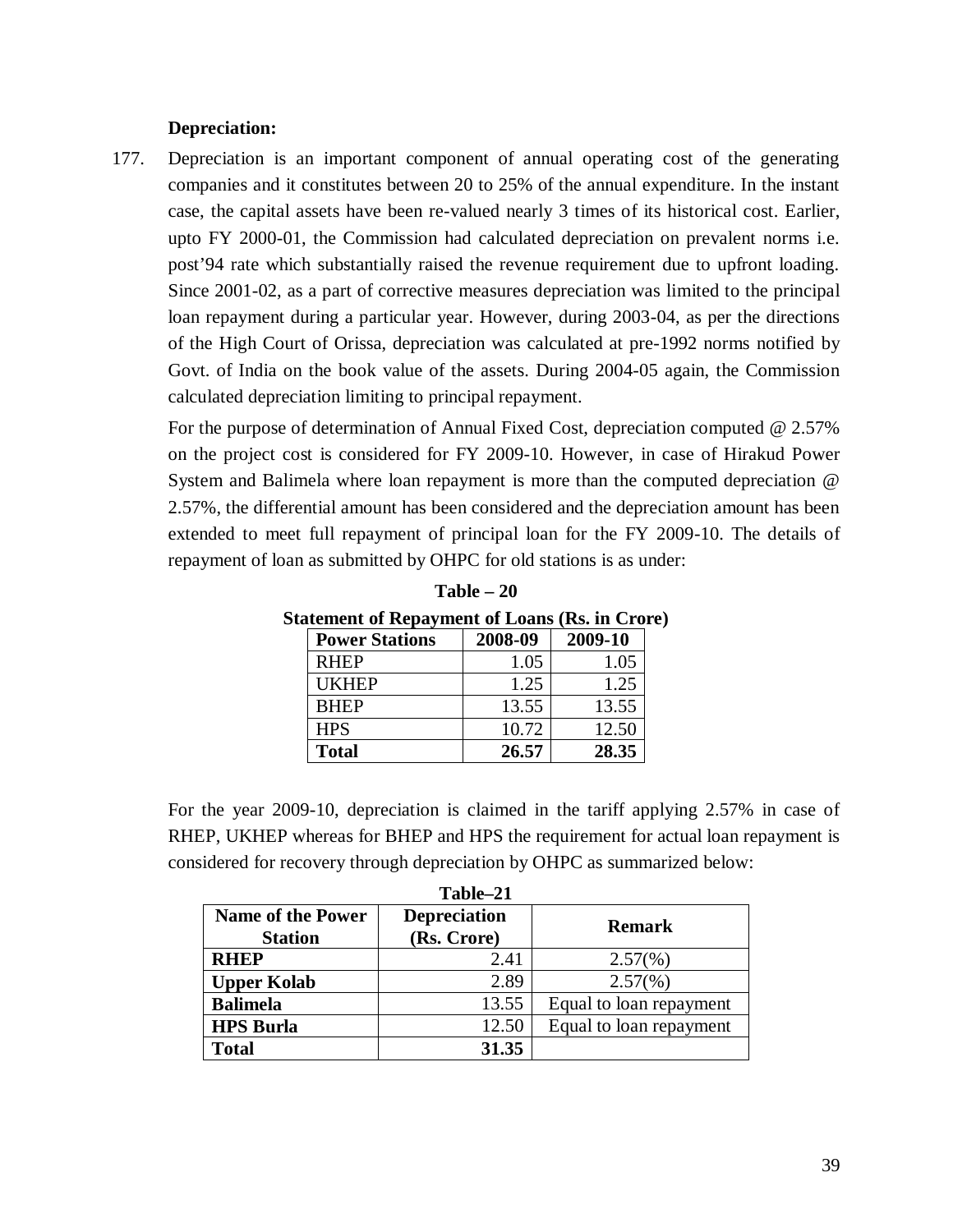**Depreciation:**

177. Depreciation is an important component of annual operating cost of the generating companies and it constitutes between 20 to 25% of the annual expenditure. In the instant case, the capital assets have been re-valued nearly 3 times of its historical cost. Earlier, upto FY 2000-01, the Commission had calculated depreciation on prevalent norms i.e. post'94 rate which substantially raised the revenue requirement due to upfront loading. Since 2001-02, as a part of corrective measures depreciation was limited to the principal loan repayment during a particular year. However, during 2003-04, as per the directions of the High Court of Orissa, depreciation was calculated at pre-1992 norms notified by Govt. of India on the book value of the assets. During 2004-05 again, the Commission calculated depreciation limiting to principal repayment.

For the purpose of determination of Annual Fixed Cost, depreciation computed @ 2.57% on the project cost is considered for FY 2009-10. However, in case of Hirakud Power System and Balimela where loan repayment is more than the computed depreciation @ 2.57%, the differential amount has been considered and the depreciation amount has been extended to meet full repayment of principal loan for the FY 2009-10. The details of repayment of loan as submitted by OHPC for old stations is as under:

**Table – 20**

**Statement of Repayment of Loans (Rs. in Crore)**

| Power Stations | 2008-09 | 2009-10 |
|---|---|---|
| RHEP | 1.05 | 1.05 |
| UKHEP | 1.25 | 1.25 |
| BHEP | 13.55 | 13.55 |
| HPS | 10.72 | 12.50 |
| **Total** | **26.57** | **28.35** |

For the year 2009-10, depreciation is claimed in the tariff applying 2.57% in case of RHEP, UKHEP whereas for BHEP and HPS the requirement for actual loan repayment is considered for recovery through depreciation by OHPC as summarized below:

**Table–21**

| Name of the Power Station | Depreciation (Rs. Crore) | Remark |
|---|---|---|
| **RHEP** | 2.41 | 2.57(%) |
| **Upper Kolab** | 2.89 | 2.57(%) |
| **Balimela** | 13.55 | Equal to loan repayment |
| **HPS Burla** | 12.50 | Equal to loan repayment |
| **Total** | **31.35** | |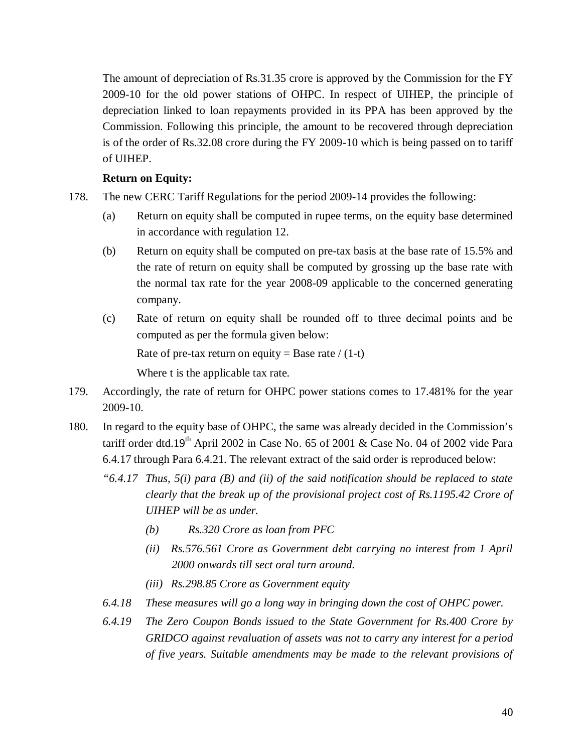The amount of depreciation of Rs.31.35 crore is approved by the Commission for the FY 2009-10 for the old power stations of OHPC. In respect of UIHEP, the principle of depreciation linked to loan repayments provided in its PPA has been approved by the Commission. Following this principle, the amount to be recovered through depreciation is of the order of Rs.32.08 crore during the FY 2009-10 which is being passed on to tariff of UIHEP.

**Return on Equity:**

178. The new CERC Tariff Regulations for the period 2009-14 provides the following:

    (a) Return on equity shall be computed in rupee terms, on the equity base determined in accordance with regulation 12.

    (b) Return on equity shall be computed on pre-tax basis at the base rate of 15.5% and the rate of return on equity shall be computed by grossing up the base rate with the normal tax rate for the year 2008-09 applicable to the concerned generating company.

    (c) Rate of return on equity shall be rounded off to three decimal points and be computed as per the formula given below:

    Rate of pre-tax return on equity = Base rate / (1-t)

    Where t is the applicable tax rate.

179. Accordingly, the rate of return for OHPC power stations comes to 17.481% for the year 2009-10.

180. In regard to the equity base of OHPC, the same was already decided in the Commission's tariff order dtd.19th April 2002 in Case No. 65 of 2001 & Case No. 04 of 2002 vide Para 6.4.17 through Para 6.4.21. The relevant extract of the said order is reproduced below:

    *"6.4.17 Thus, 5(i) para (B) and (ii) of the said notification should be replaced to state clearly that the break up of the provisional project cost of Rs.1195.42 Crore of UIHEP will be as under.*

    *(b) Rs.320 Crore as loan from PFC*

    *(ii) Rs.576.561 Crore as Government debt carrying no interest from 1 April 2000 onwards till sect oral turn around.*

    *(iii) Rs.298.85 Crore as Government equity*

    *6.4.18 These measures will go a long way in bringing down the cost of OHPC power.*

    *6.4.19 The Zero Coupon Bonds issued to the State Government for Rs.400 Crore by GRIDCO against revaluation of assets was not to carry any interest for a period of five years. Suitable amendments may be made to the relevant provisions of*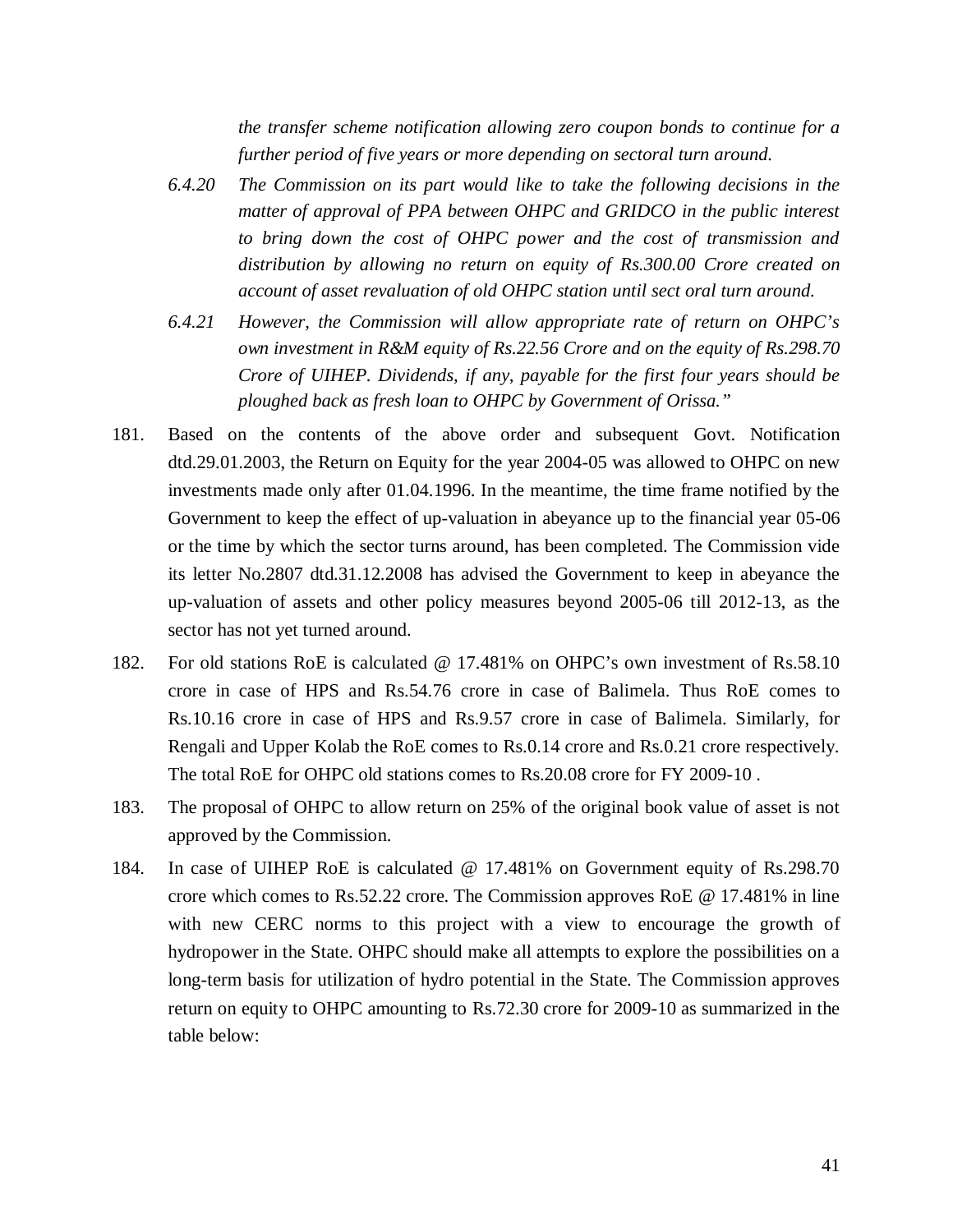*the transfer scheme notification allowing zero coupon bonds to continue for a further period of five years or more depending on sectoral turn around.*

*6.4.20 The Commission on its part would like to take the following decisions in the matter of approval of PPA between OHPC and GRIDCO in the public interest to bring down the cost of OHPC power and the cost of transmission and distribution by allowing no return on equity of Rs.300.00 Crore created on account of asset revaluation of old OHPC station until sect oral turn around.*

*6.4.21 However, the Commission will allow appropriate rate of return on OHPC's own investment in R&M equity of Rs.22.56 Crore and on the equity of Rs.298.70 Crore of UIHEP. Dividends, if any, payable for the first four years should be ploughed back as fresh loan to OHPC by Government of Orissa."*

181. Based on the contents of the above order and subsequent Govt. Notification dtd.29.01.2003, the Return on Equity for the year 2004-05 was allowed to OHPC on new investments made only after 01.04.1996. In the meantime, the time frame notified by the Government to keep the effect of up-valuation in abeyance up to the financial year 05-06 or the time by which the sector turns around, has been completed. The Commission vide its letter No.2807 dtd.31.12.2008 has advised the Government to keep in abeyance the up-valuation of assets and other policy measures beyond 2005-06 till 2012-13, as the sector has not yet turned around.

182. For old stations RoE is calculated @ 17.481% on OHPC's own investment of Rs.58.10 crore in case of HPS and Rs.54.76 crore in case of Balimela. Thus RoE comes to Rs.10.16 crore in case of HPS and Rs.9.57 crore in case of Balimela. Similarly, for Rengali and Upper Kolab the RoE comes to Rs.0.14 crore and Rs.0.21 crore respectively. The total RoE for OHPC old stations comes to Rs.20.08 crore for FY 2009-10 .

183. The proposal of OHPC to allow return on 25% of the original book value of asset is not approved by the Commission.

184. In case of UIHEP RoE is calculated @ 17.481% on Government equity of Rs.298.70 crore which comes to Rs.52.22 crore. The Commission approves RoE @ 17.481% in line with new CERC norms to this project with a view to encourage the growth of hydropower in the State. OHPC should make all attempts to explore the possibilities on a long-term basis for utilization of hydro potential in the State. The Commission approves return on equity to OHPC amounting to Rs.72.30 crore for 2009-10 as summarized in the table below: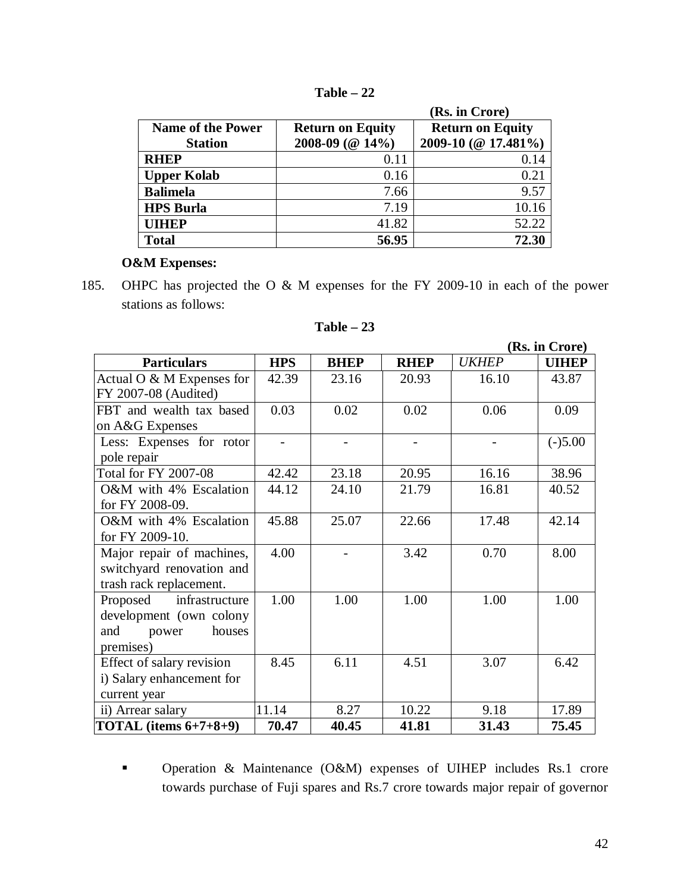**Table – 22**

**(Rs. in Crore)**

| Name of the Power Station | Return on Equity 2008-09 (@ 14%) | Return on Equity 2009-10 (@ 17.481%) |
|---|---|---|
| **RHEP** | 0.11 | 0.14 |
| **Upper Kolab** | 0.16 | 0.21 |
| **Balimela** | 7.66 | 9.57 |
| **HPS Burla** | 7.19 | 10.16 |
| **UIHEP** | 41.82 | 52.22 |
| **Total** | **56.95** | **72.30** |

**O&M Expenses:**

185. OHPC has projected the O & M expenses for the FY 2009-10 in each of the power stations as follows:

**Table – 23**

**(Rs. in Crore)**

| Particulars | HPS | BHEP | RHEP | *UKHEP* | UIHEP |
|---|---|---|---|---|---|
| Actual O & M Expenses for FY 2007-08 (Audited) | 42.39 | 23.16 | 20.93 | 16.10 | 43.87 |
| FBT and wealth tax based on A&G Expenses | 0.03 | 0.02 | 0.02 | 0.06 | 0.09 |
| Less: Expenses for rotor pole repair | - | - | - | - | (-)5.00 |
| Total for FY 2007-08 | 42.42 | 23.18 | 20.95 | 16.16 | 38.96 |
| O&M with 4% Escalation for FY 2008-09. | 44.12 | 24.10 | 21.79 | 16.81 | 40.52 |
| O&M with 4% Escalation for FY 2009-10. | 45.88 | 25.07 | 22.66 | 17.48 | 42.14 |
| Major repair of machines, switchyard renovation and trash rack replacement. | 4.00 | - | 3.42 | 0.70 | 8.00 |
| Proposed infrastructure development (own colony and power houses premises) | 1.00 | 1.00 | 1.00 | 1.00 | 1.00 |
| Effect of salary revision i) Salary enhancement for current year | 8.45 | 6.11 | 4.51 | 3.07 | 6.42 |
| ii) Arrear salary | 11.14 | 8.27 | 10.22 | 9.18 | 17.89 |
| **TOTAL (items 6+7+8+9)** | **70.47** | **40.45** | **41.81** | **31.43** | **75.45** |

- Operation & Maintenance (O&M) expenses of UIHEP includes Rs.1 crore towards purchase of Fuji spares and Rs.7 crore towards major repair of governor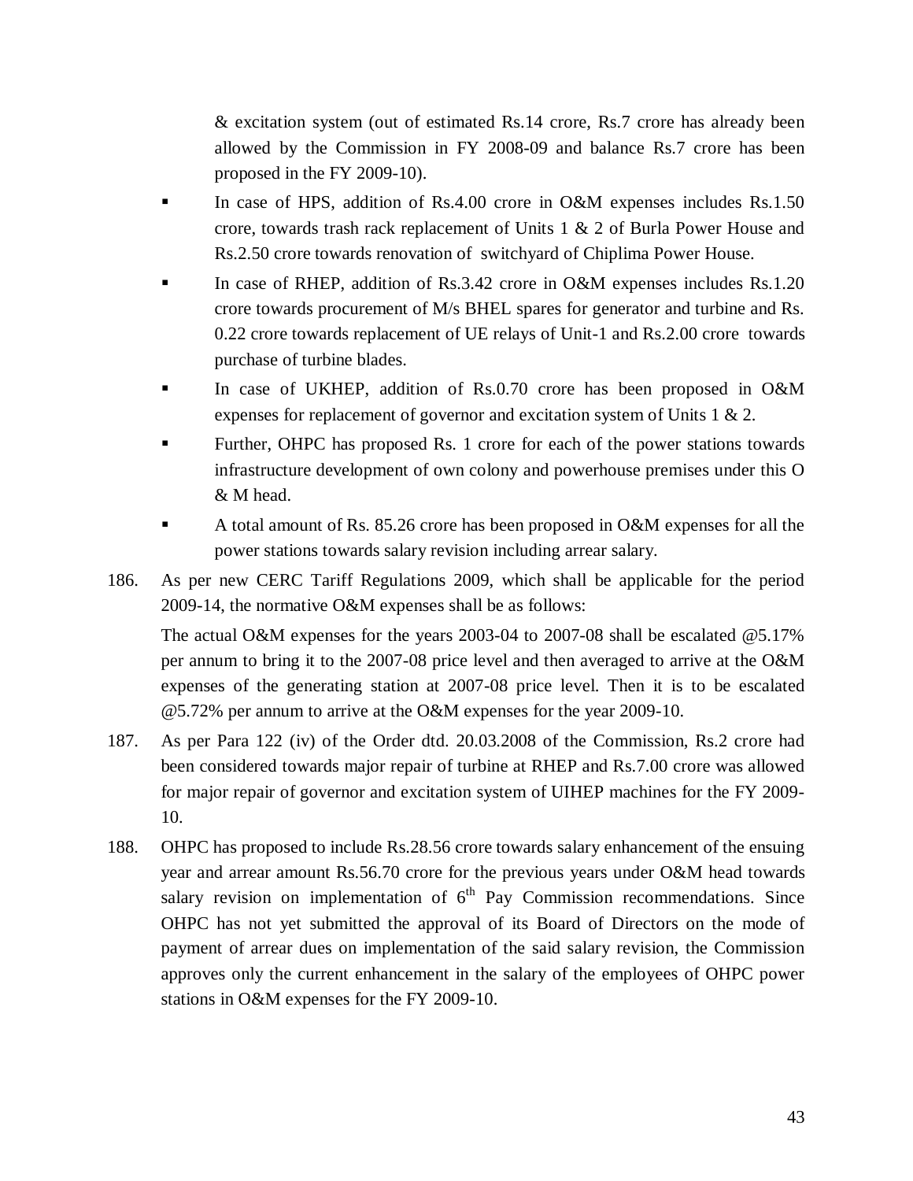& excitation system (out of estimated Rs.14 crore, Rs.7 crore has already been allowed by the Commission in FY 2008-09 and balance Rs.7 crore has been proposed in the FY 2009-10).

- In case of HPS, addition of Rs.4.00 crore in O&M expenses includes Rs.1.50 crore, towards trash rack replacement of Units 1 & 2 of Burla Power House and Rs.2.50 crore towards renovation of switchyard of Chiplima Power House.
- In case of RHEP, addition of Rs.3.42 crore in O&M expenses includes Rs.1.20 crore towards procurement of M/s BHEL spares for generator and turbine and Rs. 0.22 crore towards replacement of UE relays of Unit-1 and Rs.2.00 crore towards purchase of turbine blades.
- In case of UKHEP, addition of Rs.0.70 crore has been proposed in O&M expenses for replacement of governor and excitation system of Units 1 & 2.
- Further, OHPC has proposed Rs. 1 crore for each of the power stations towards infrastructure development of own colony and powerhouse premises under this O & M head.
- A total amount of Rs. 85.26 crore has been proposed in O&M expenses for all the power stations towards salary revision including arrear salary.

186. As per new CERC Tariff Regulations 2009, which shall be applicable for the period 2009-14, the normative O&M expenses shall be as follows:

The actual O&M expenses for the years 2003-04 to 2007-08 shall be escalated @5.17% per annum to bring it to the 2007-08 price level and then averaged to arrive at the O&M expenses of the generating station at 2007-08 price level. Then it is to be escalated @5.72% per annum to arrive at the O&M expenses for the year 2009-10.

187. As per Para 122 (iv) of the Order dtd. 20.03.2008 of the Commission, Rs.2 crore had been considered towards major repair of turbine at RHEP and Rs.7.00 crore was allowed for major repair of governor and excitation system of UIHEP machines for the FY 2009-10.

188. OHPC has proposed to include Rs.28.56 crore towards salary enhancement of the ensuing year and arrear amount Rs.56.70 crore for the previous years under O&M head towards salary revision on implementation of 6th Pay Commission recommendations. Since OHPC has not yet submitted the approval of its Board of Directors on the mode of payment of arrear dues on implementation of the said salary revision, the Commission approves only the current enhancement in the salary of the employees of OHPC power stations in O&M expenses for the FY 2009-10.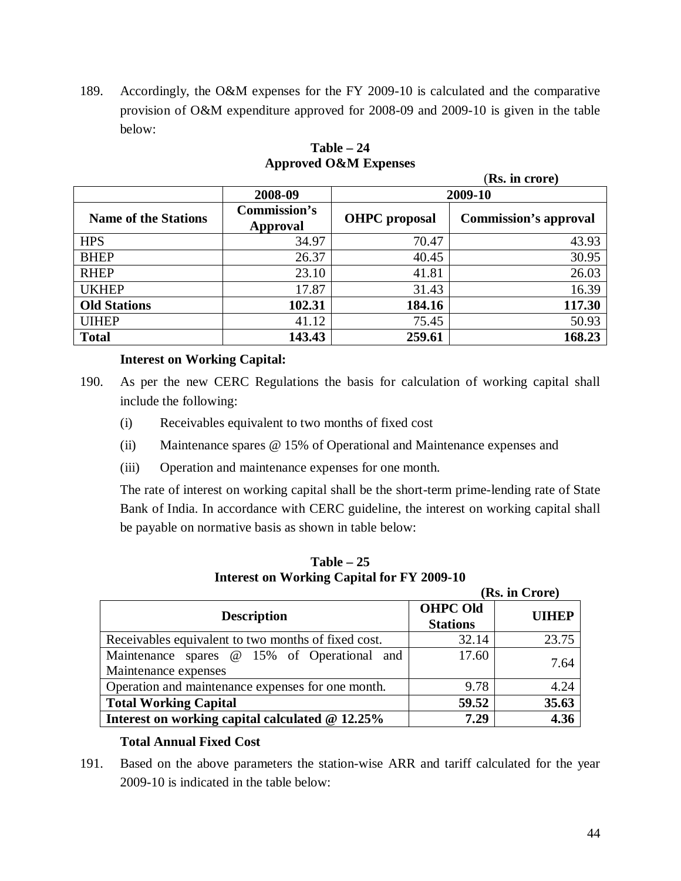189. Accordingly, the O&M expenses for the FY 2009-10 is calculated and the comparative provision of O&M expenditure approved for 2008-09 and 2009-10 is given in the table below:

**Table – 24**
**Approved O&M Expenses**

(**Rs. in crore)**

| | 2008-09 | 2009-10 | |
|---|---|---|---|
| **Name of the Stations** | **Commission's Approval** | **OHPC proposal** | **Commission's approval** |
| HPS | 34.97 | 70.47 | 43.93 |
| BHEP | 26.37 | 40.45 | 30.95 |
| RHEP | 23.10 | 41.81 | 26.03 |
| UKHEP | 17.87 | 31.43 | 16.39 |
| **Old Stations** | **102.31** | **184.16** | **117.30** |
| UIHEP | 41.12 | 75.45 | 50.93 |
| **Total** | **143.43** | **259.61** | **168.23** |

**Interest on Working Capital:**

190. As per the new CERC Regulations the basis for calculation of working capital shall include the following:

(i) Receivables equivalent to two months of fixed cost

(ii) Maintenance spares @ 15% of Operational and Maintenance expenses and

(iii) Operation and maintenance expenses for one month.

The rate of interest on working capital shall be the short-term prime-lending rate of State Bank of India. In accordance with CERC guideline, the interest on working capital shall be payable on normative basis as shown in table below:

**Table – 25**
**Interest on Working Capital for FY 2009-10**

**(Rs. in Crore)**

| Description | OHPC Old Stations | UIHEP |
|---|---|---|
| Receivables equivalent to two months of fixed cost. | 32.14 | 23.75 |
| Maintenance spares @ 15% of Operational and Maintenance expenses | 17.60 | 7.64 |
| Operation and maintenance expenses for one month. | 9.78 | 4.24 |
| **Total Working Capital** | **59.52** | **35.63** |
| **Interest on working capital calculated @ 12.25%** | **7.29** | **4.36** |

**Total Annual Fixed Cost**

191. Based on the above parameters the station-wise ARR and tariff calculated for the year 2009-10 is indicated in the table below: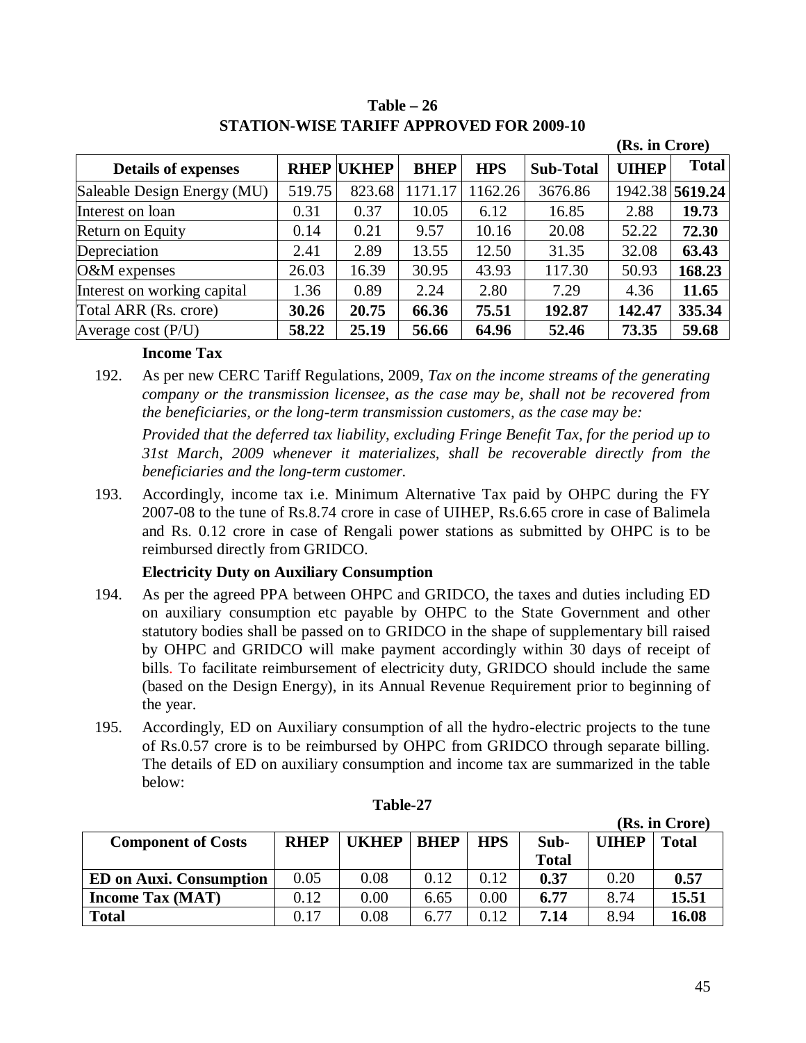**Table – 26**
**STATION-WISE TARIFF APPROVED FOR 2009-10**

**(Rs. in Crore)**

| Details of expenses | RHEP | UKHEP | BHEP | HPS | Sub-Total | UIHEP | Total |
|---|---|---|---|---|---|---|---|
| Saleable Design Energy (MU) | 519.75 | 823.68 | 1171.17 | 1162.26 | 3676.86 | 1942.38 | **5619.24** |
| Interest on loan | 0.31 | 0.37 | 10.05 | 6.12 | 16.85 | 2.88 | **19.73** |
| Return on Equity | 0.14 | 0.21 | 9.57 | 10.16 | 20.08 | 52.22 | **72.30** |
| Depreciation | 2.41 | 2.89 | 13.55 | 12.50 | 31.35 | 32.08 | **63.43** |
| O&M expenses | 26.03 | 16.39 | 30.95 | 43.93 | 117.30 | 50.93 | **168.23** |
| Interest on working capital | 1.36 | 0.89 | 2.24 | 2.80 | 7.29 | 4.36 | **11.65** |
| Total ARR (Rs. crore) | **30.26** | **20.75** | **66.36** | **75.51** | **192.87** | **142.47** | **335.34** |
| Average cost (P/U) | **58.22** | **25.19** | **56.66** | **64.96** | **52.46** | **73.35** | **59.68** |

**Income Tax**

192. As per new CERC Tariff Regulations, 2009, *Tax on the income streams of the generating company or the transmission licensee, as the case may be, shall not be recovered from the beneficiaries, or the long-term transmission customers, as the case may be:*

*Provided that the deferred tax liability, excluding Fringe Benefit Tax, for the period up to 31st March, 2009 whenever it materializes, shall be recoverable directly from the beneficiaries and the long-term customer.*

193. Accordingly, income tax i.e. Minimum Alternative Tax paid by OHPC during the FY 2007-08 to the tune of Rs.8.74 crore in case of UIHEP, Rs.6.65 crore in case of Balimela and Rs. 0.12 crore in case of Rengali power stations as submitted by OHPC is to be reimbursed directly from GRIDCO.

**Electricity Duty on Auxiliary Consumption**

194. As per the agreed PPA between OHPC and GRIDCO, the taxes and duties including ED on auxiliary consumption etc payable by OHPC to the State Government and other statutory bodies shall be passed on to GRIDCO in the shape of supplementary bill raised by OHPC and GRIDCO will make payment accordingly within 30 days of receipt of bills. To facilitate reimbursement of electricity duty, GRIDCO should include the same (based on the Design Energy), in its Annual Revenue Requirement prior to beginning of the year.

195. Accordingly, ED on Auxiliary consumption of all the hydro-electric projects to the tune of Rs.0.57 crore is to be reimbursed by OHPC from GRIDCO through separate billing. The details of ED on auxiliary consumption and income tax are summarized in the table below:

**Table-27**

**(Rs. in Crore)**

| Component of Costs | RHEP | UKHEP | BHEP | HPS | Sub-Total | UIHEP | Total |
|---|---|---|---|---|---|---|---|
| **ED on Auxi. Consumption** | 0.05 | 0.08 | 0.12 | 0.12 | **0.37** | 0.20 | **0.57** |
| **Income Tax (MAT)** | 0.12 | 0.00 | 6.65 | 0.00 | **6.77** | 8.74 | **15.51** |
| **Total** | 0.17 | 0.08 | 6.77 | 0.12 | **7.14** | 8.94 | **16.08** |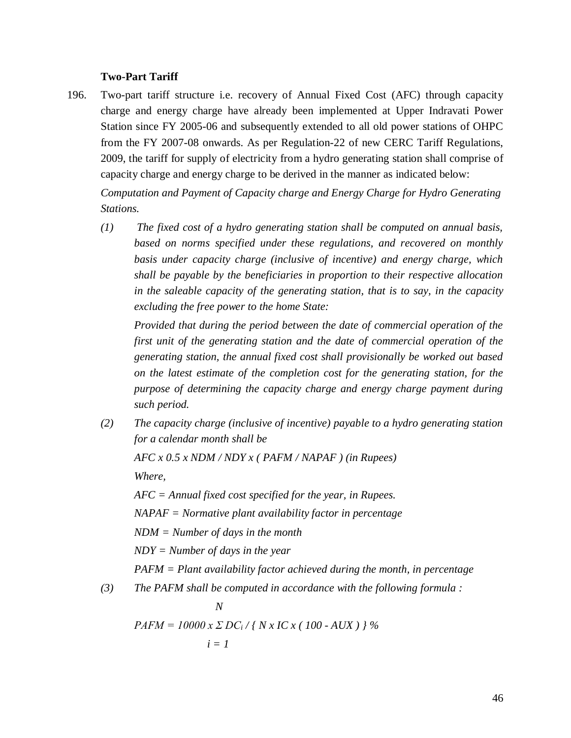**Two-Part Tariff**

196. Two-part tariff structure i.e. recovery of Annual Fixed Cost (AFC) through capacity charge and energy charge have already been implemented at Upper Indravati Power Station since FY 2005-06 and subsequently extended to all old power stations of OHPC from the FY 2007-08 onwards. As per Regulation-22 of new CERC Tariff Regulations, 2009, the tariff for supply of electricity from a hydro generating station shall comprise of capacity charge and energy charge to be derived in the manner as indicated below:

*Computation and Payment of Capacity charge and Energy Charge for Hydro Generating Stations.*

*(1) The fixed cost of a hydro generating station shall be computed on annual basis, based on norms specified under these regulations, and recovered on monthly basis under capacity charge (inclusive of incentive) and energy charge, which shall be payable by the beneficiaries in proportion to their respective allocation in the saleable capacity of the generating station, that is to say, in the capacity excluding the free power to the home State:*

*Provided that during the period between the date of commercial operation of the first unit of the generating station and the date of commercial operation of the generating station, the annual fixed cost shall provisionally be worked out based on the latest estimate of the completion cost for the generating station, for the purpose of determining the capacity charge and energy charge payment during such period.*

*(2) The capacity charge (inclusive of incentive) payable to a hydro generating station for a calendar month shall be*

$$AFC \times 0.5 \times NDM / NDY \times ( PAFM / NAPAF ) \text{ (in Rupees)}$$

*Where,*

*AFC = Annual fixed cost specified for the year, in Rupees.*

*NAPAF = Normative plant availability factor in percentage*

*NDM = Number of days in the month*

*NDY = Number of days in the year*

*PAFM = Plant availability factor achieved during the month, in percentage*

*(3) The PAFM shall be computed in accordance with the following formula :*

$$PAFM = 10000 \times \sum_{i=1}^{N} DC_i / \{ N \times IC \times ( 100 - AUX ) \} \%$$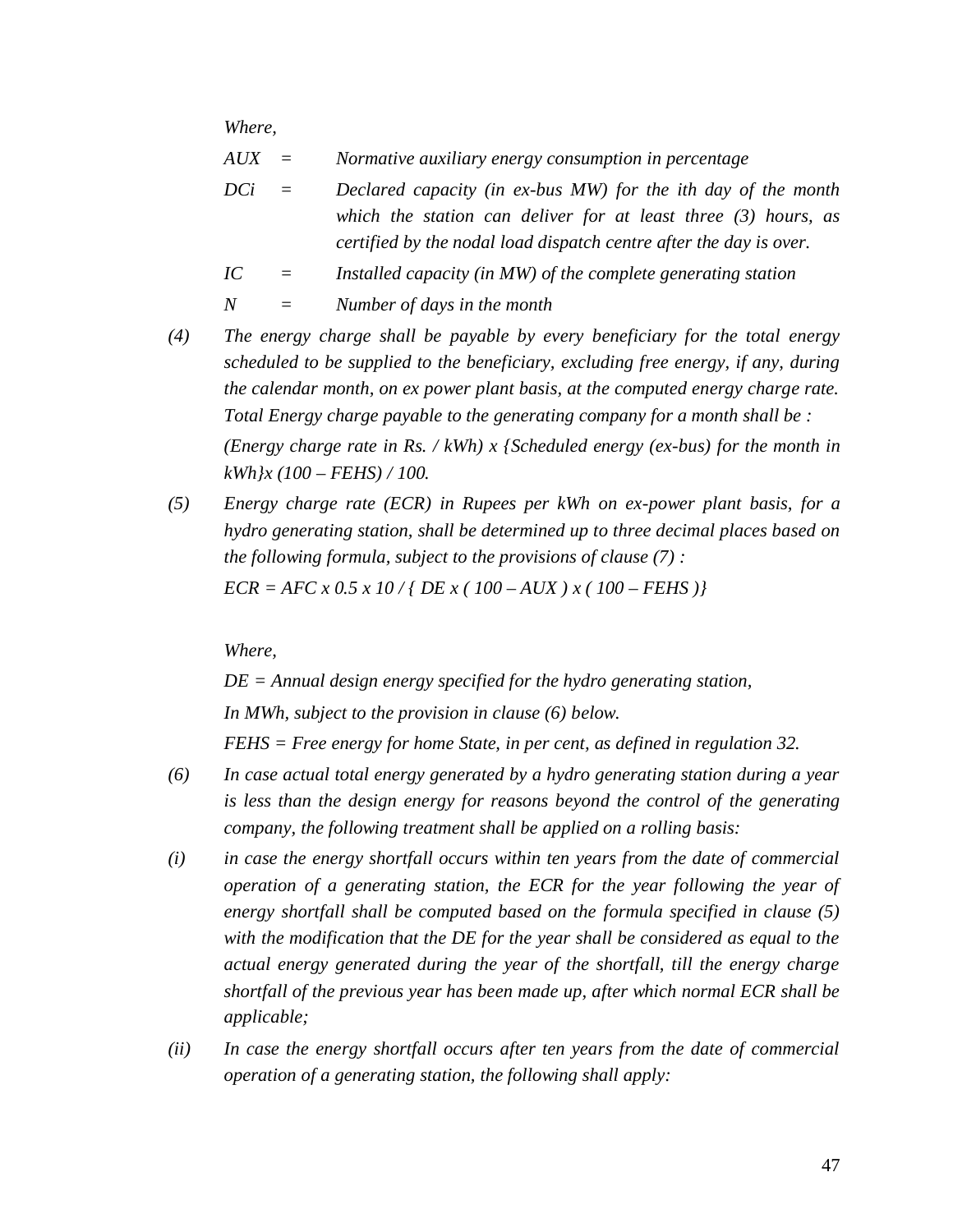*Where,*

*AUX* = *Normative auxiliary energy consumption in percentage*

*DCi* = *Declared capacity (in ex-bus MW) for the ith day of the month which the station can deliver for at least three (3) hours, as certified by the nodal load dispatch centre after the day is over.*

*IC* = *Installed capacity (in MW) of the complete generating station*

*N* = *Number of days in the month*

*(4)* *The energy charge shall be payable by every beneficiary for the total energy scheduled to be supplied to the beneficiary, excluding free energy, if any, during the calendar month, on ex power plant basis, at the computed energy charge rate. Total Energy charge payable to the generating company for a month shall be :*

*(Energy charge rate in Rs. / kWh) x {Scheduled energy (ex-bus) for the month in kWh}x (100 – FEHS) / 100.*

*(5)* *Energy charge rate (ECR) in Rupees per kWh on ex-power plant basis, for a hydro generating station, shall be determined up to three decimal places based on the following formula, subject to the provisions of clause (7) :*

$$ECR = AFC \times 0.5 \times 10 / \{ DE \times ( 100 – AUX ) \times ( 100 – FEHS )\}$$

*Where,*

*DE = Annual design energy specified for the hydro generating station,*

*In MWh, subject to the provision in clause (6) below.*

*FEHS = Free energy for home State, in per cent, as defined in regulation 32.*

*(6)* *In case actual total energy generated by a hydro generating station during a year is less than the design energy for reasons beyond the control of the generating company, the following treatment shall be applied on a rolling basis:*

*(i)* *in case the energy shortfall occurs within ten years from the date of commercial operation of a generating station, the ECR for the year following the year of energy shortfall shall be computed based on the formula specified in clause (5) with the modification that the DE for the year shall be considered as equal to the actual energy generated during the year of the shortfall, till the energy charge shortfall of the previous year has been made up, after which normal ECR shall be applicable;*

*(ii)* *In case the energy shortfall occurs after ten years from the date of commercial operation of a generating station, the following shall apply:*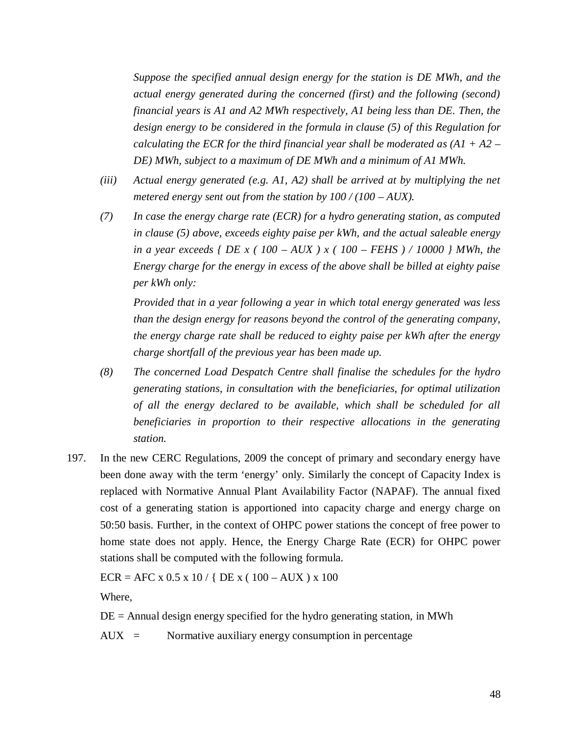*Suppose the specified annual design energy for the station is DE MWh, and the actual energy generated during the concerned (first) and the following (second) financial years is A1 and A2 MWh respectively, A1 being less than DE. Then, the design energy to be considered in the formula in clause (5) of this Regulation for calculating the ECR for the third financial year shall be moderated as (A1 + A2 – DE) MWh, subject to a maximum of DE MWh and a minimum of A1 MWh.*

*(iii) Actual energy generated (e.g. A1, A2) shall be arrived at by multiplying the net metered energy sent out from the station by 100 / (100 – AUX).*

*(7) In case the energy charge rate (ECR) for a hydro generating station, as computed in clause (5) above, exceeds eighty paise per kWh, and the actual saleable energy in a year exceeds { DE x ( 100 – AUX ) x ( 100 – FEHS ) / 10000 } MWh, the Energy charge for the energy in excess of the above shall be billed at eighty paise per kWh only:*

*Provided that in a year following a year in which total energy generated was less than the design energy for reasons beyond the control of the generating company, the energy charge rate shall be reduced to eighty paise per kWh after the energy charge shortfall of the previous year has been made up.*

*(8) The concerned Load Despatch Centre shall finalise the schedules for the hydro generating stations, in consultation with the beneficiaries, for optimal utilization of all the energy declared to be available, which shall be scheduled for all beneficiaries in proportion to their respective allocations in the generating station.*

197. In the new CERC Regulations, 2009 the concept of primary and secondary energy have been done away with the term 'energy' only. Similarly the concept of Capacity Index is replaced with Normative Annual Plant Availability Factor (NAPAF). The annual fixed cost of a generating station is apportioned into capacity charge and energy charge on 50:50 basis. Further, in the context of OHPC power stations the concept of free power to home state does not apply. Hence, the Energy Charge Rate (ECR) for OHPC power stations shall be computed with the following formula.

ECR = AFC x 0.5 x 10 / { DE x ( 100 – AUX ) x 100

Where,

DE = Annual design energy specified for the hydro generating station, in MWh

AUX = Normative auxiliary energy consumption in percentage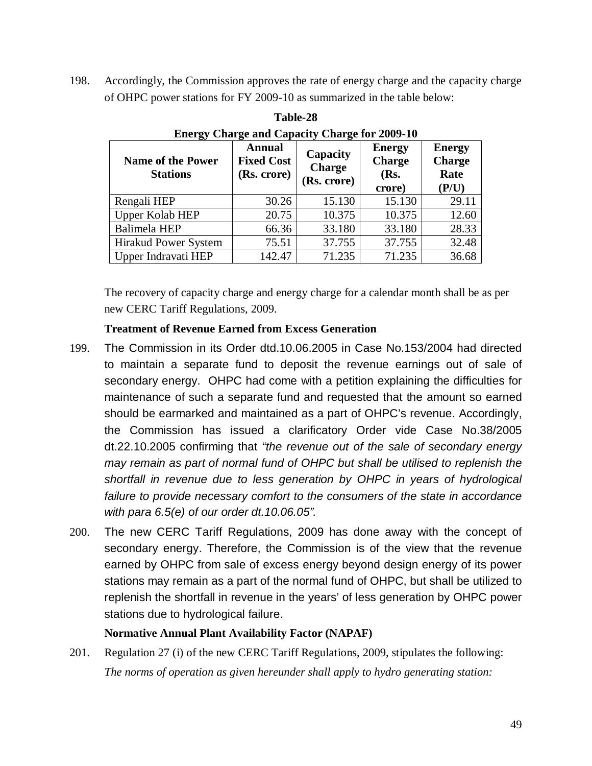198. Accordingly, the Commission approves the rate of energy charge and the capacity charge of OHPC power stations for FY 2009-10 as summarized in the table below:

**Table-28**
**Energy Charge and Capacity Charge for 2009-10**

| Name of the Power Stations | Annual Fixed Cost (Rs. crore) | Capacity Charge (Rs. crore) | Energy Charge (Rs. crore) | Energy Charge Rate (P/U) |
|---|---|---|---|---|
| Rengali HEP | 30.26 | 15.130 | 15.130 | 29.11 |
| Upper Kolab HEP | 20.75 | 10.375 | 10.375 | 12.60 |
| Balimela HEP | 66.36 | 33.180 | 33.180 | 28.33 |
| Hirakud Power System | 75.51 | 37.755 | 37.755 | 32.48 |
| Upper Indravati HEP | 142.47 | 71.235 | 71.235 | 36.68 |

The recovery of capacity charge and energy charge for a calendar month shall be as per new CERC Tariff Regulations, 2009.

**Treatment of Revenue Earned from Excess Generation**

199. The Commission in its Order dtd.10.06.2005 in Case No.153/2004 had directed to maintain a separate fund to deposit the revenue earnings out of sale of secondary energy. OHPC had come with a petition explaining the difficulties for maintenance of such a separate fund and requested that the amount so earned should be earmarked and maintained as a part of OHPC's revenue. Accordingly, the Commission has issued a clarificatory Order vide Case No.38/2005 dt.22.10.2005 confirming that *"the revenue out of the sale of secondary energy may remain as part of normal fund of OHPC but shall be utilised to replenish the shortfall in revenue due to less generation by OHPC in years of hydrological failure to provide necessary comfort to the consumers of the state in accordance with para 6.5(e) of our order dt.10.06.05".*

200. The new CERC Tariff Regulations, 2009 has done away with the concept of secondary energy. Therefore, the Commission is of the view that the revenue earned by OHPC from sale of excess energy beyond design energy of its power stations may remain as a part of the normal fund of OHPC, but shall be utilized to replenish the shortfall in revenue in the years' of less generation by OHPC power stations due to hydrological failure.

**Normative Annual Plant Availability Factor (NAPAF)**

201. Regulation 27 (i) of the new CERC Tariff Regulations, 2009, stipulates the following:

*The norms of operation as given hereunder shall apply to hydro generating station:*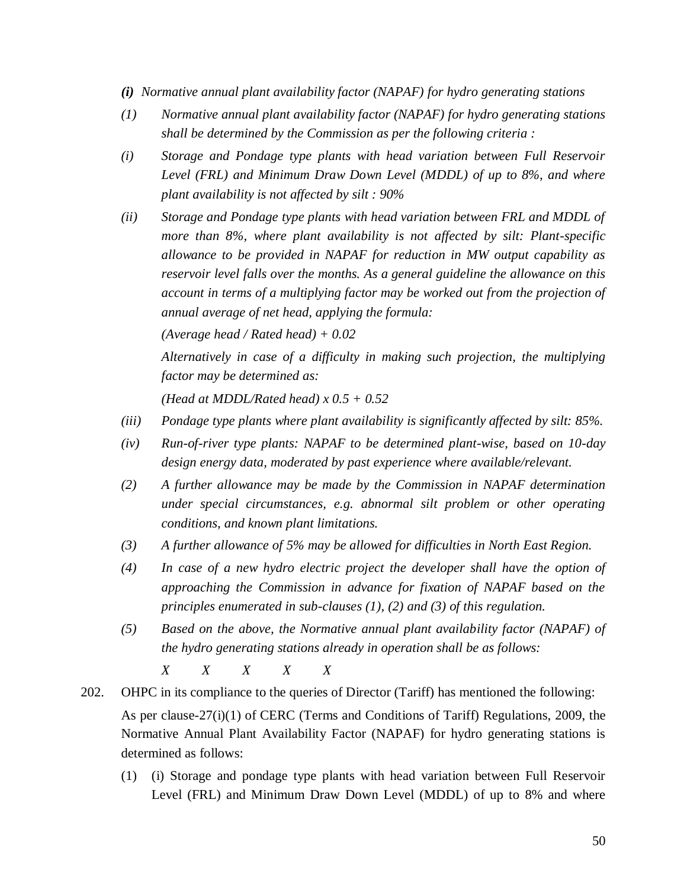*(i) Normative annual plant availability factor (NAPAF) for hydro generating stations*

*(1) Normative annual plant availability factor (NAPAF) for hydro generating stations shall be determined by the Commission as per the following criteria :*

*(i) Storage and Pondage type plants with head variation between Full Reservoir Level (FRL) and Minimum Draw Down Level (MDDL) of up to 8%, and where plant availability is not affected by silt : 90%*

*(ii) Storage and Pondage type plants with head variation between FRL and MDDL of more than 8%, where plant availability is not affected by silt: Plant-specific allowance to be provided in NAPAF for reduction in MW output capability as reservoir level falls over the months. As a general guideline the allowance on this account in terms of a multiplying factor may be worked out from the projection of annual average of net head, applying the formula:*

*(Average head / Rated head) + 0.02*

*Alternatively in case of a difficulty in making such projection, the multiplying factor may be determined as:*

*(Head at MDDL/Rated head) x 0.5 + 0.52*

*(iii) Pondage type plants where plant availability is significantly affected by silt: 85%.*

*(iv) Run-of-river type plants: NAPAF to be determined plant-wise, based on 10-day design energy data, moderated by past experience where available/relevant.*

*(2) A further allowance may be made by the Commission in NAPAF determination under special circumstances, e.g. abnormal silt problem or other operating conditions, and known plant limitations.*

*(3) A further allowance of 5% may be allowed for difficulties in North East Region.*

*(4) In case of a new hydro electric project the developer shall have the option of approaching the Commission in advance for fixation of NAPAF based on the principles enumerated in sub-clauses (1), (2) and (3) of this regulation.*

*(5) Based on the above, the Normative annual plant availability factor (NAPAF) of the hydro generating stations already in operation shall be as follows:*

*X X X X X*

202. OHPC in its compliance to the queries of Director (Tariff) has mentioned the following:

As per clause-27(i)(1) of CERC (Terms and Conditions of Tariff) Regulations, 2009, the Normative Annual Plant Availability Factor (NAPAF) for hydro generating stations is determined as follows:

(1) (i) Storage and pondage type plants with head variation between Full Reservoir Level (FRL) and Minimum Draw Down Level (MDDL) of up to 8% and where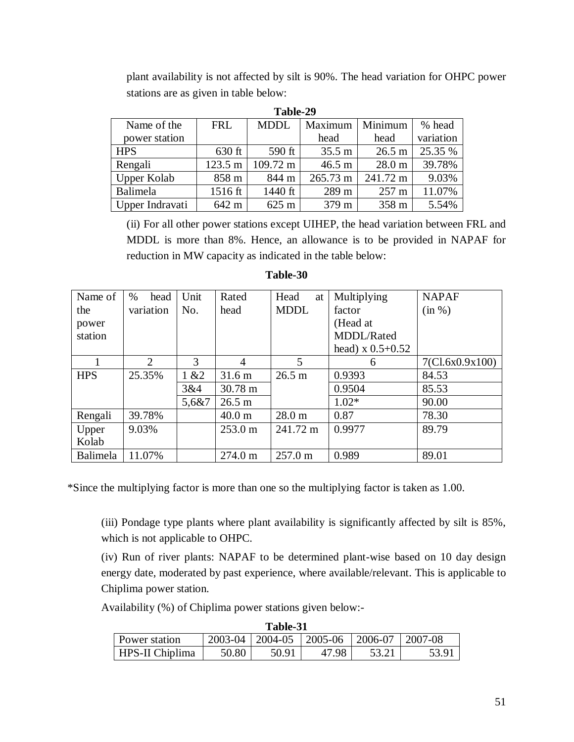plant availability is not affected by silt is 90%. The head variation for OHPC power stations are as given in table below:

**Table-29**

| Name of the power station | FRL | MDDL | Maximum head | Minimum head | % head variation |
|---|---|---|---|---|---|
| HPS | 630 ft | 590 ft | 35.5 m | 26.5 m | 25.35 % |
| Rengali | 123.5 m | 109.72 m | 46.5 m | 28.0 m | 39.78% |
| Upper Kolab | 858 m | 844 m | 265.73 m | 241.72 m | 9.03% |
| Balimela | 1516 ft | 1440 ft | 289 m | 257 m | 11.07% |
| Upper Indravati | 642 m | 625 m | 379 m | 358 m | 5.54% |

(ii) For all other power stations except UIHEP, the head variation between FRL and MDDL is more than 8%. Hence, an allowance is to be provided in NAPAF for reduction in MW capacity as indicated in the table below:

**Table-30**

| Name of the power station | % head variation | Unit No. | Rated head | Head at MDDL | Multiplying factor (Head at MDDL/Rated head) x 0.5+0.52 | NAPAF (in %) |
|---|---|---|---|---|---|---|
| 1 | 2 | 3 | 4 | 5 | 6 | 7(Cl.6x0.9x100) |
| HPS | 25.35% | 1 &2 | 31.6 m | 26.5 m | 0.9393 | 84.53 |
| | | 3&4 | 30.78 m | | 0.9504 | 85.53 |
| | | 5,6&7 | 26.5 m | | 1.02* | 90.00 |
| Rengali | 39.78% | | 40.0 m | 28.0 m | 0.87 | 78.30 |
| Upper Kolab | 9.03% | | 253.0 m | 241.72 m | 0.9977 | 89.79 |
| Balimela | 11.07% | | 274.0 m | 257.0 m | 0.989 | 89.01 |

*Since the multiplying factor is more than one so the multiplying factor is taken as 1.00.

(iii) Pondage type plants where plant availability is significantly affected by silt is 85%, which is not applicable to OHPC.

(iv) Run of river plants: NAPAF to be determined plant-wise based on 10 day design energy date, moderated by past experience, where available/relevant. This is applicable to Chiplima power station.

Availability (%) of Chiplima power stations given below:-

**Table-31**

| Power station | 2003-04 | 2004-05 | 2005-06 | 2006-07 | 2007-08 |
|---|---|---|---|---|---|
| HPS-II Chiplima | 50.80 | 50.91 | 47.98 | 53.21 | 53.91 |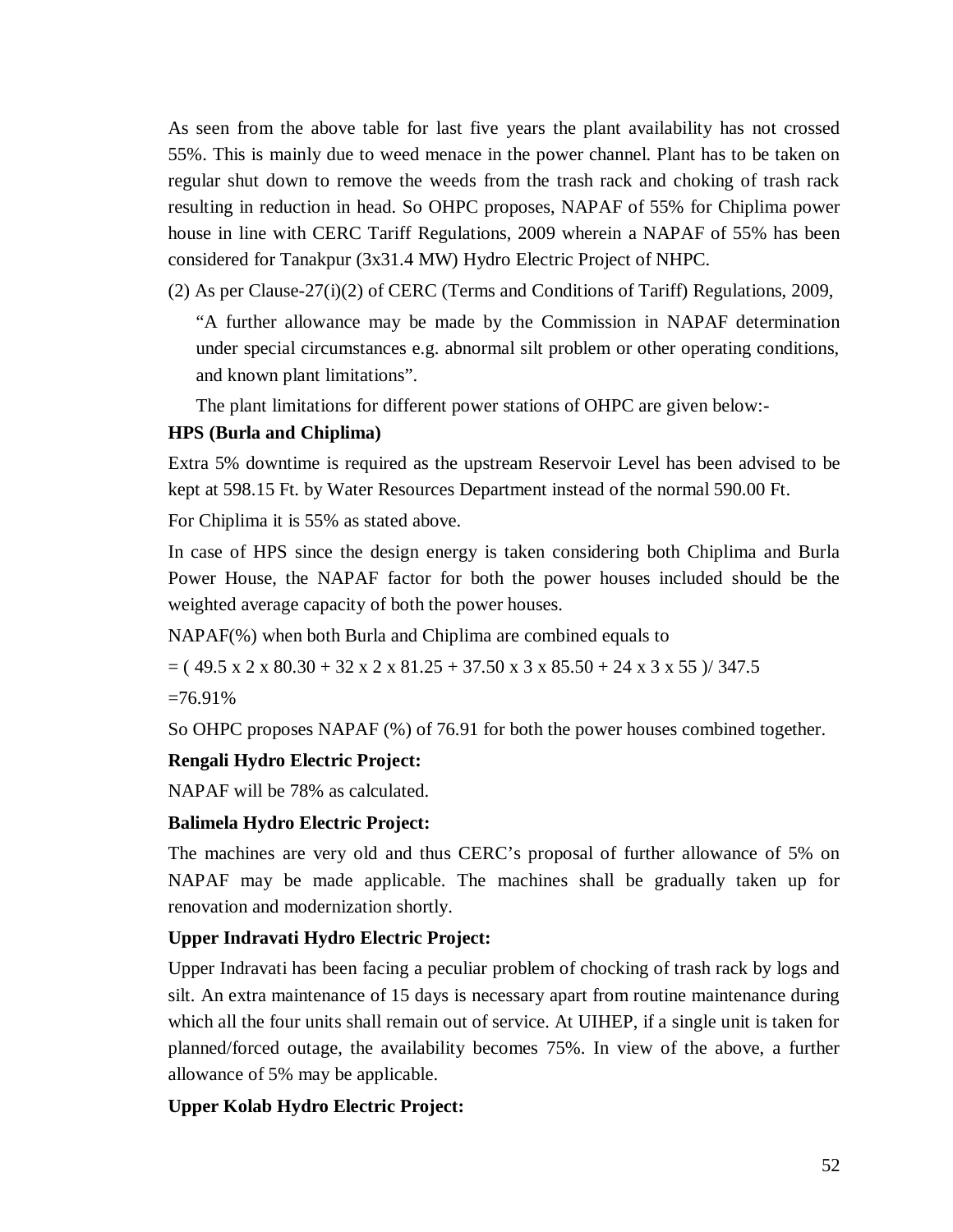As seen from the above table for last five years the plant availability has not crossed 55%. This is mainly due to weed menace in the power channel. Plant has to be taken on regular shut down to remove the weeds from the trash rack and choking of trash rack resulting in reduction in head. So OHPC proposes, NAPAF of 55% for Chiplima power house in line with CERC Tariff Regulations, 2009 wherein a NAPAF of 55% has been considered for Tanakpur (3x31.4 MW) Hydro Electric Project of NHPC.

(2) As per Clause-27(i)(2) of CERC (Terms and Conditions of Tariff) Regulations, 2009,

> "A further allowance may be made by the Commission in NAPAF determination under special circumstances e.g. abnormal silt problem or other operating conditions, and known plant limitations".

The plant limitations for different power stations of OHPC are given below:-

**HPS (Burla and Chiplima)**

Extra 5% downtime is required as the upstream Reservoir Level has been advised to be kept at 598.15 Ft. by Water Resources Department instead of the normal 590.00 Ft.

For Chiplima it is 55% as stated above.

In case of HPS since the design energy is taken considering both Chiplima and Burla Power House, the NAPAF factor for both the power houses included should be the weighted average capacity of both the power houses.

NAPAF(%) when both Burla and Chiplima are combined equals to

$= ( 49.5 \times 2 \times 80.30 + 32 \times 2 \times 81.25 + 37.50 \times 3 \times 85.50 + 24 \times 3 \times 55 ) / 347.5$

$= 76.91\%$

So OHPC proposes NAPAF (%) of 76.91 for both the power houses combined together.

**Rengali Hydro Electric Project:**

NAPAF will be 78% as calculated.

**Balimela Hydro Electric Project:**

The machines are very old and thus CERC's proposal of further allowance of 5% on NAPAF may be made applicable. The machines shall be gradually taken up for renovation and modernization shortly.

**Upper Indravati Hydro Electric Project:**

Upper Indravati has been facing a peculiar problem of chocking of trash rack by logs and silt. An extra maintenance of 15 days is necessary apart from routine maintenance during which all the four units shall remain out of service. At UIHEP, if a single unit is taken for planned/forced outage, the availability becomes 75%. In view of the above, a further allowance of 5% may be applicable.

**Upper Kolab Hydro Electric Project:**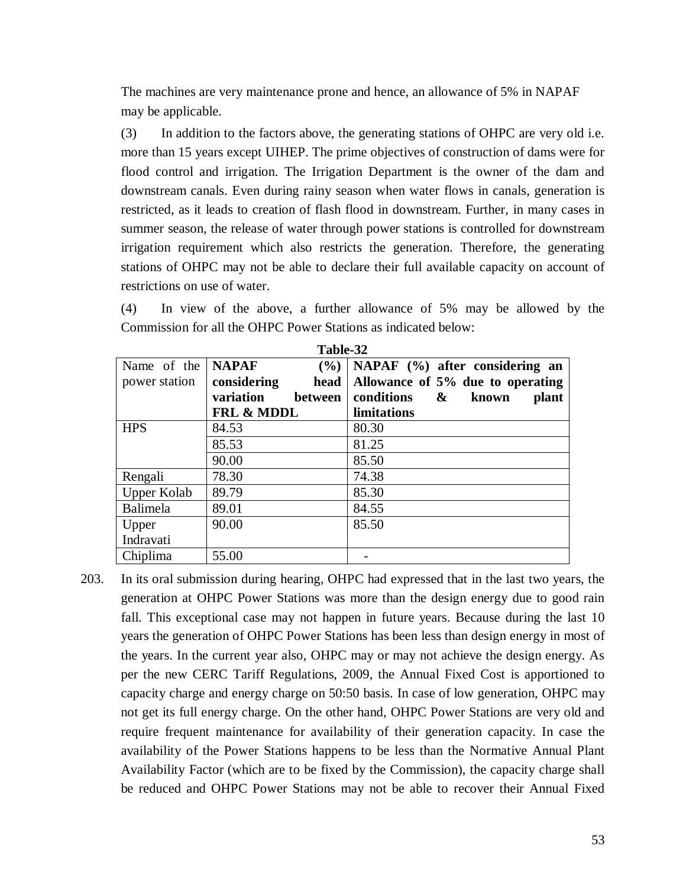The machines are very maintenance prone and hence, an allowance of 5% in NAPAF may be applicable.

(3) In addition to the factors above, the generating stations of OHPC are very old i.e. more than 15 years except UIHEP. The prime objectives of construction of dams were for flood control and irrigation. The Irrigation Department is the owner of the dam and downstream canals. Even during rainy season when water flows in canals, generation is restricted, as it leads to creation of flash flood in downstream. Further, in many cases in summer season, the release of water through power stations is controlled for downstream irrigation requirement which also restricts the generation. Therefore, the generating stations of OHPC may not be able to declare their full available capacity on account of restrictions on use of water.

(4) In view of the above, a further allowance of 5% may be allowed by the Commission for all the OHPC Power Stations as indicated below:

**Table-32**

| Name of the power station | **NAPAF (%) considering head variation between FRL & MDDL** | **NAPAF (%) after considering an Allowance of 5% due to operating conditions & known plant limitations** |
|---|---|---|
| HPS | 84.53 | 80.30 |
| | 85.53 | 81.25 |
| | 90.00 | 85.50 |
| Rengali | 78.30 | 74.38 |
| Upper Kolab | 89.79 | 85.30 |
| Balimela | 89.01 | 84.55 |
| Upper Indravati | 90.00 | 85.50 |
| Chiplima | 55.00 | - |

203. In its oral submission during hearing, OHPC had expressed that in the last two years, the generation at OHPC Power Stations was more than the design energy due to good rain fall. This exceptional case may not happen in future years. Because during the last 10 years the generation of OHPC Power Stations has been less than design energy in most of the years. In the current year also, OHPC may or may not achieve the design energy. As per the new CERC Tariff Regulations, 2009, the Annual Fixed Cost is apportioned to capacity charge and energy charge on 50:50 basis. In case of low generation, OHPC may not get its full energy charge. On the other hand, OHPC Power Stations are very old and require frequent maintenance for availability of their generation capacity. In case the availability of the Power Stations happens to be less than the Normative Annual Plant Availability Factor (which are to be fixed by the Commission), the capacity charge shall be reduced and OHPC Power Stations may not be able to recover their Annual Fixed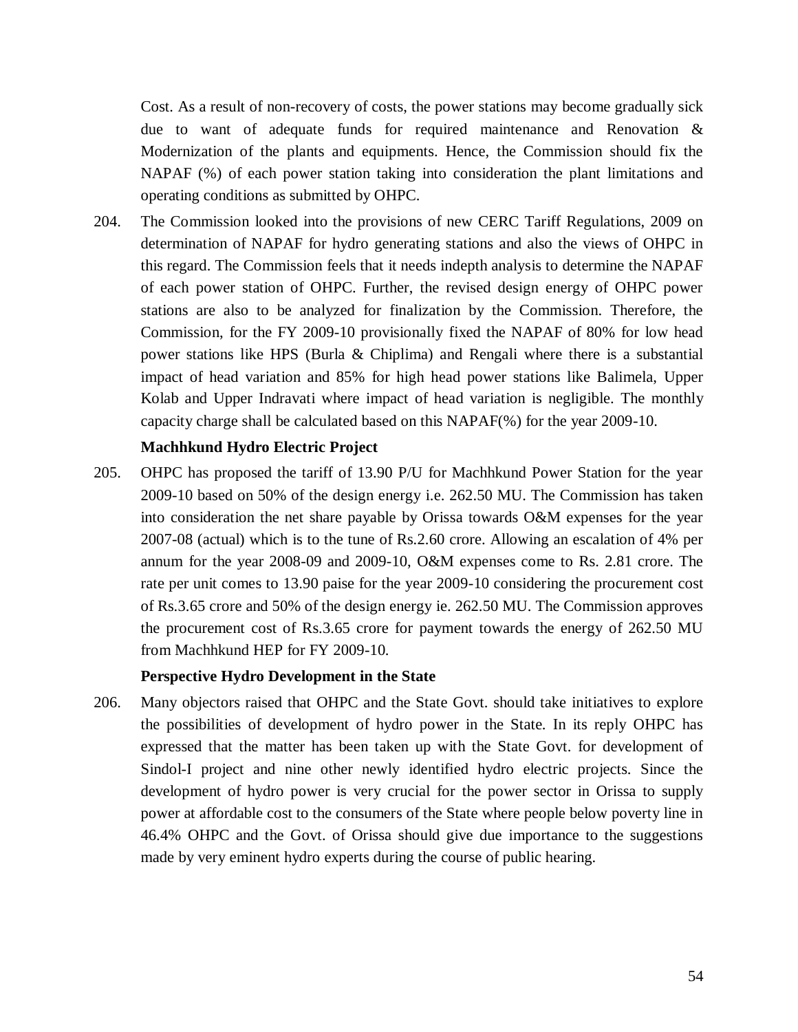Cost. As a result of non-recovery of costs, the power stations may become gradually sick due to want of adequate funds for required maintenance and Renovation & Modernization of the plants and equipments. Hence, the Commission should fix the NAPAF (%) of each power station taking into consideration the plant limitations and operating conditions as submitted by OHPC.

204. The Commission looked into the provisions of new CERC Tariff Regulations, 2009 on determination of NAPAF for hydro generating stations and also the views of OHPC in this regard. The Commission feels that it needs indepth analysis to determine the NAPAF of each power station of OHPC. Further, the revised design energy of OHPC power stations are also to be analyzed for finalization by the Commission. Therefore, the Commission, for the FY 2009-10 provisionally fixed the NAPAF of 80% for low head power stations like HPS (Burla & Chiplima) and Rengali where there is a substantial impact of head variation and 85% for high head power stations like Balimela, Upper Kolab and Upper Indravati where impact of head variation is negligible. The monthly capacity charge shall be calculated based on this NAPAF(%) for the year 2009-10.

**Machhkund Hydro Electric Project**

205. OHPC has proposed the tariff of 13.90 P/U for Machhkund Power Station for the year 2009-10 based on 50% of the design energy i.e. 262.50 MU. The Commission has taken into consideration the net share payable by Orissa towards O&M expenses for the year 2007-08 (actual) which is to the tune of Rs.2.60 crore. Allowing an escalation of 4% per annum for the year 2008-09 and 2009-10, O&M expenses come to Rs. 2.81 crore. The rate per unit comes to 13.90 paise for the year 2009-10 considering the procurement cost of Rs.3.65 crore and 50% of the design energy ie. 262.50 MU. The Commission approves the procurement cost of Rs.3.65 crore for payment towards the energy of 262.50 MU from Machhkund HEP for FY 2009-10.

**Perspective Hydro Development in the State**

206. Many objectors raised that OHPC and the State Govt. should take initiatives to explore the possibilities of development of hydro power in the State. In its reply OHPC has expressed that the matter has been taken up with the State Govt. for development of Sindol-I project and nine other newly identified hydro electric projects. Since the development of hydro power is very crucial for the power sector in Orissa to supply power at affordable cost to the consumers of the State where people below poverty line in 46.4% OHPC and the Govt. of Orissa should give due importance to the suggestions made by very eminent hydro experts during the course of public hearing.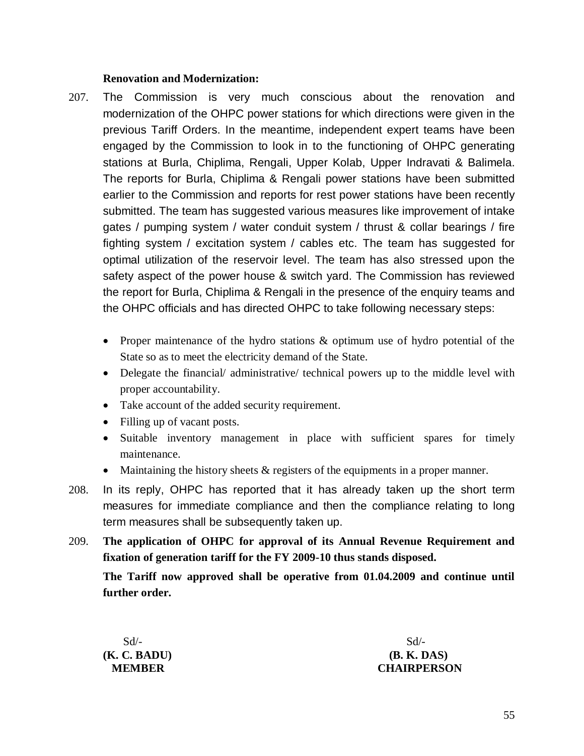**Renovation and Modernization:**

207. The Commission is very much conscious about the renovation and modernization of the OHPC power stations for which directions were given in the previous Tariff Orders. In the meantime, independent expert teams have been engaged by the Commission to look in to the functioning of OHPC generating stations at Burla, Chiplima, Rengali, Upper Kolab, Upper Indravati & Balimela. The reports for Burla, Chiplima & Rengali power stations have been submitted earlier to the Commission and reports for rest power stations have been recently submitted. The team has suggested various measures like improvement of intake gates / pumping system / water conduit system / thrust & collar bearings / fire fighting system / excitation system / cables etc. The team has suggested for optimal utilization of the reservoir level. The team has also stressed upon the safety aspect of the power house & switch yard. The Commission has reviewed the report for Burla, Chiplima & Rengali in the presence of the enquiry teams and the OHPC officials and has directed OHPC to take following necessary steps:

- Proper maintenance of the hydro stations & optimum use of hydro potential of the State so as to meet the electricity demand of the State.
- Delegate the financial/ administrative/ technical powers up to the middle level with proper accountability.
- Take account of the added security requirement.
- Filling up of vacant posts.
- Suitable inventory management in place with sufficient spares for timely maintenance.
- Maintaining the history sheets & registers of the equipments in a proper manner.

208. In its reply, OHPC has reported that it has already taken up the short term measures for immediate compliance and then the compliance relating to long term measures shall be subsequently taken up.

209. **The application of OHPC for approval of its Annual Revenue Requirement and fixation of generation tariff for the FY 2009-10 thus stands disposed.**

**The Tariff now approved shall be operative from 01.04.2009 and continue until further order.**

Sd/-
**(K. C. BADU)**
**MEMBER**

Sd/-
**(B. K. DAS)**
**CHAIRPERSON**